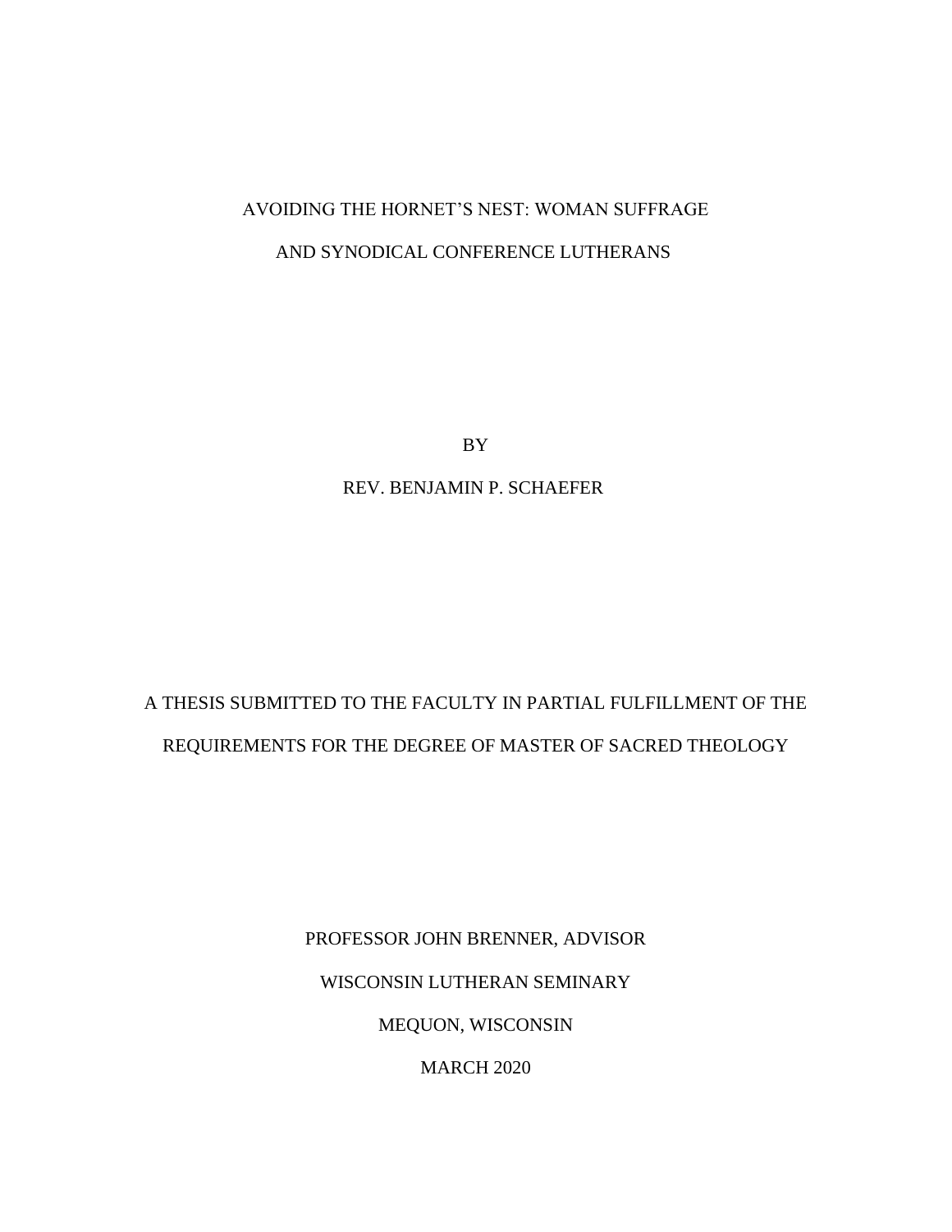# AVOIDING THE HORNET'S NEST: WOMAN SUFFRAGE AND SYNODICAL CONFERENCE LUTHERANS

BY

REV. BENJAMIN P. SCHAEFER

A THESIS SUBMITTED TO THE FACULTY IN PARTIAL FULFILLMENT OF THE REQUIREMENTS FOR THE DEGREE OF MASTER OF SACRED THEOLOGY

PROFESSOR JOHN BRENNER, ADVISOR

WISCONSIN LUTHERAN SEMINARY

MEQUON, WISCONSIN

MARCH 2020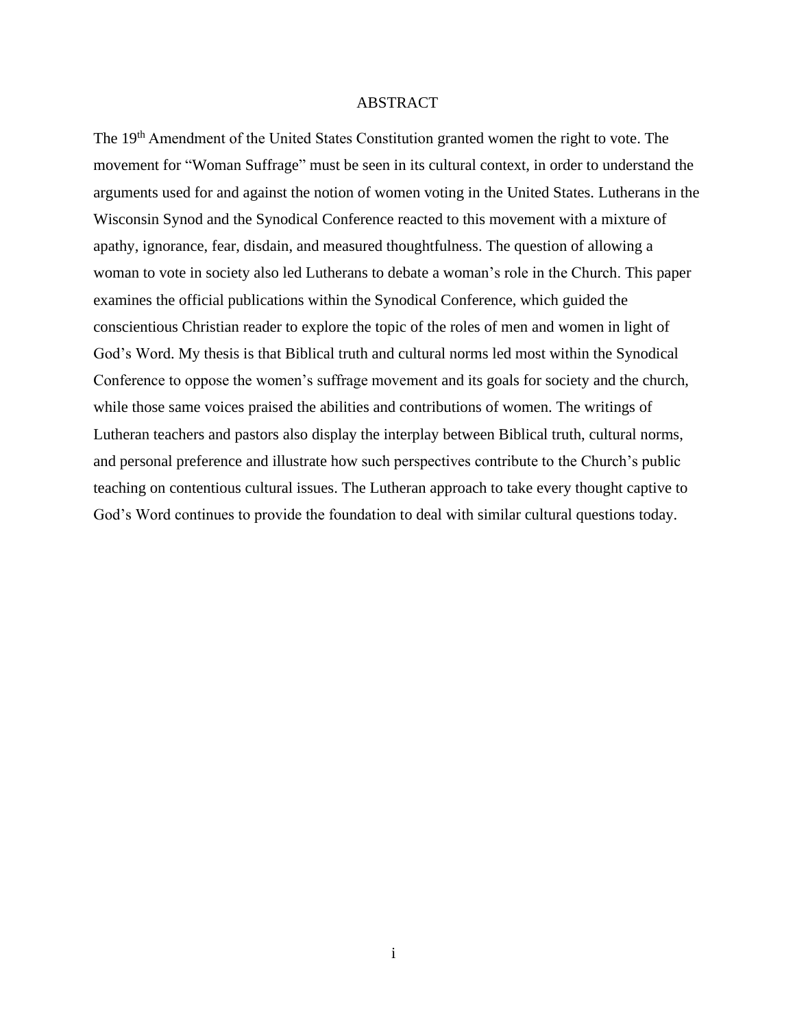# ABSTRACT

The 19th Amendment of the United States Constitution granted women the right to vote. The movement for "Woman Suffrage" must be seen in its cultural context, in order to understand the arguments used for and against the notion of women voting in the United States. Lutherans in the Wisconsin Synod and the Synodical Conference reacted to this movement with a mixture of apathy, ignorance, fear, disdain, and measured thoughtfulness. The question of allowing a woman to vote in society also led Lutherans to debate a woman's role in the Church. This paper examines the official publications within the Synodical Conference, which guided the conscientious Christian reader to explore the topic of the roles of men and women in light of God's Word. My thesis is that Biblical truth and cultural norms led most within the Synodical Conference to oppose the women's suffrage movement and its goals for society and the church, while those same voices praised the abilities and contributions of women. The writings of Lutheran teachers and pastors also display the interplay between Biblical truth, cultural norms, and personal preference and illustrate how such perspectives contribute to the Church's public teaching on contentious cultural issues. The Lutheran approach to take every thought captive to God's Word continues to provide the foundation to deal with similar cultural questions today.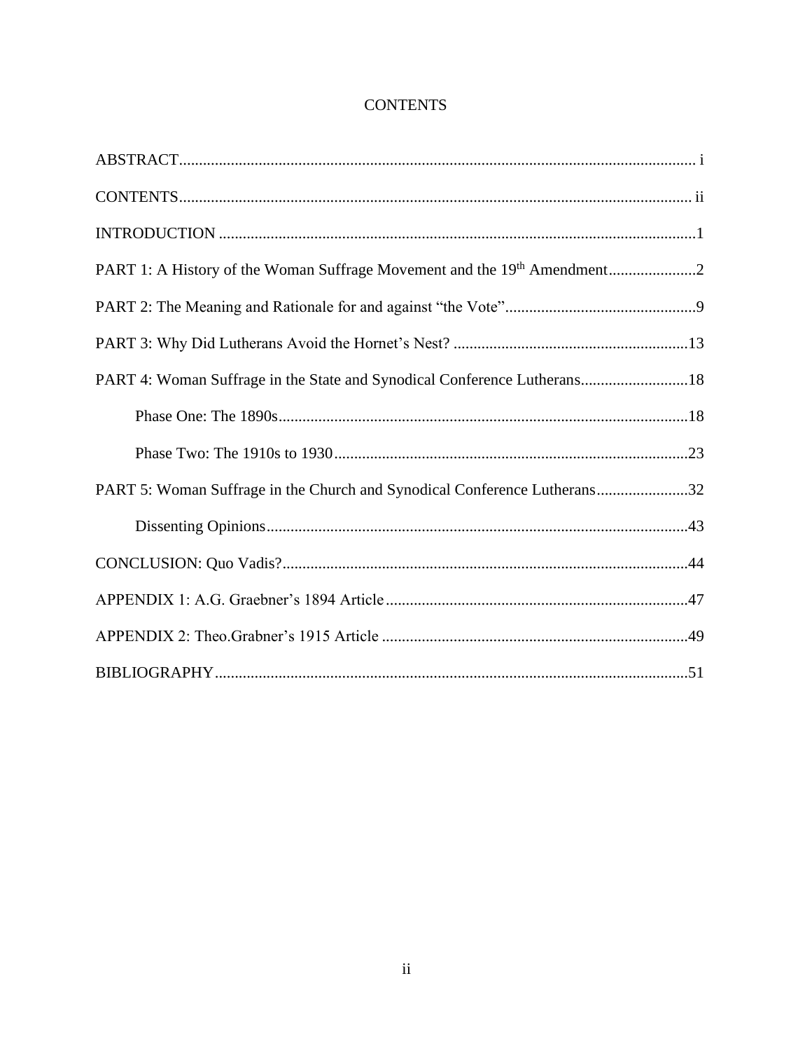# CONTENTS

ABSTRACT ..... i

CONTENTS ..... ii

INTRODUCTION ..... 1

PART 1: A History of the Woman Suffrage Movement and the 19th Amendment ..... 2

PART 2: The Meaning and Rationale for and against "the Vote" ..... 9

PART 3: Why Did Lutherans Avoid the Hornet's Nest? ..... 13

PART 4: Woman Suffrage in the State and Synodical Conference Lutherans ..... 18

- Phase One: The 1890s ..... 18
- Phase Two: The 1910s to 1930 ..... 23

PART 5: Woman Suffrage in the Church and Synodical Conference Lutherans ..... 32

- Dissenting Opinions ..... 43

CONCLUSION: Quo Vadis? ..... 44

APPENDIX 1: A.G. Graebner's 1894 Article ..... 47

APPENDIX 2: Theo.Grabner's 1915 Article ..... 49

BIBLIOGRAPHY ..... 51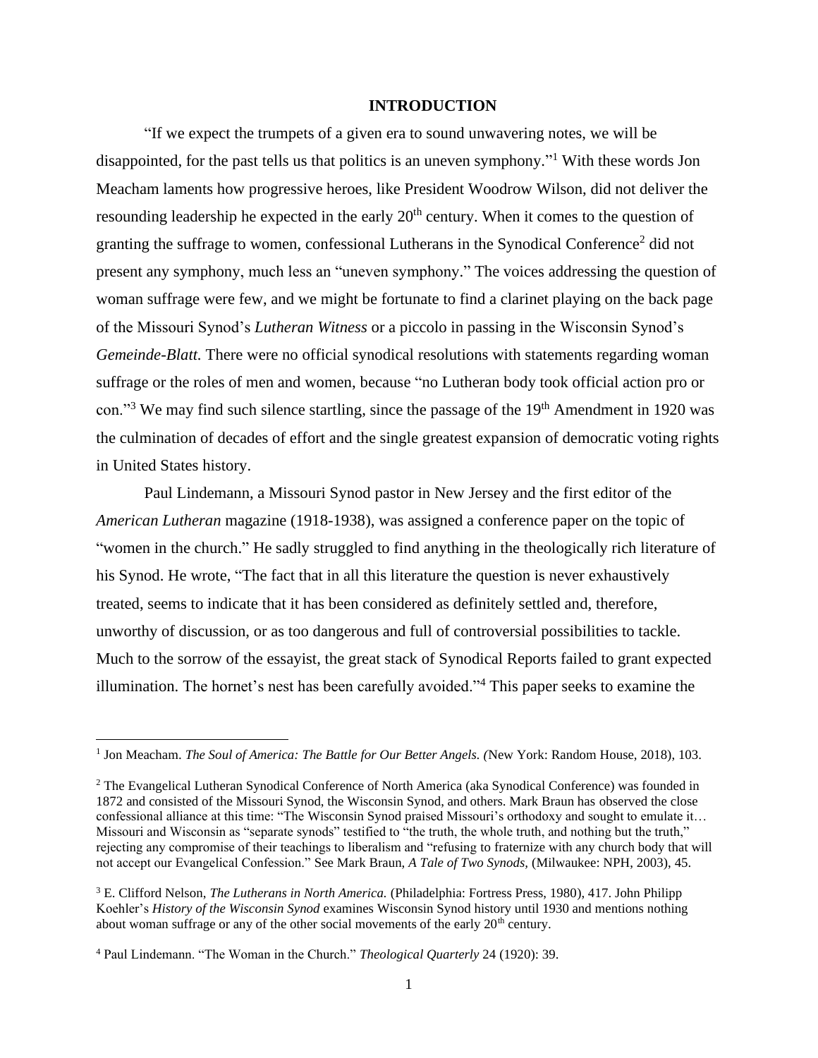# INTRODUCTION

"If we expect the trumpets of a given era to sound unwavering notes, we will be disappointed, for the past tells us that politics is an uneven symphony."[1] With these words Jon Meacham laments how progressive heroes, like President Woodrow Wilson, did not deliver the resounding leadership he expected in the early 20th century. When it comes to the question of granting the suffrage to women, confessional Lutherans in the Synodical Conference[2] did not present any symphony, much less an "uneven symphony." The voices addressing the question of woman suffrage were few, and we might be fortunate to find a clarinet playing on the back page of the Missouri Synod's *Lutheran Witness* or a piccolo in passing in the Wisconsin Synod's *Gemeinde-Blatt.* There were no official synodical resolutions with statements regarding woman suffrage or the roles of men and women, because "no Lutheran body took official action pro or con."[3] We may find such silence startling, since the passage of the 19th Amendment in 1920 was the culmination of decades of effort and the single greatest expansion of democratic voting rights in United States history.

Paul Lindemann, a Missouri Synod pastor in New Jersey and the first editor of the *American Lutheran* magazine (1918-1938), was assigned a conference paper on the topic of "women in the church." He sadly struggled to find anything in the theologically rich literature of his Synod. He wrote, "The fact that in all this literature the question is never exhaustively treated, seems to indicate that it has been considered as definitely settled and, therefore, unworthy of discussion, or as too dangerous and full of controversial possibilities to tackle. Much to the sorrow of the essayist, the great stack of Synodical Reports failed to grant expected illumination. The hornet's nest has been carefully avoided."[4] This paper seeks to examine the

---

[1] Jon Meacham. *The Soul of America: The Battle for Our Better Angels. (*New York: Random House, 2018), 103.

[2] The Evangelical Lutheran Synodical Conference of North America (aka Synodical Conference) was founded in 1872 and consisted of the Missouri Synod, the Wisconsin Synod, and others. Mark Braun has observed the close confessional alliance at this time: "The Wisconsin Synod praised Missouri's orthodoxy and sought to emulate it… Missouri and Wisconsin as "separate synods" testified to "the truth, the whole truth, and nothing but the truth," rejecting any compromise of their teachings to liberalism and "refusing to fraternize with any church body that will not accept our Evangelical Confession." See Mark Braun, *A Tale of Two Synods,* (Milwaukee: NPH, 2003), 45.

[3] E. Clifford Nelson, *The Lutherans in North America.* (Philadelphia: Fortress Press, 1980), 417. John Philipp Koehler's *History of the Wisconsin Synod* examines Wisconsin Synod history until 1930 and mentions nothing about woman suffrage or any of the other social movements of the early 20th century.

[4] Paul Lindemann. "The Woman in the Church." *Theological Quarterly* 24 (1920): 39.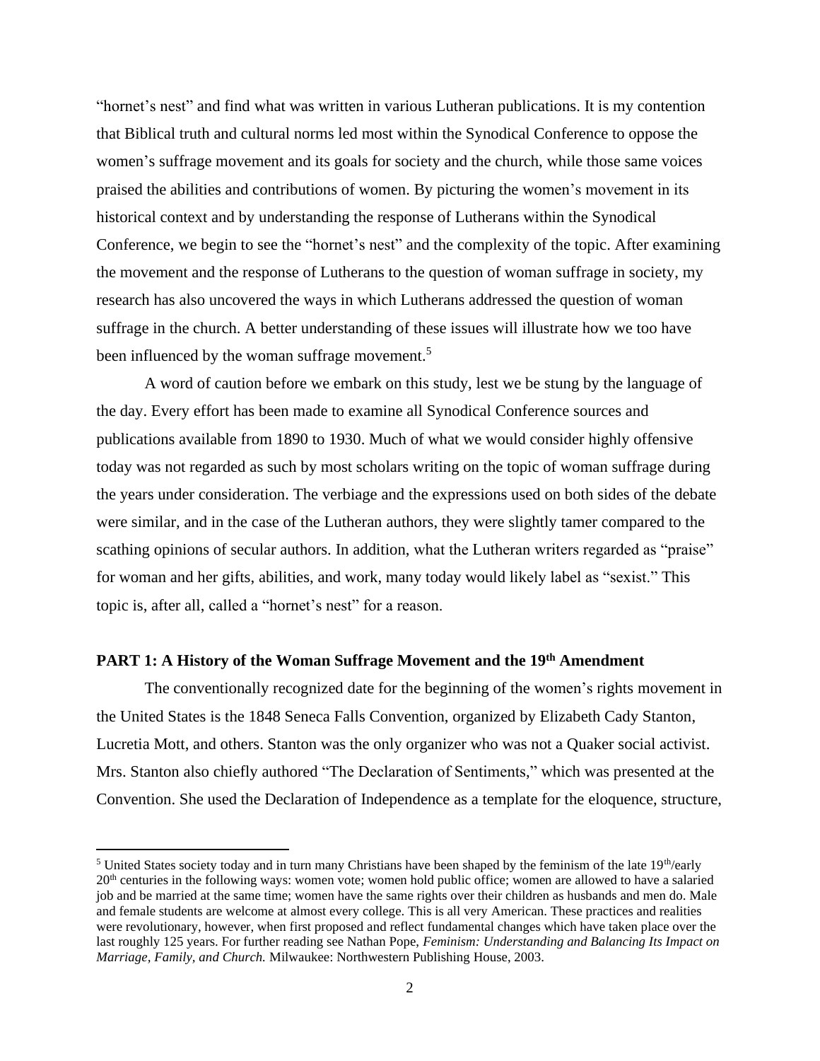"hornet's nest" and find what was written in various Lutheran publications. It is my contention that Biblical truth and cultural norms led most within the Synodical Conference to oppose the women's suffrage movement and its goals for society and the church, while those same voices praised the abilities and contributions of women. By picturing the women's movement in its historical context and by understanding the response of Lutherans within the Synodical Conference, we begin to see the "hornet's nest" and the complexity of the topic. After examining the movement and the response of Lutherans to the question of woman suffrage in society, my research has also uncovered the ways in which Lutherans addressed the question of woman suffrage in the church. A better understanding of these issues will illustrate how we too have been influenced by the woman suffrage movement.[5]

A word of caution before we embark on this study, lest we be stung by the language of the day. Every effort has been made to examine all Synodical Conference sources and publications available from 1890 to 1930. Much of what we would consider highly offensive today was not regarded as such by most scholars writing on the topic of woman suffrage during the years under consideration. The verbiage and the expressions used on both sides of the debate were similar, and in the case of the Lutheran authors, they were slightly tamer compared to the scathing opinions of secular authors. In addition, what the Lutheran writers regarded as "praise" for woman and her gifts, abilities, and work, many today would likely label as "sexist." This topic is, after all, called a "hornet's nest" for a reason.

## PART 1: A History of the Woman Suffrage Movement and the 19th Amendment

The conventionally recognized date for the beginning of the women's rights movement in the United States is the 1848 Seneca Falls Convention, organized by Elizabeth Cady Stanton, Lucretia Mott, and others. Stanton was the only organizer who was not a Quaker social activist. Mrs. Stanton also chiefly authored "The Declaration of Sentiments," which was presented at the Convention. She used the Declaration of Independence as a template for the eloquence, structure,

---

[5] United States society today and in turn many Christians have been shaped by the feminism of the late 19th/early 20th centuries in the following ways: women vote; women hold public office; women are allowed to have a salaried job and be married at the same time; women have the same rights over their children as husbands and men do. Male and female students are welcome at almost every college. This is all very American. These practices and realities were revolutionary, however, when first proposed and reflect fundamental changes which have taken place over the last roughly 125 years. For further reading see Nathan Pope, *Feminism: Understanding and Balancing Its Impact on Marriage, Family, and Church.* Milwaukee: Northwestern Publishing House, 2003.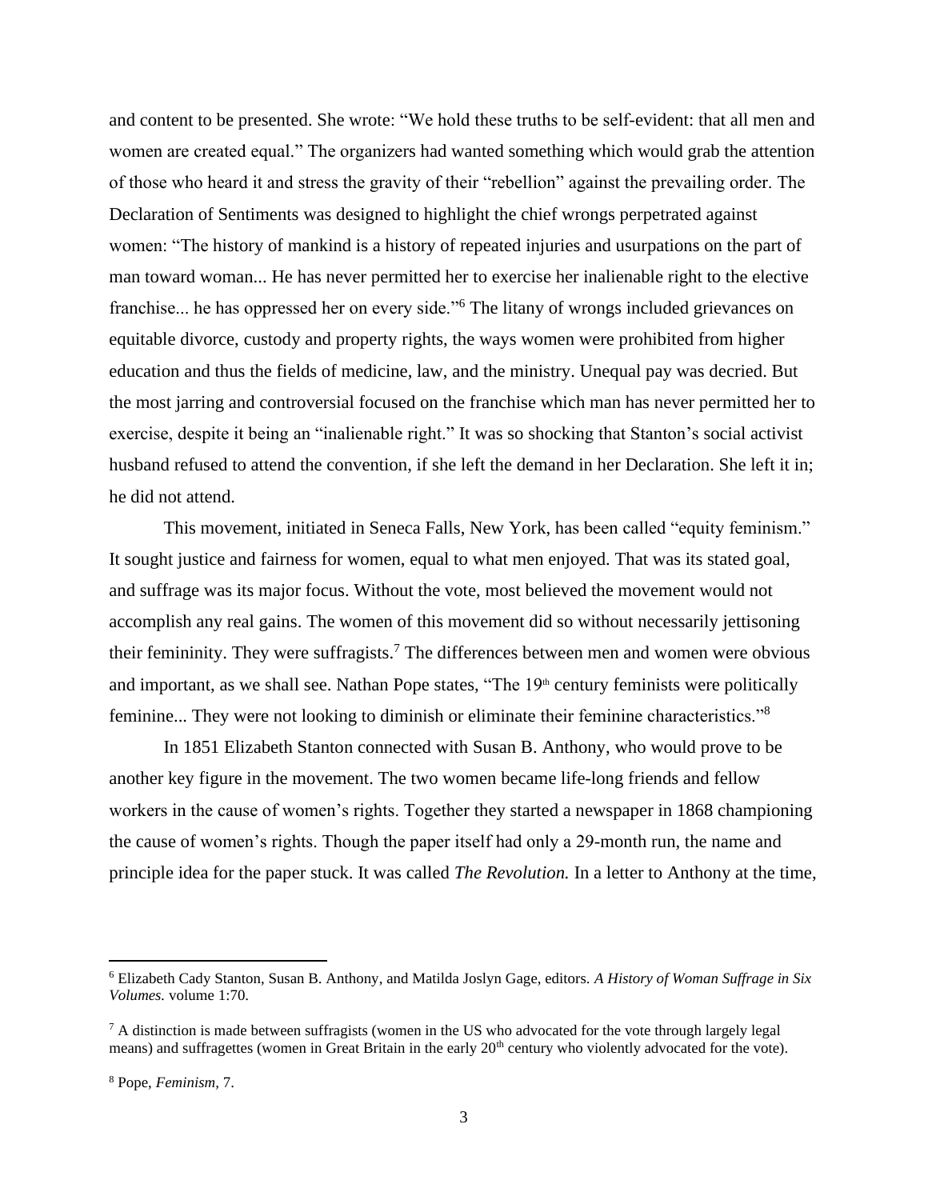and content to be presented. She wrote: "We hold these truths to be self-evident: that all men and women are created equal." The organizers had wanted something which would grab the attention of those who heard it and stress the gravity of their "rebellion" against the prevailing order. The Declaration of Sentiments was designed to highlight the chief wrongs perpetrated against women: "The history of mankind is a history of repeated injuries and usurpations on the part of man toward woman... He has never permitted her to exercise her inalienable right to the elective franchise... he has oppressed her on every side."[6] The litany of wrongs included grievances on equitable divorce, custody and property rights, the ways women were prohibited from higher education and thus the fields of medicine, law, and the ministry. Unequal pay was decried. But the most jarring and controversial focused on the franchise which man has never permitted her to exercise, despite it being an "inalienable right." It was so shocking that Stanton's social activist husband refused to attend the convention, if she left the demand in her Declaration. She left it in; he did not attend.

This movement, initiated in Seneca Falls, New York, has been called "equity feminism." It sought justice and fairness for women, equal to what men enjoyed. That was its stated goal, and suffrage was its major focus. Without the vote, most believed the movement would not accomplish any real gains. The women of this movement did so without necessarily jettisoning their femininity. They were suffragists.[7] The differences between men and women were obvious and important, as we shall see. Nathan Pope states, "The 19th century feminists were politically feminine... They were not looking to diminish or eliminate their feminine characteristics."[8]

In 1851 Elizabeth Stanton connected with Susan B. Anthony, who would prove to be another key figure in the movement. The two women became life-long friends and fellow workers in the cause of women's rights. Together they started a newspaper in 1868 championing the cause of women's rights. Though the paper itself had only a 29-month run, the name and principle idea for the paper stuck. It was called *The Revolution.* In a letter to Anthony at the time,

---

[6] Elizabeth Cady Stanton, Susan B. Anthony, and Matilda Joslyn Gage, editors. *A History of Woman Suffrage in Six Volumes.* volume 1:70.

[7] A distinction is made between suffragists (women in the US who advocated for the vote through largely legal means) and suffragettes (women in Great Britain in the early 20th century who violently advocated for the vote).

[8] Pope, *Feminism,* 7.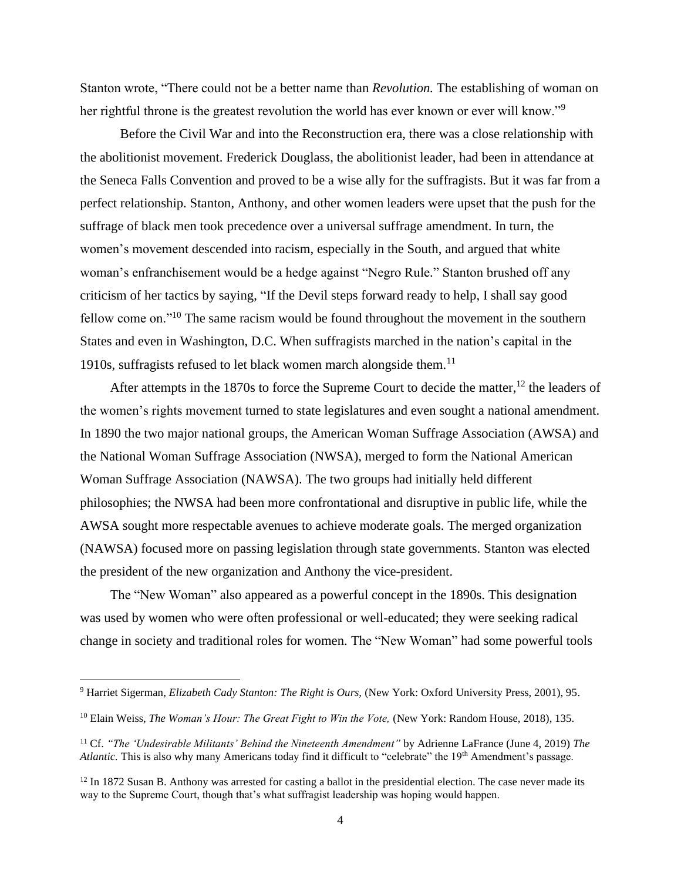Stanton wrote, "There could not be a better name than *Revolution.* The establishing of woman on her rightful throne is the greatest revolution the world has ever known or ever will know."[9]

Before the Civil War and into the Reconstruction era, there was a close relationship with the abolitionist movement. Frederick Douglass, the abolitionist leader, had been in attendance at the Seneca Falls Convention and proved to be a wise ally for the suffragists. But it was far from a perfect relationship. Stanton, Anthony, and other women leaders were upset that the push for the suffrage of black men took precedence over a universal suffrage amendment. In turn, the women's movement descended into racism, especially in the South, and argued that white woman's enfranchisement would be a hedge against "Negro Rule." Stanton brushed off any criticism of her tactics by saying, "If the Devil steps forward ready to help, I shall say good fellow come on."[10] The same racism would be found throughout the movement in the southern States and even in Washington, D.C. When suffragists marched in the nation's capital in the 1910s, suffragists refused to let black women march alongside them.[11]

After attempts in the 1870s to force the Supreme Court to decide the matter,[12] the leaders of the women's rights movement turned to state legislatures and even sought a national amendment. In 1890 the two major national groups, the American Woman Suffrage Association (AWSA) and the National Woman Suffrage Association (NWSA), merged to form the National American Woman Suffrage Association (NAWSA). The two groups had initially held different philosophies; the NWSA had been more confrontational and disruptive in public life, while the AWSA sought more respectable avenues to achieve moderate goals. The merged organization (NAWSA) focused more on passing legislation through state governments. Stanton was elected the president of the new organization and Anthony the vice-president.

The "New Woman" also appeared as a powerful concept in the 1890s. This designation was used by women who were often professional or well-educated; they were seeking radical change in society and traditional roles for women. The "New Woman" had some powerful tools

---

[9] Harriet Sigerman, *Elizabeth Cady Stanton: The Right is Ours,* (New York: Oxford University Press, 2001), 95.

[10] Elain Weiss, *The Woman's Hour: The Great Fight to Win the Vote,* (New York: Random House, 2018), 135.

[11] Cf. *"The 'Undesirable Militants' Behind the Nineteenth Amendment"* by Adrienne LaFrance (June 4, 2019) *The Atlantic.* This is also why many Americans today find it difficult to "celebrate" the 19th Amendment's passage.

[12] In 1872 Susan B. Anthony was arrested for casting a ballot in the presidential election. The case never made its way to the Supreme Court, though that's what suffragist leadership was hoping would happen.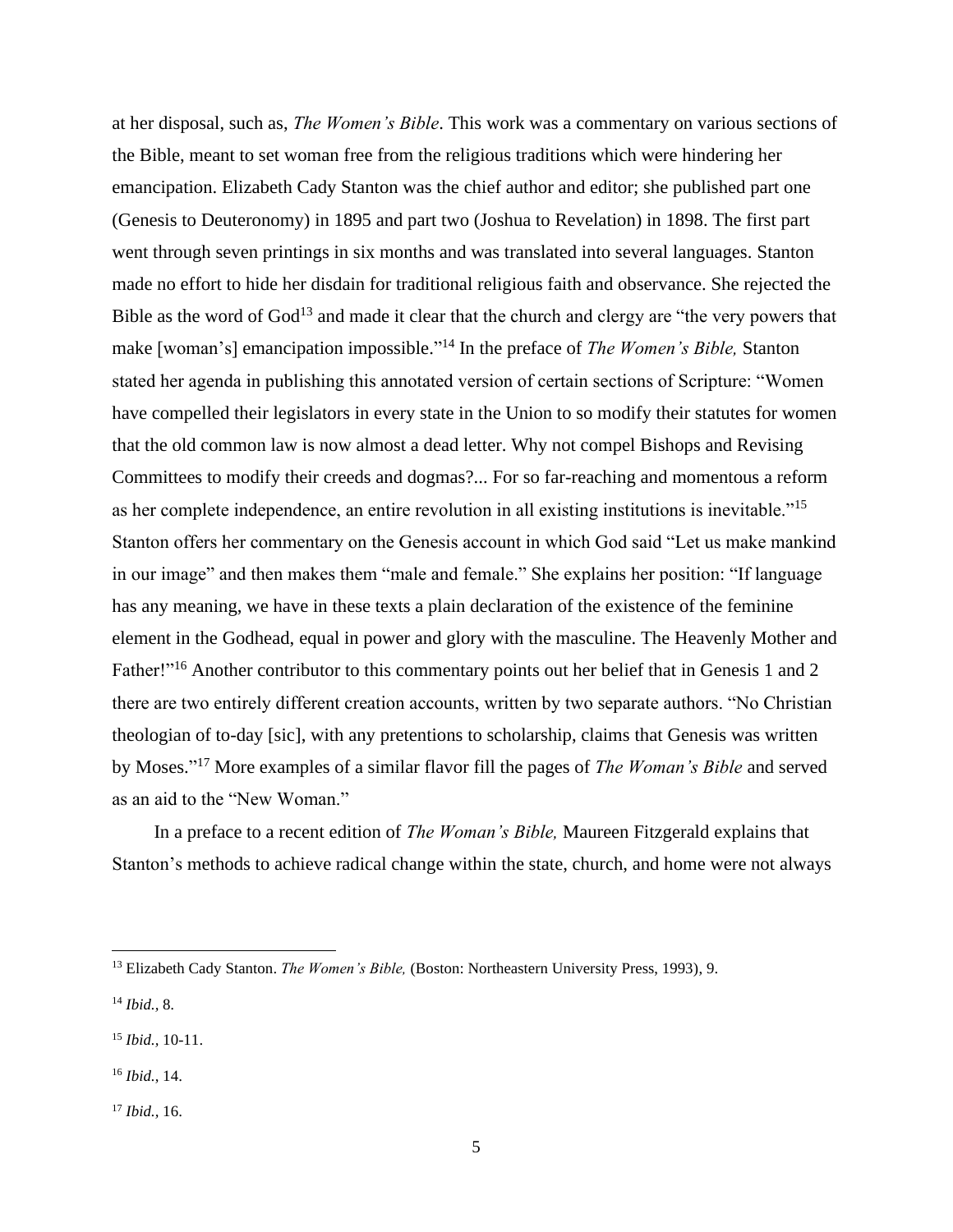at her disposal, such as, *The Women's Bible*. This work was a commentary on various sections of the Bible, meant to set woman free from the religious traditions which were hindering her emancipation. Elizabeth Cady Stanton was the chief author and editor; she published part one (Genesis to Deuteronomy) in 1895 and part two (Joshua to Revelation) in 1898. The first part went through seven printings in six months and was translated into several languages. Stanton made no effort to hide her disdain for traditional religious faith and observance. She rejected the Bible as the word of God[13] and made it clear that the church and clergy are "the very powers that make [woman's] emancipation impossible."[14] In the preface of *The Women's Bible,* Stanton stated her agenda in publishing this annotated version of certain sections of Scripture: "Women have compelled their legislators in every state in the Union to so modify their statutes for women that the old common law is now almost a dead letter. Why not compel Bishops and Revising Committees to modify their creeds and dogmas?... For so far-reaching and momentous a reform as her complete independence, an entire revolution in all existing institutions is inevitable."[15] Stanton offers her commentary on the Genesis account in which God said "Let us make mankind in our image" and then makes them "male and female." She explains her position: "If language has any meaning, we have in these texts a plain declaration of the existence of the feminine element in the Godhead, equal in power and glory with the masculine. The Heavenly Mother and Father!"[16] Another contributor to this commentary points out her belief that in Genesis 1 and 2 there are two entirely different creation accounts, written by two separate authors. "No Christian theologian of to-day [sic], with any pretentions to scholarship, claims that Genesis was written by Moses."[17] More examples of a similar flavor fill the pages of *The Woman's Bible* and served as an aid to the "New Woman."

In a preface to a recent edition of *The Woman's Bible,* Maureen Fitzgerald explains that Stanton's methods to achieve radical change within the state, church, and home were not always

---

[13] Elizabeth Cady Stanton. *The Women's Bible,* (Boston: Northeastern University Press, 1993), 9.

[14] *Ibid.,* 8.

[15] *Ibid.,* 10-11.

[16] *Ibid.,* 14.

[17] *Ibid.,* 16.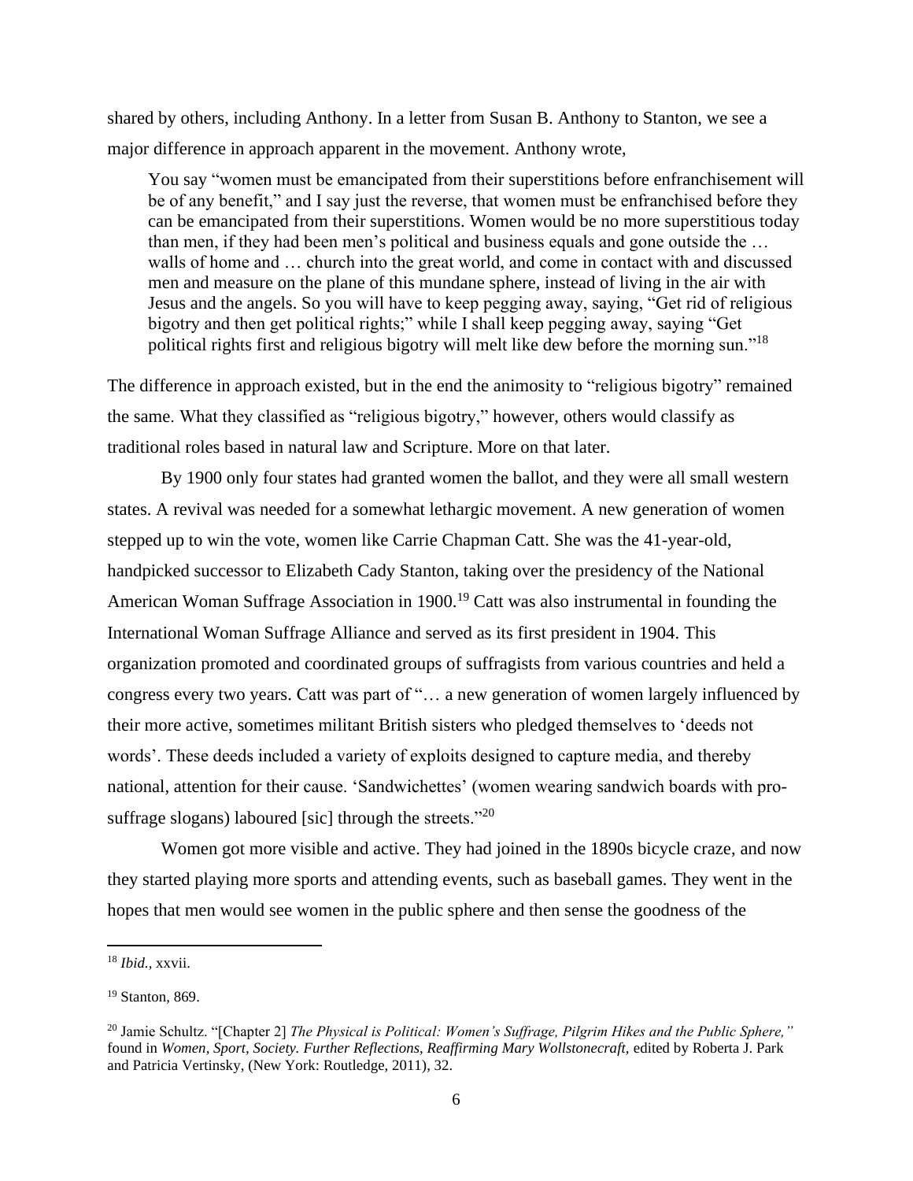shared by others, including Anthony. In a letter from Susan B. Anthony to Stanton, we see a major difference in approach apparent in the movement. Anthony wrote,

> You say "women must be emancipated from their superstitions before enfranchisement will be of any benefit," and I say just the reverse, that women must be enfranchised before they can be emancipated from their superstitions. Women would be no more superstitious today than men, if they had been men's political and business equals and gone outside the … walls of home and … church into the great world, and come in contact with and discussed men and measure on the plane of this mundane sphere, instead of living in the air with Jesus and the angels. So you will have to keep pegging away, saying, "Get rid of religious bigotry and then get political rights;" while I shall keep pegging away, saying "Get political rights first and religious bigotry will melt like dew before the morning sun."[18]

The difference in approach existed, but in the end the animosity to "religious bigotry" remained the same. What they classified as "religious bigotry," however, others would classify as traditional roles based in natural law and Scripture. More on that later.

By 1900 only four states had granted women the ballot, and they were all small western states. A revival was needed for a somewhat lethargic movement. A new generation of women stepped up to win the vote, women like Carrie Chapman Catt. She was the 41-year-old, handpicked successor to Elizabeth Cady Stanton, taking over the presidency of the National American Woman Suffrage Association in 1900.[19] Catt was also instrumental in founding the International Woman Suffrage Alliance and served as its first president in 1904. This organization promoted and coordinated groups of suffragists from various countries and held a congress every two years. Catt was part of "… a new generation of women largely influenced by their more active, sometimes militant British sisters who pledged themselves to 'deeds not words'. These deeds included a variety of exploits designed to capture media, and thereby national, attention for their cause. 'Sandwichettes' (women wearing sandwich boards with pro-suffrage slogans) laboured [sic] through the streets."[20]

Women got more visible and active. They had joined in the 1890s bicycle craze, and now they started playing more sports and attending events, such as baseball games. They went in the hopes that men would see women in the public sphere and then sense the goodness of the

---

[18] *Ibid.*, xxvii.

[19] Stanton, 869.

[20] Jamie Schultz. "[Chapter 2] *The Physical is Political: Women's Suffrage, Pilgrim Hikes and the Public Sphere,"* found in *Women, Sport, Society. Further Reflections, Reaffirming Mary Wollstonecraft,* edited by Roberta J. Park and Patricia Vertinsky, (New York: Routledge, 2011), 32.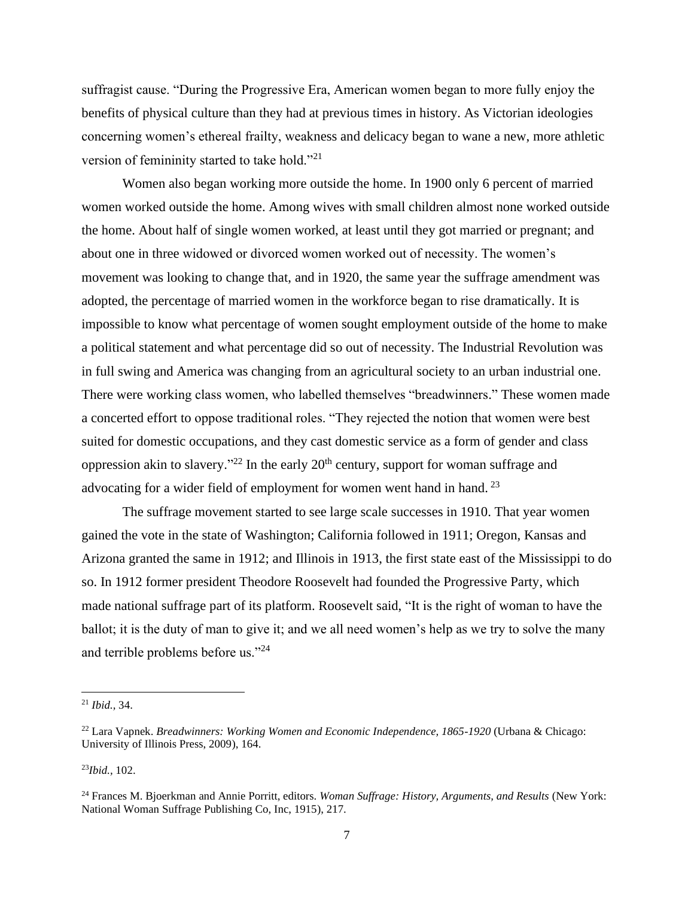suffragist cause. "During the Progressive Era, American women began to more fully enjoy the benefits of physical culture than they had at previous times in history. As Victorian ideologies concerning women's ethereal frailty, weakness and delicacy began to wane a new, more athletic version of femininity started to take hold."[21]

Women also began working more outside the home. In 1900 only 6 percent of married women worked outside the home. Among wives with small children almost none worked outside the home. About half of single women worked, at least until they got married or pregnant; and about one in three widowed or divorced women worked out of necessity. The women's movement was looking to change that, and in 1920, the same year the suffrage amendment was adopted, the percentage of married women in the workforce began to rise dramatically. It is impossible to know what percentage of women sought employment outside of the home to make a political statement and what percentage did so out of necessity. The Industrial Revolution was in full swing and America was changing from an agricultural society to an urban industrial one. There were working class women, who labelled themselves "breadwinners." These women made a concerted effort to oppose traditional roles. "They rejected the notion that women were best suited for domestic occupations, and they cast domestic service as a form of gender and class oppression akin to slavery."[22] In the early 20th century, support for woman suffrage and advocating for a wider field of employment for women went hand in hand.[23]

The suffrage movement started to see large scale successes in 1910. That year women gained the vote in the state of Washington; California followed in 1911; Oregon, Kansas and Arizona granted the same in 1912; and Illinois in 1913, the first state east of the Mississippi to do so. In 1912 former president Theodore Roosevelt had founded the Progressive Party, which made national suffrage part of its platform. Roosevelt said, "It is the right of woman to have the ballot; it is the duty of man to give it; and we all need women's help as we try to solve the many and terrible problems before us."[24]

---

[21] *Ibid.,* 34.

[22] Lara Vapnek. *Breadwinners: Working Women and Economic Independence, 1865-1920* (Urbana & Chicago: University of Illinois Press, 2009), 164.

[23] *Ibid.,* 102.

[24] Frances M. Bjoerkman and Annie Porritt, editors. *Woman Suffrage: History, Arguments, and Results* (New York: National Woman Suffrage Publishing Co, Inc, 1915), 217.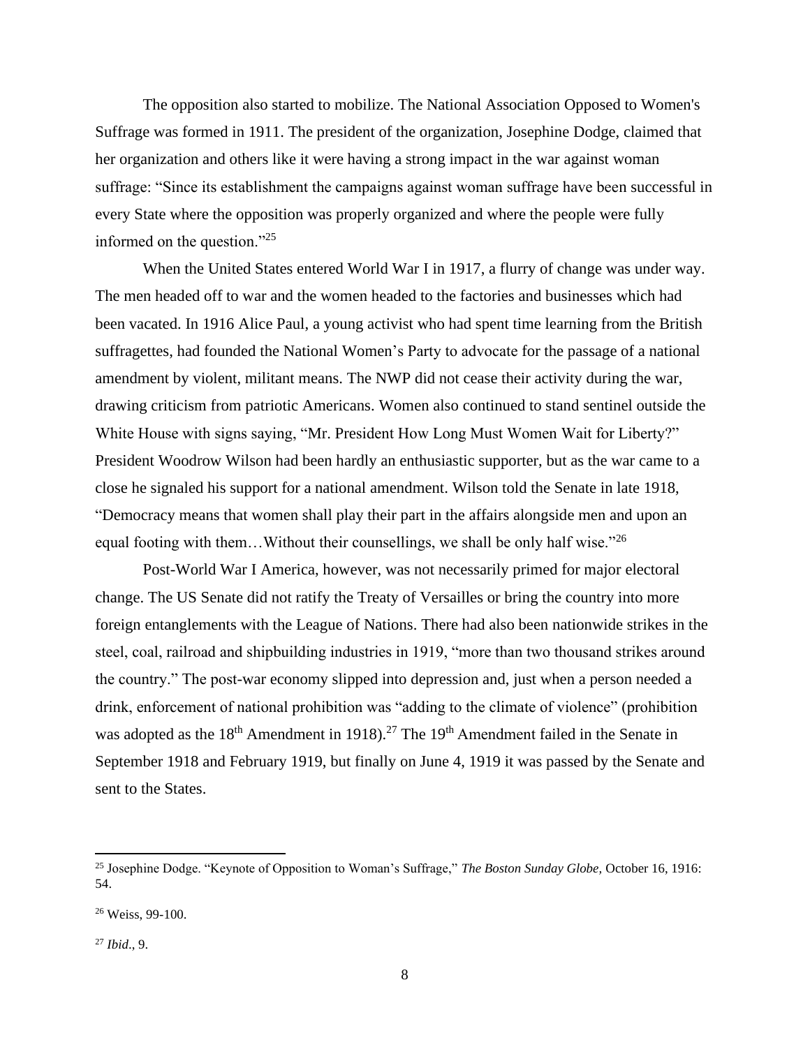The opposition also started to mobilize. The National Association Opposed to Women's Suffrage was formed in 1911. The president of the organization, Josephine Dodge, claimed that her organization and others like it were having a strong impact in the war against woman suffrage: "Since its establishment the campaigns against woman suffrage have been successful in every State where the opposition was properly organized and where the people were fully informed on the question."[25]

When the United States entered World War I in 1917, a flurry of change was under way. The men headed off to war and the women headed to the factories and businesses which had been vacated. In 1916 Alice Paul, a young activist who had spent time learning from the British suffragettes, had founded the National Women's Party to advocate for the passage of a national amendment by violent, militant means. The NWP did not cease their activity during the war, drawing criticism from patriotic Americans. Women also continued to stand sentinel outside the White House with signs saying, "Mr. President How Long Must Women Wait for Liberty?" President Woodrow Wilson had been hardly an enthusiastic supporter, but as the war came to a close he signaled his support for a national amendment. Wilson told the Senate in late 1918, "Democracy means that women shall play their part in the affairs alongside men and upon an equal footing with them…Without their counsellings, we shall be only half wise."[26]

Post-World War I America, however, was not necessarily primed for major electoral change. The US Senate did not ratify the Treaty of Versailles or bring the country into more foreign entanglements with the League of Nations. There had also been nationwide strikes in the steel, coal, railroad and shipbuilding industries in 1919, "more than two thousand strikes around the country." The post-war economy slipped into depression and, just when a person needed a drink, enforcement of national prohibition was "adding to the climate of violence" (prohibition was adopted as the 18th Amendment in 1918).[27] The 19th Amendment failed in the Senate in September 1918 and February 1919, but finally on June 4, 1919 it was passed by the Senate and sent to the States.

---

[25] Josephine Dodge. "Keynote of Opposition to Woman's Suffrage," *The Boston Sunday Globe,* October 16, 1916: 54.

[26] Weiss, 99-100.

[27] *Ibid*., 9.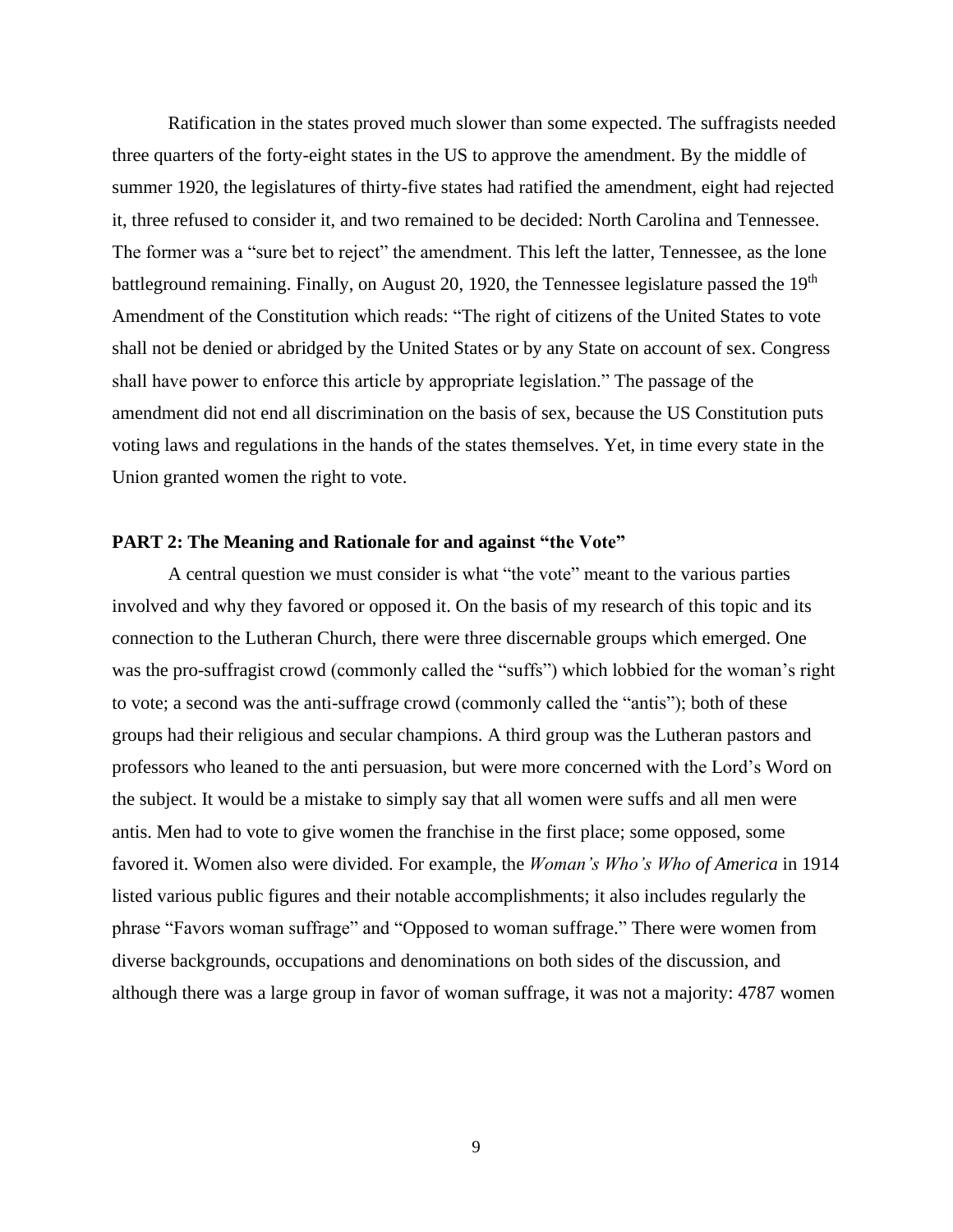Ratification in the states proved much slower than some expected. The suffragists needed three quarters of the forty-eight states in the US to approve the amendment. By the middle of summer 1920, the legislatures of thirty-five states had ratified the amendment, eight had rejected it, three refused to consider it, and two remained to be decided: North Carolina and Tennessee. The former was a "sure bet to reject" the amendment. This left the latter, Tennessee, as the lone battleground remaining. Finally, on August 20, 1920, the Tennessee legislature passed the 19th Amendment of the Constitution which reads: "The right of citizens of the United States to vote shall not be denied or abridged by the United States or by any State on account of sex. Congress shall have power to enforce this article by appropriate legislation." The passage of the amendment did not end all discrimination on the basis of sex, because the US Constitution puts voting laws and regulations in the hands of the states themselves. Yet, in time every state in the Union granted women the right to vote.

## PART 2: The Meaning and Rationale for and against "the Vote"

A central question we must consider is what "the vote" meant to the various parties involved and why they favored or opposed it. On the basis of my research of this topic and its connection to the Lutheran Church, there were three discernable groups which emerged. One was the pro-suffragist crowd (commonly called the "suffs") which lobbied for the woman's right to vote; a second was the anti-suffrage crowd (commonly called the "antis"); both of these groups had their religious and secular champions. A third group was the Lutheran pastors and professors who leaned to the anti persuasion, but were more concerned with the Lord's Word on the subject. It would be a mistake to simply say that all women were suffs and all men were antis. Men had to vote to give women the franchise in the first place; some opposed, some favored it. Women also were divided. For example, the *Woman's Who's Who of America* in 1914 listed various public figures and their notable accomplishments; it also includes regularly the phrase "Favors woman suffrage" and "Opposed to woman suffrage." There were women from diverse backgrounds, occupations and denominations on both sides of the discussion, and although there was a large group in favor of woman suffrage, it was not a majority: 4787 women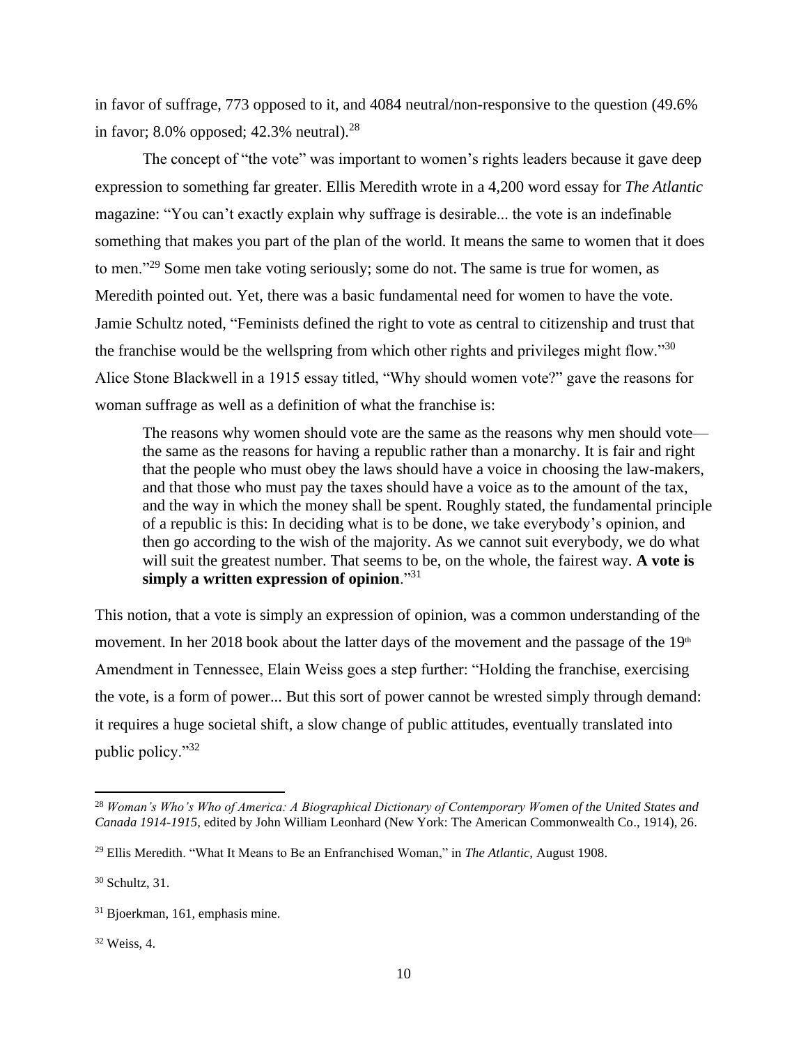in favor of suffrage, 773 opposed to it, and 4084 neutral/non-responsive to the question (49.6% in favor; 8.0% opposed; 42.3% neutral).[28]

The concept of "the vote" was important to women's rights leaders because it gave deep expression to something far greater. Ellis Meredith wrote in a 4,200 word essay for *The Atlantic* magazine: "You can't exactly explain why suffrage is desirable... the vote is an indefinable something that makes you part of the plan of the world. It means the same to women that it does to men."[29] Some men take voting seriously; some do not. The same is true for women, as Meredith pointed out. Yet, there was a basic fundamental need for women to have the vote. Jamie Schultz noted, "Feminists defined the right to vote as central to citizenship and trust that the franchise would be the wellspring from which other rights and privileges might flow."[30] Alice Stone Blackwell in a 1915 essay titled, "Why should women vote?" gave the reasons for woman suffrage as well as a definition of what the franchise is:

> The reasons why women should vote are the same as the reasons why men should vote—the same as the reasons for having a republic rather than a monarchy. It is fair and right that the people who must obey the laws should have a voice in choosing the law-makers, and that those who must pay the taxes should have a voice as to the amount of the tax, and the way in which the money shall be spent. Roughly stated, the fundamental principle of a republic is this: In deciding what is to be done, we take everybody's opinion, and then go according to the wish of the majority. As we cannot suit everybody, we do what will suit the greatest number. That seems to be, on the whole, the fairest way. **A vote is simply a written expression of opinion**."[31]

This notion, that a vote is simply an expression of opinion, was a common understanding of the movement. In her 2018 book about the latter days of the movement and the passage of the 19th Amendment in Tennessee, Elain Weiss goes a step further: "Holding the franchise, exercising the vote, is a form of power... But this sort of power cannot be wrested simply through demand: it requires a huge societal shift, a slow change of public attitudes, eventually translated into public policy."[32]

---

[28] *Woman's Who's Who of America: A Biographical Dictionary of Contemporary Women of the United States and Canada 1914-1915,* edited by John William Leonhard (New York: The American Commonwealth Co., 1914), 26.

[29] Ellis Meredith. "What It Means to Be an Enfranchised Woman," in *The Atlantic,* August 1908.

[30] Schultz, 31.

[31] Bjoerkman, 161, emphasis mine.

[32] Weiss, 4.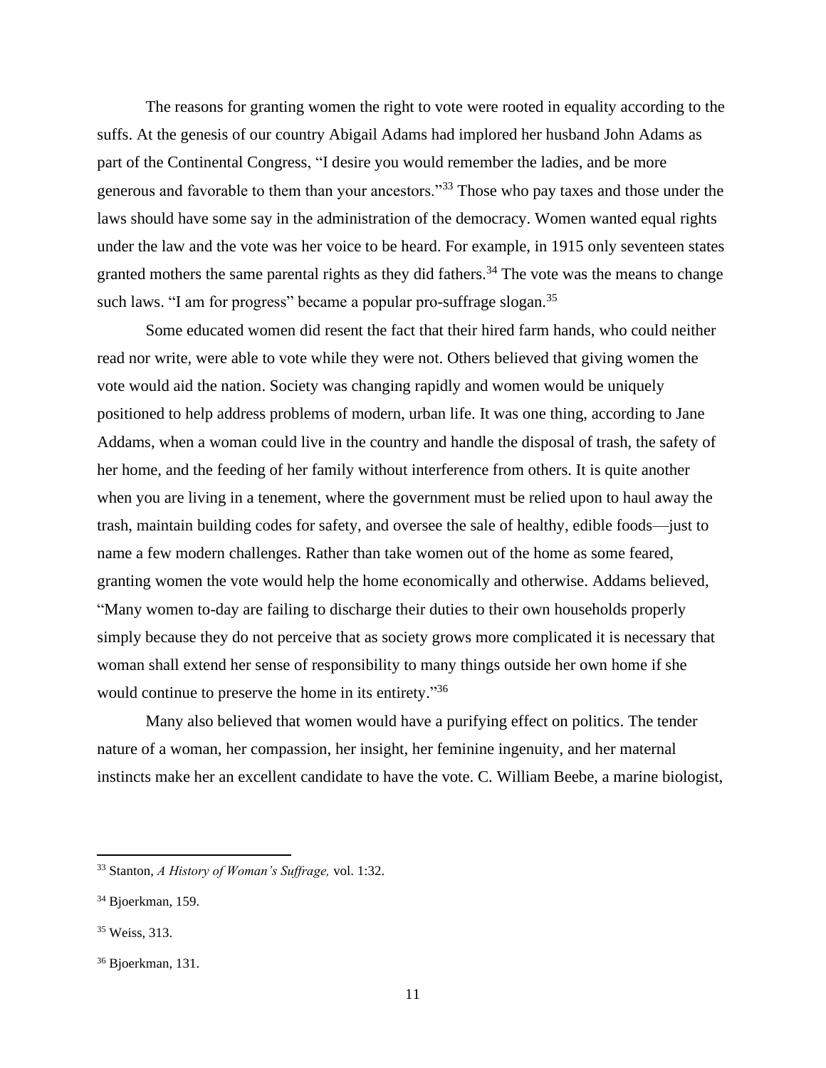The reasons for granting women the right to vote were rooted in equality according to the suffs. At the genesis of our country Abigail Adams had implored her husband John Adams as part of the Continental Congress, "I desire you would remember the ladies, and be more generous and favorable to them than your ancestors."[33] Those who pay taxes and those under the laws should have some say in the administration of the democracy. Women wanted equal rights under the law and the vote was her voice to be heard. For example, in 1915 only seventeen states granted mothers the same parental rights as they did fathers.[34] The vote was the means to change such laws. "I am for progress" became a popular pro-suffrage slogan.[35]

Some educated women did resent the fact that their hired farm hands, who could neither read nor write, were able to vote while they were not. Others believed that giving women the vote would aid the nation. Society was changing rapidly and women would be uniquely positioned to help address problems of modern, urban life. It was one thing, according to Jane Addams, when a woman could live in the country and handle the disposal of trash, the safety of her home, and the feeding of her family without interference from others. It is quite another when you are living in a tenement, where the government must be relied upon to haul away the trash, maintain building codes for safety, and oversee the sale of healthy, edible foods—just to name a few modern challenges. Rather than take women out of the home as some feared, granting women the vote would help the home economically and otherwise. Addams believed, "Many women to-day are failing to discharge their duties to their own households properly simply because they do not perceive that as society grows more complicated it is necessary that woman shall extend her sense of responsibility to many things outside her own home if she would continue to preserve the home in its entirety."[36]

Many also believed that women would have a purifying effect on politics. The tender nature of a woman, her compassion, her insight, her feminine ingenuity, and her maternal instincts make her an excellent candidate to have the vote. C. William Beebe, a marine biologist,

---

[33] Stanton, *A History of Woman's Suffrage,* vol. 1:32.

[34] Bjoerkman, 159.

[35] Weiss, 313.

[36] Bjoerkman, 131.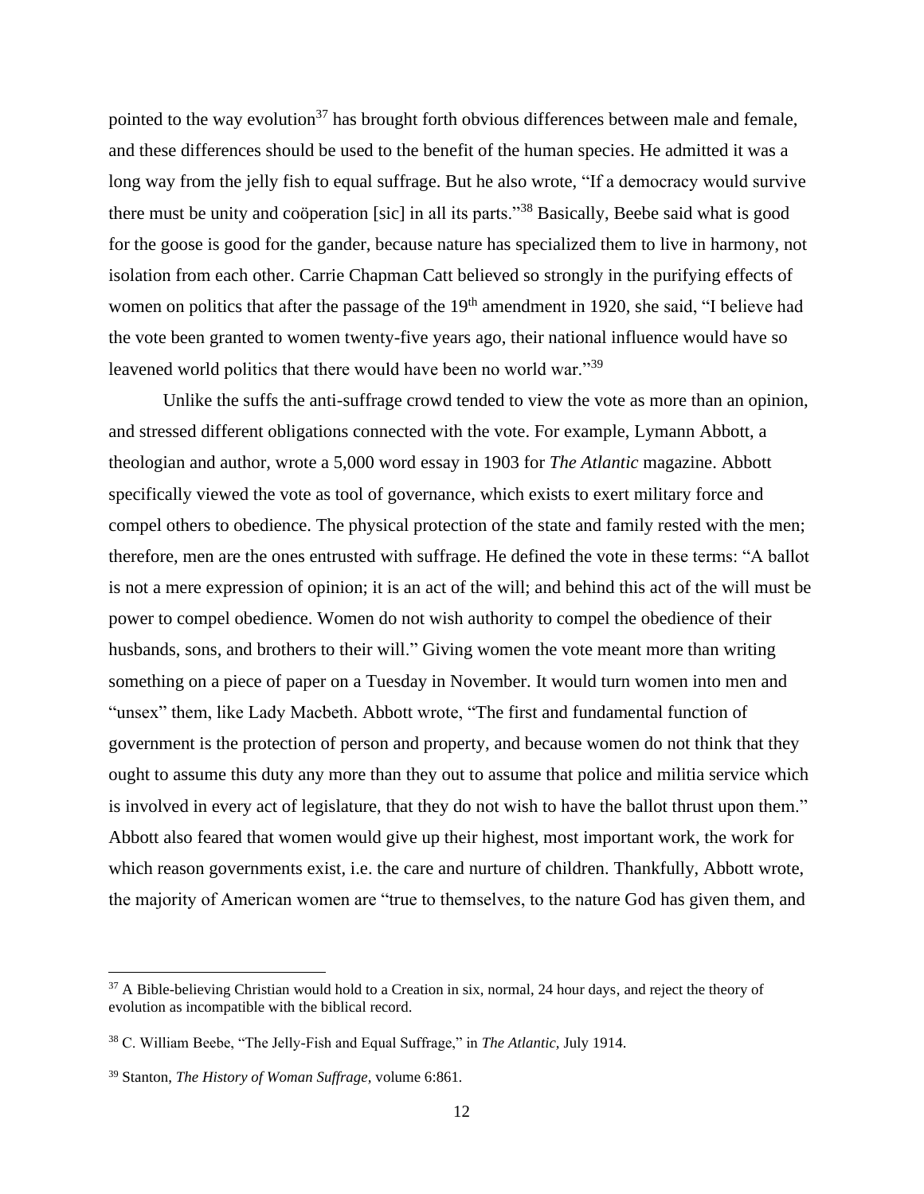pointed to the way evolution[37] has brought forth obvious differences between male and female, and these differences should be used to the benefit of the human species. He admitted it was a long way from the jelly fish to equal suffrage. But he also wrote, "If a democracy would survive there must be unity and coöperation [sic] in all its parts."[38] Basically, Beebe said what is good for the goose is good for the gander, because nature has specialized them to live in harmony, not isolation from each other. Carrie Chapman Catt believed so strongly in the purifying effects of women on politics that after the passage of the 19th amendment in 1920, she said, "I believe had the vote been granted to women twenty-five years ago, their national influence would have so leavened world politics that there would have been no world war."[39]

Unlike the suffs the anti-suffrage crowd tended to view the vote as more than an opinion, and stressed different obligations connected with the vote. For example, Lymann Abbott, a theologian and author, wrote a 5,000 word essay in 1903 for *The Atlantic* magazine. Abbott specifically viewed the vote as tool of governance, which exists to exert military force and compel others to obedience. The physical protection of the state and family rested with the men; therefore, men are the ones entrusted with suffrage. He defined the vote in these terms: "A ballot is not a mere expression of opinion; it is an act of the will; and behind this act of the will must be power to compel obedience. Women do not wish authority to compel the obedience of their husbands, sons, and brothers to their will." Giving women the vote meant more than writing something on a piece of paper on a Tuesday in November. It would turn women into men and "unsex" them, like Lady Macbeth. Abbott wrote, "The first and fundamental function of government is the protection of person and property, and because women do not think that they ought to assume this duty any more than they out to assume that police and militia service which is involved in every act of legislature, that they do not wish to have the ballot thrust upon them." Abbott also feared that women would give up their highest, most important work, the work for which reason governments exist, i.e. the care and nurture of children. Thankfully, Abbott wrote, the majority of American women are "true to themselves, to the nature God has given them, and

---

[37] A Bible-believing Christian would hold to a Creation in six, normal, 24 hour days, and reject the theory of evolution as incompatible with the biblical record.

[38] C. William Beebe, "The Jelly-Fish and Equal Suffrage," in *The Atlantic*, July 1914.

[39] Stanton, *The History of Woman Suffrage*, volume 6:861.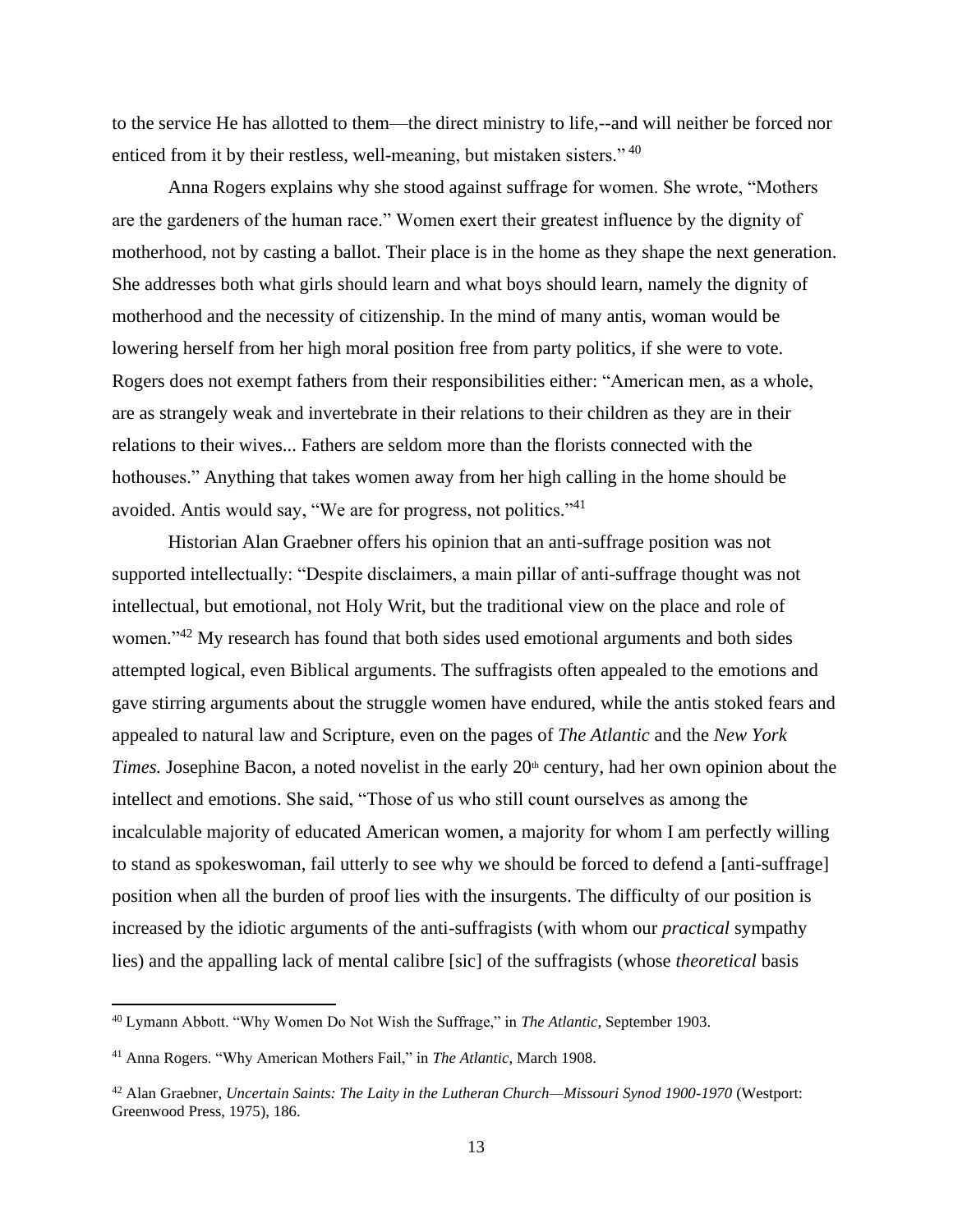to the service He has allotted to them—the direct ministry to life,--and will neither be forced nor enticed from it by their restless, well-meaning, but mistaken sisters." [40]

Anna Rogers explains why she stood against suffrage for women. She wrote, "Mothers are the gardeners of the human race." Women exert their greatest influence by the dignity of motherhood, not by casting a ballot. Their place is in the home as they shape the next generation. She addresses both what girls should learn and what boys should learn, namely the dignity of motherhood and the necessity of citizenship. In the mind of many antis, woman would be lowering herself from her high moral position free from party politics, if she were to vote. Rogers does not exempt fathers from their responsibilities either: "American men, as a whole, are as strangely weak and invertebrate in their relations to their children as they are in their relations to their wives... Fathers are seldom more than the florists connected with the hothouses." Anything that takes women away from her high calling in the home should be avoided. Antis would say, "We are for progress, not politics."[41]

Historian Alan Graebner offers his opinion that an anti-suffrage position was not supported intellectually: "Despite disclaimers, a main pillar of anti-suffrage thought was not intellectual, but emotional, not Holy Writ, but the traditional view on the place and role of women."[42] My research has found that both sides used emotional arguments and both sides attempted logical, even Biblical arguments. The suffragists often appealed to the emotions and gave stirring arguments about the struggle women have endured, while the antis stoked fears and appealed to natural law and Scripture, even on the pages of *The Atlantic* and the *New York Times.* Josephine Bacon, a noted novelist in the early 20th century, had her own opinion about the intellect and emotions. She said, "Those of us who still count ourselves as among the incalculable majority of educated American women, a majority for whom I am perfectly willing to stand as spokeswoman, fail utterly to see why we should be forced to defend a [anti-suffrage] position when all the burden of proof lies with the insurgents. The difficulty of our position is increased by the idiotic arguments of the anti-suffragists (with whom our *practical* sympathy lies) and the appalling lack of mental calibre [sic] of the suffragists (whose *theoretical* basis

---

[40] Lymann Abbott. "Why Women Do Not Wish the Suffrage," in *The Atlantic,* September 1903.

[41] Anna Rogers. "Why American Mothers Fail," in *The Atlantic,* March 1908.

[42] Alan Graebner, *Uncertain Saints: The Laity in the Lutheran Church—Missouri Synod 1900-1970* (Westport: Greenwood Press, 1975), 186.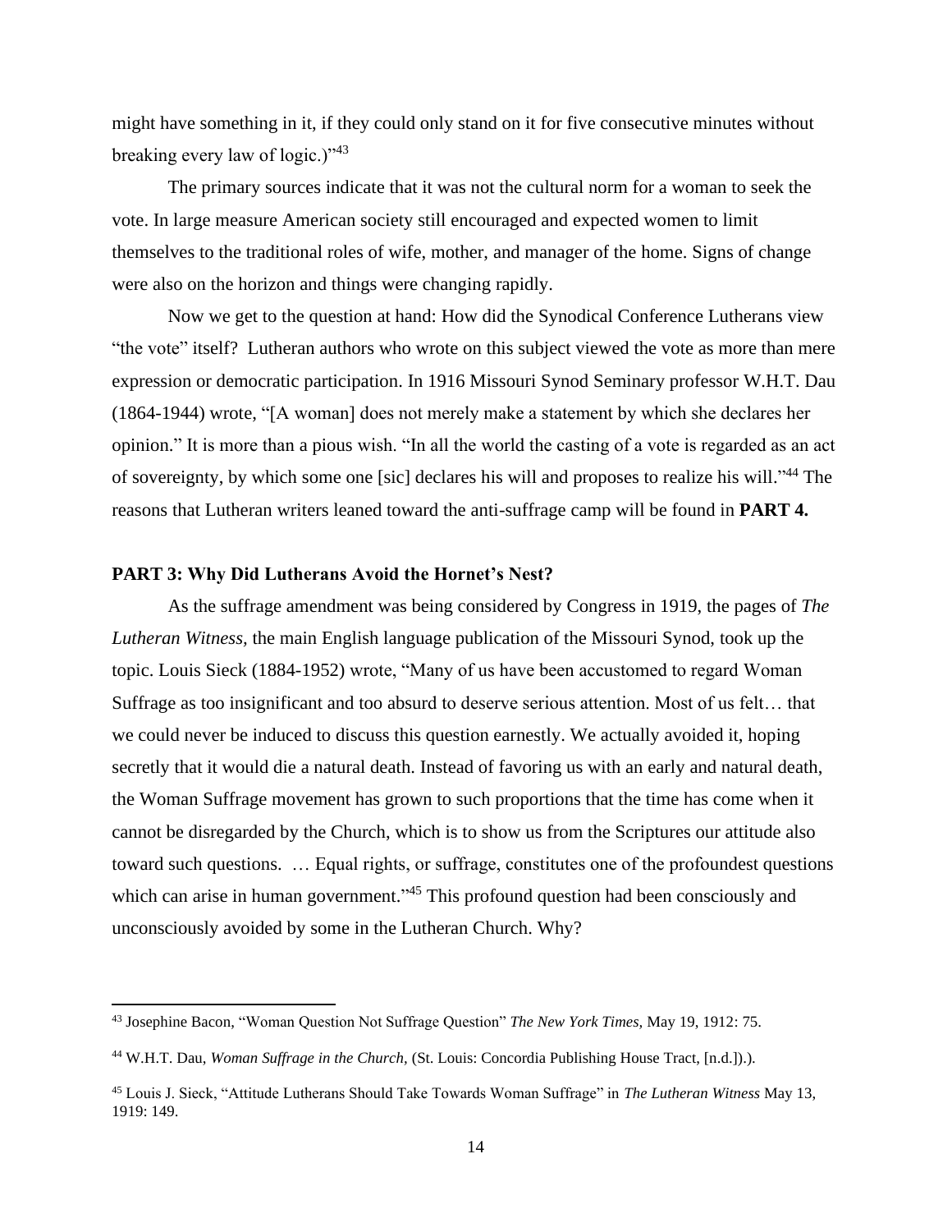might have something in it, if they could only stand on it for five consecutive minutes without breaking every law of logic.)"[43]

The primary sources indicate that it was not the cultural norm for a woman to seek the vote. In large measure American society still encouraged and expected women to limit themselves to the traditional roles of wife, mother, and manager of the home. Signs of change were also on the horizon and things were changing rapidly.

Now we get to the question at hand: How did the Synodical Conference Lutherans view "the vote" itself? Lutheran authors who wrote on this subject viewed the vote as more than mere expression or democratic participation. In 1916 Missouri Synod Seminary professor W.H.T. Dau (1864-1944) wrote, "[A woman] does not merely make a statement by which she declares her opinion." It is more than a pious wish. "In all the world the casting of a vote is regarded as an act of sovereignty, by which some one [sic] declares his will and proposes to realize his will."[44] The reasons that Lutheran writers leaned toward the anti-suffrage camp will be found in **PART 4.**

### PART 3: Why Did Lutherans Avoid the Hornet's Nest?

As the suffrage amendment was being considered by Congress in 1919, the pages of *The Lutheran Witness,* the main English language publication of the Missouri Synod, took up the topic. Louis Sieck (1884-1952) wrote, "Many of us have been accustomed to regard Woman Suffrage as too insignificant and too absurd to deserve serious attention. Most of us felt… that we could never be induced to discuss this question earnestly. We actually avoided it, hoping secretly that it would die a natural death. Instead of favoring us with an early and natural death, the Woman Suffrage movement has grown to such proportions that the time has come when it cannot be disregarded by the Church, which is to show us from the Scriptures our attitude also toward such questions. … Equal rights, or suffrage, constitutes one of the profoundest questions which can arise in human government."[45] This profound question had been consciously and unconsciously avoided by some in the Lutheran Church. Why?

---

[43] Josephine Bacon, "Woman Question Not Suffrage Question" *The New York Times,* May 19, 1912: 75.

[44] W.H.T. Dau, *Woman Suffrage in the Church,* (St. Louis: Concordia Publishing House Tract, [n.d.]).).

[45] Louis J. Sieck, "Attitude Lutherans Should Take Towards Woman Suffrage" in *The Lutheran Witness* May 13, 1919: 149.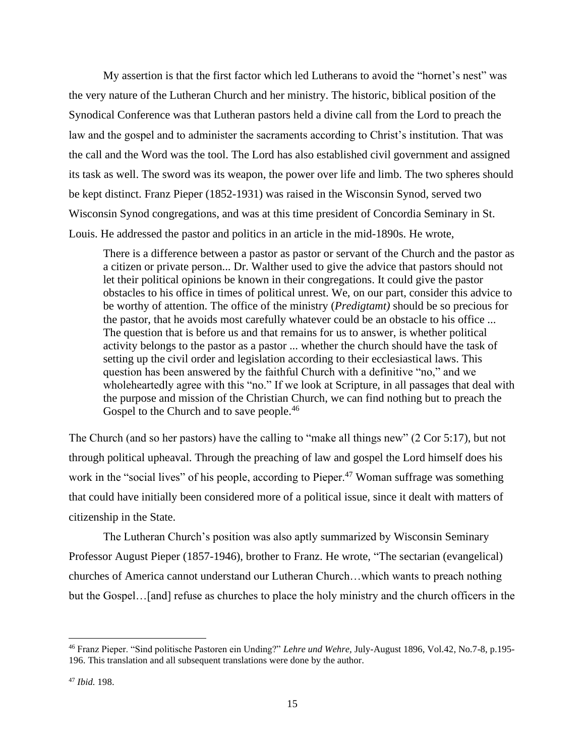My assertion is that the first factor which led Lutherans to avoid the "hornet's nest" was the very nature of the Lutheran Church and her ministry. The historic, biblical position of the Synodical Conference was that Lutheran pastors held a divine call from the Lord to preach the law and the gospel and to administer the sacraments according to Christ's institution. That was the call and the Word was the tool. The Lord has also established civil government and assigned its task as well. The sword was its weapon, the power over life and limb. The two spheres should be kept distinct. Franz Pieper (1852-1931) was raised in the Wisconsin Synod, served two Wisconsin Synod congregations, and was at this time president of Concordia Seminary in St. Louis. He addressed the pastor and politics in an article in the mid-1890s. He wrote,

> There is a difference between a pastor as pastor or servant of the Church and the pastor as a citizen or private person... Dr. Walther used to give the advice that pastors should not let their political opinions be known in their congregations. It could give the pastor obstacles to his office in times of political unrest. We, on our part, consider this advice to be worthy of attention. The office of the ministry (*Predigtamt)* should be so precious for the pastor, that he avoids most carefully whatever could be an obstacle to his office ... The question that is before us and that remains for us to answer, is whether political activity belongs to the pastor as a pastor ... whether the church should have the task of setting up the civil order and legislation according to their ecclesiastical laws. This question has been answered by the faithful Church with a definitive "no," and we wholeheartedly agree with this "no." If we look at Scripture, in all passages that deal with the purpose and mission of the Christian Church, we can find nothing but to preach the Gospel to the Church and to save people.[46]

The Church (and so her pastors) have the calling to "make all things new" (2 Cor 5:17), but not through political upheaval. Through the preaching of law and gospel the Lord himself does his work in the "social lives" of his people, according to Pieper.[47] Woman suffrage was something that could have initially been considered more of a political issue, since it dealt with matters of citizenship in the State.

The Lutheran Church's position was also aptly summarized by Wisconsin Seminary Professor August Pieper (1857-1946), brother to Franz. He wrote, "The sectarian (evangelical) churches of America cannot understand our Lutheran Church…which wants to preach nothing but the Gospel…[and] refuse as churches to place the holy ministry and the church officers in the

---

[46] Franz Pieper. "Sind politische Pastoren ein Unding?" *Lehre und Wehre,* July-August 1896, Vol.42, No.7-8, p.195-196. This translation and all subsequent translations were done by the author.

[47] *Ibid.* 198.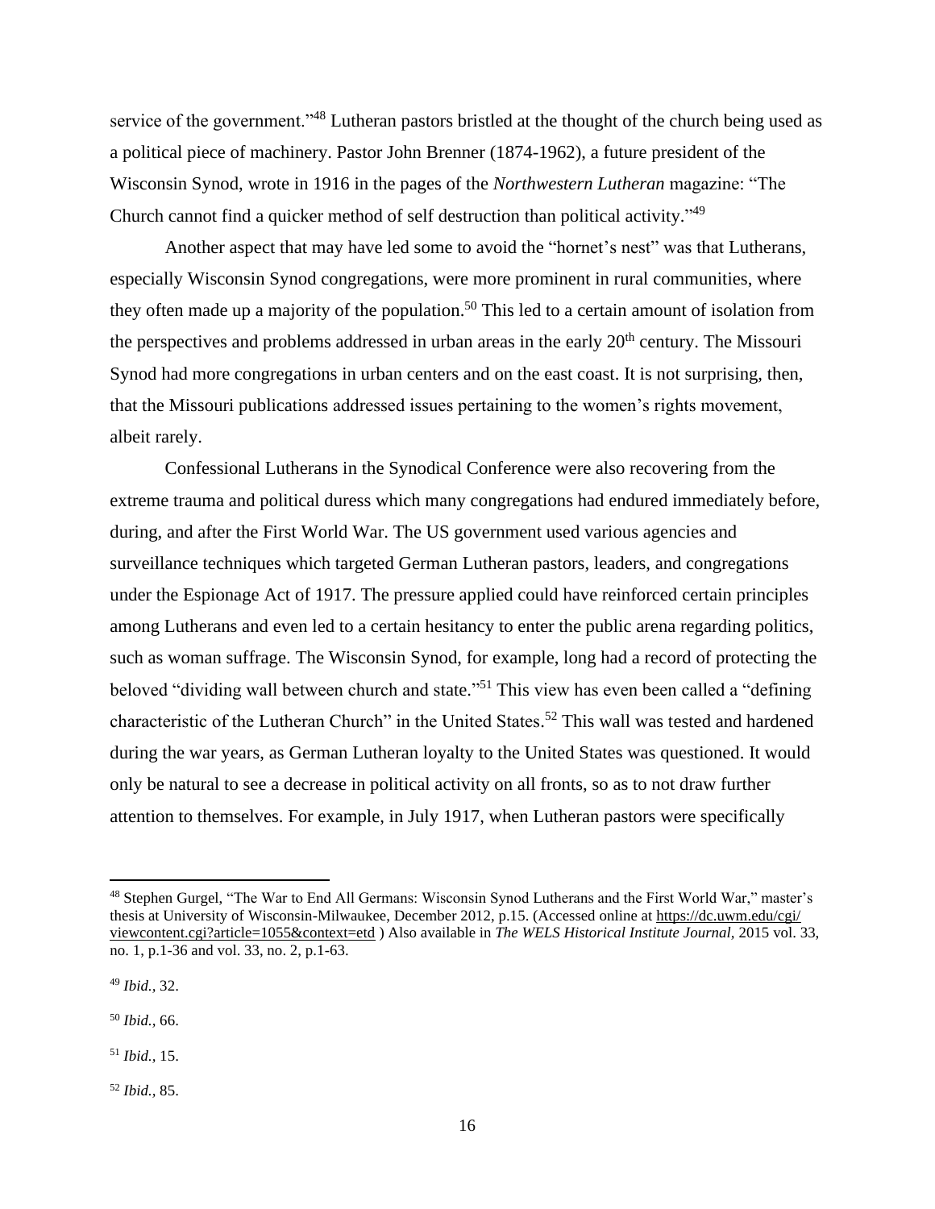service of the government."[48] Lutheran pastors bristled at the thought of the church being used as a political piece of machinery. Pastor John Brenner (1874-1962), a future president of the Wisconsin Synod, wrote in 1916 in the pages of the *Northwestern Lutheran* magazine: "The Church cannot find a quicker method of self destruction than political activity."[49]

Another aspect that may have led some to avoid the "hornet's nest" was that Lutherans, especially Wisconsin Synod congregations, were more prominent in rural communities, where they often made up a majority of the population.[50] This led to a certain amount of isolation from the perspectives and problems addressed in urban areas in the early 20th century. The Missouri Synod had more congregations in urban centers and on the east coast. It is not surprising, then, that the Missouri publications addressed issues pertaining to the women's rights movement, albeit rarely.

Confessional Lutherans in the Synodical Conference were also recovering from the extreme trauma and political duress which many congregations had endured immediately before, during, and after the First World War. The US government used various agencies and surveillance techniques which targeted German Lutheran pastors, leaders, and congregations under the Espionage Act of 1917. The pressure applied could have reinforced certain principles among Lutherans and even led to a certain hesitancy to enter the public arena regarding politics, such as woman suffrage. The Wisconsin Synod, for example, long had a record of protecting the beloved "dividing wall between church and state."[51] This view has even been called a "defining characteristic of the Lutheran Church" in the United States.[52] This wall was tested and hardened during the war years, as German Lutheran loyalty to the United States was questioned. It would only be natural to see a decrease in political activity on all fronts, so as to not draw further attention to themselves. For example, in July 1917, when Lutheran pastors were specifically

---

[48] Stephen Gurgel, "The War to End All Germans: Wisconsin Synod Lutherans and the First World War," master's thesis at University of Wisconsin-Milwaukee, December 2012, p.15. (Accessed online at https://dc.uwm.edu/cgi/viewcontent.cgi?article=1055&context=etd ) Also available in *The WELS Historical Institute Journal*, 2015 vol. 33, no. 1, p.1-36 and vol. 33, no. 2, p.1-63.

[49] *Ibid.,* 32.

[50] *Ibid.,* 66.

[51] *Ibid.,* 15.

[52] *Ibid.,* 85.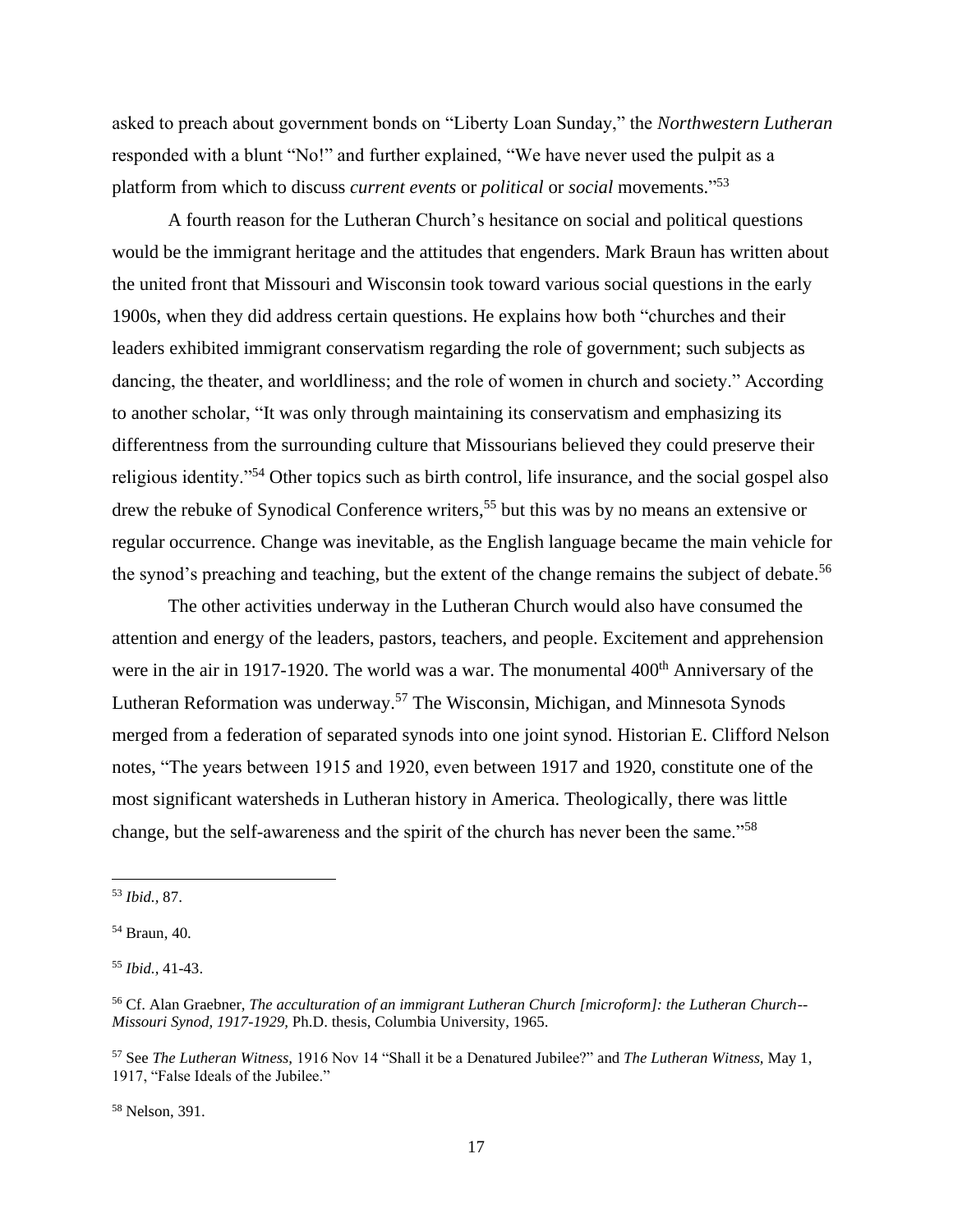asked to preach about government bonds on "Liberty Loan Sunday," the *Northwestern Lutheran* responded with a blunt "No!" and further explained, "We have never used the pulpit as a platform from which to discuss *current events* or *political* or *social* movements."[53]

A fourth reason for the Lutheran Church's hesitance on social and political questions would be the immigrant heritage and the attitudes that engenders. Mark Braun has written about the united front that Missouri and Wisconsin took toward various social questions in the early 1900s, when they did address certain questions. He explains how both "churches and their leaders exhibited immigrant conservatism regarding the role of government; such subjects as dancing, the theater, and worldliness; and the role of women in church and society." According to another scholar, "It was only through maintaining its conservatism and emphasizing its differentness from the surrounding culture that Missourians believed they could preserve their religious identity."[54] Other topics such as birth control, life insurance, and the social gospel also drew the rebuke of Synodical Conference writers,[55] but this was by no means an extensive or regular occurrence. Change was inevitable, as the English language became the main vehicle for the synod's preaching and teaching, but the extent of the change remains the subject of debate.[56]

The other activities underway in the Lutheran Church would also have consumed the attention and energy of the leaders, pastors, teachers, and people. Excitement and apprehension were in the air in 1917-1920. The world was a war. The monumental 400th Anniversary of the Lutheran Reformation was underway.[57] The Wisconsin, Michigan, and Minnesota Synods merged from a federation of separated synods into one joint synod. Historian E. Clifford Nelson notes, "The years between 1915 and 1920, even between 1917 and 1920, constitute one of the most significant watersheds in Lutheran history in America. Theologically, there was little change, but the self-awareness and the spirit of the church has never been the same."[58]

---

[53] *Ibid.,* 87.

[54] Braun, 40.

[55] *Ibid.,* 41-43.

[56] Cf. Alan Graebner, *The acculturation of an immigrant Lutheran Church [microform]: the Lutheran Church--Missouri Synod, 1917-1929,* Ph.D. thesis, Columbia University, 1965.

[57] See *The Lutheran Witness,* 1916 Nov 14 "Shall it be a Denatured Jubilee?" and *The Lutheran Witness,* May 1, 1917, "False Ideals of the Jubilee."

[58] Nelson, 391.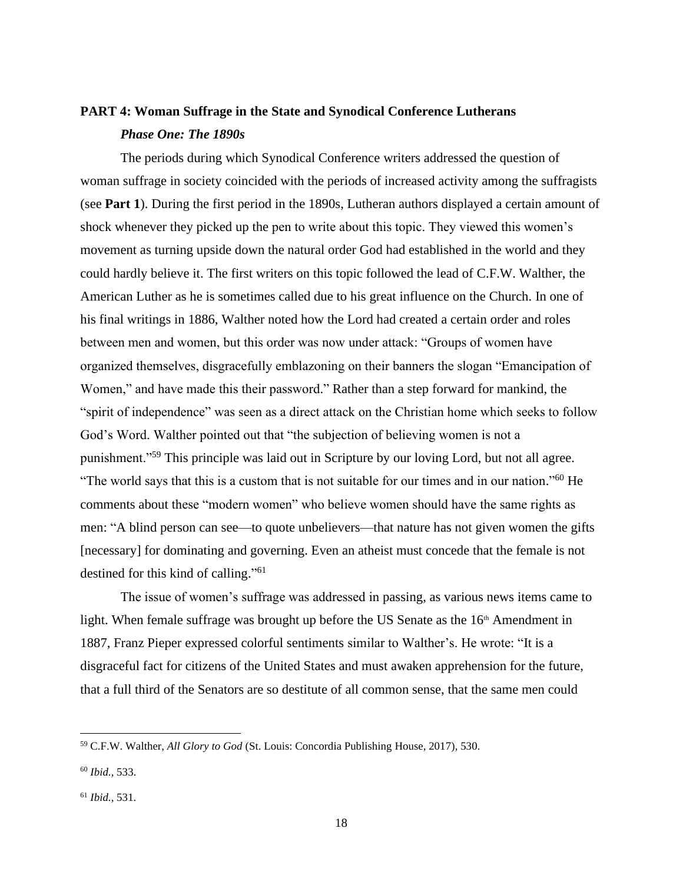## PART 4: Woman Suffrage in the State and Synodical Conference Lutherans

### *Phase One: The 1890s*

The periods during which Synodical Conference writers addressed the question of woman suffrage in society coincided with the periods of increased activity among the suffragists (see **Part 1**). During the first period in the 1890s, Lutheran authors displayed a certain amount of shock whenever they picked up the pen to write about this topic. They viewed this women's movement as turning upside down the natural order God had established in the world and they could hardly believe it. The first writers on this topic followed the lead of C.F.W. Walther, the American Luther as he is sometimes called due to his great influence on the Church. In one of his final writings in 1886, Walther noted how the Lord had created a certain order and roles between men and women, but this order was now under attack: "Groups of women have organized themselves, disgracefully emblazoning on their banners the slogan "Emancipation of Women," and have made this their password." Rather than a step forward for mankind, the "spirit of independence" was seen as a direct attack on the Christian home which seeks to follow God's Word. Walther pointed out that "the subjection of believing women is not a punishment."[59] This principle was laid out in Scripture by our loving Lord, but not all agree. "The world says that this is a custom that is not suitable for our times and in our nation."[60] He comments about these "modern women" who believe women should have the same rights as men: "A blind person can see—to quote unbelievers—that nature has not given women the gifts [necessary] for dominating and governing. Even an atheist must concede that the female is not destined for this kind of calling."[61]

The issue of women's suffrage was addressed in passing, as various news items came to light. When female suffrage was brought up before the US Senate as the 16th Amendment in 1887, Franz Pieper expressed colorful sentiments similar to Walther's. He wrote: "It is a disgraceful fact for citizens of the United States and must awaken apprehension for the future, that a full third of the Senators are so destitute of all common sense, that the same men could

---

[59] C.F.W. Walther, *All Glory to God* (St. Louis: Concordia Publishing House, 2017), 530.

[60] *Ibid.,* 533.

[61] *Ibid.,* 531.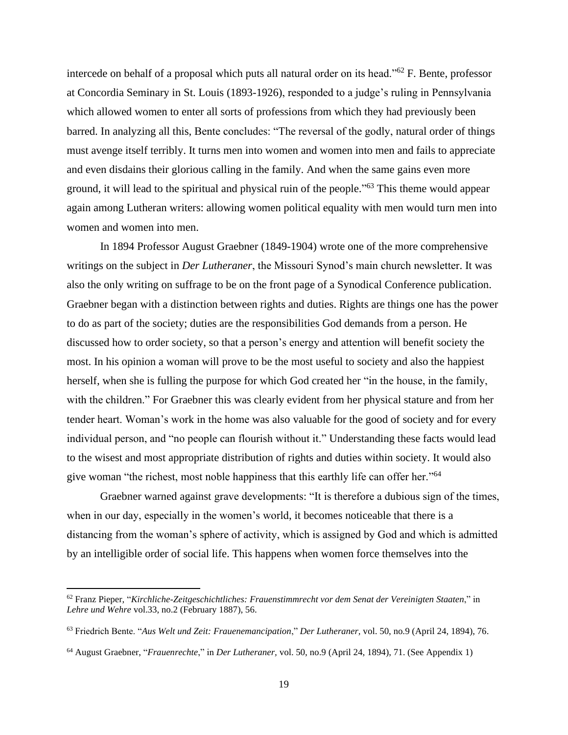intercede on behalf of a proposal which puts all natural order on its head."[62] F. Bente, professor at Concordia Seminary in St. Louis (1893-1926), responded to a judge's ruling in Pennsylvania which allowed women to enter all sorts of professions from which they had previously been barred. In analyzing all this, Bente concludes: "The reversal of the godly, natural order of things must avenge itself terribly. It turns men into women and women into men and fails to appreciate and even disdains their glorious calling in the family. And when the same gains even more ground, it will lead to the spiritual and physical ruin of the people."[63] This theme would appear again among Lutheran writers: allowing women political equality with men would turn men into women and women into men.

In 1894 Professor August Graebner (1849-1904) wrote one of the more comprehensive writings on the subject in *Der Lutheraner*, the Missouri Synod's main church newsletter. It was also the only writing on suffrage to be on the front page of a Synodical Conference publication. Graebner began with a distinction between rights and duties. Rights are things one has the power to do as part of the society; duties are the responsibilities God demands from a person. He discussed how to order society, so that a person's energy and attention will benefit society the most. In his opinion a woman will prove to be the most useful to society and also the happiest herself, when she is fulling the purpose for which God created her "in the house, in the family, with the children." For Graebner this was clearly evident from her physical stature and from her tender heart. Woman's work in the home was also valuable for the good of society and for every individual person, and "no people can flourish without it." Understanding these facts would lead to the wisest and most appropriate distribution of rights and duties within society. It would also give woman "the richest, most noble happiness that this earthly life can offer her."[64]

Graebner warned against grave developments: "It is therefore a dubious sign of the times, when in our day, especially in the women's world, it becomes noticeable that there is a distancing from the woman's sphere of activity, which is assigned by God and which is admitted by an intelligible order of social life. This happens when women force themselves into the

---

[62] Franz Pieper, "*Kirchliche-Zeitgeschichtliches: Frauenstimmrecht vor dem Senat der Vereinigten Staaten*," in *Lehre und Wehre* vol.33, no.2 (February 1887), 56.

[63] Friedrich Bente. "*Aus Welt und Zeit: Frauenemancipation*," *Der Lutheraner,* vol. 50, no.9 (April 24, 1894), 76.

[64] August Graebner, "*Frauenrechte*," in *Der Lutheraner,* vol. 50, no.9 (April 24, 1894), 71. (See Appendix 1)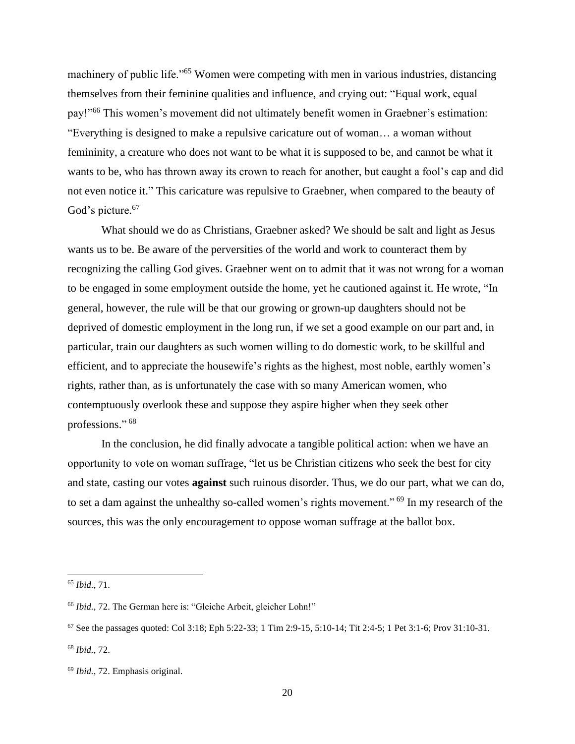machinery of public life."[65] Women were competing with men in various industries, distancing themselves from their feminine qualities and influence, and crying out: "Equal work, equal pay!"[66] This women's movement did not ultimately benefit women in Graebner's estimation: "Everything is designed to make a repulsive caricature out of woman… a woman without femininity, a creature who does not want to be what it is supposed to be, and cannot be what it wants to be, who has thrown away its crown to reach for another, but caught a fool's cap and did not even notice it." This caricature was repulsive to Graebner, when compared to the beauty of God's picture.[67]

What should we do as Christians, Graebner asked? We should be salt and light as Jesus wants us to be. Be aware of the perversities of the world and work to counteract them by recognizing the calling God gives. Graebner went on to admit that it was not wrong for a woman to be engaged in some employment outside the home, yet he cautioned against it. He wrote, "In general, however, the rule will be that our growing or grown-up daughters should not be deprived of domestic employment in the long run, if we set a good example on our part and, in particular, train our daughters as such women willing to do domestic work, to be skillful and efficient, and to appreciate the housewife's rights as the highest, most noble, earthly women's rights, rather than, as is unfortunately the case with so many American women, who contemptuously overlook these and suppose they aspire higher when they seek other professions."[68]

In the conclusion, he did finally advocate a tangible political action: when we have an opportunity to vote on woman suffrage, "let us be Christian citizens who seek the best for city and state, casting our votes **against** such ruinous disorder. Thus, we do our part, what we can do, to set a dam against the unhealthy so-called women's rights movement."[69] In my research of the sources, this was the only encouragement to oppose woman suffrage at the ballot box.

---

[65] *Ibid.,* 71.

[66] *Ibid.,* 72. The German here is: "Gleiche Arbeit, gleicher Lohn!"

[67] See the passages quoted: Col 3:18; Eph 5:22-33; 1 Tim 2:9-15, 5:10-14; Tit 2:4-5; 1 Pet 3:1-6; Prov 31:10-31.

[68] *Ibid.,* 72.

[69] *Ibid.,* 72. Emphasis original.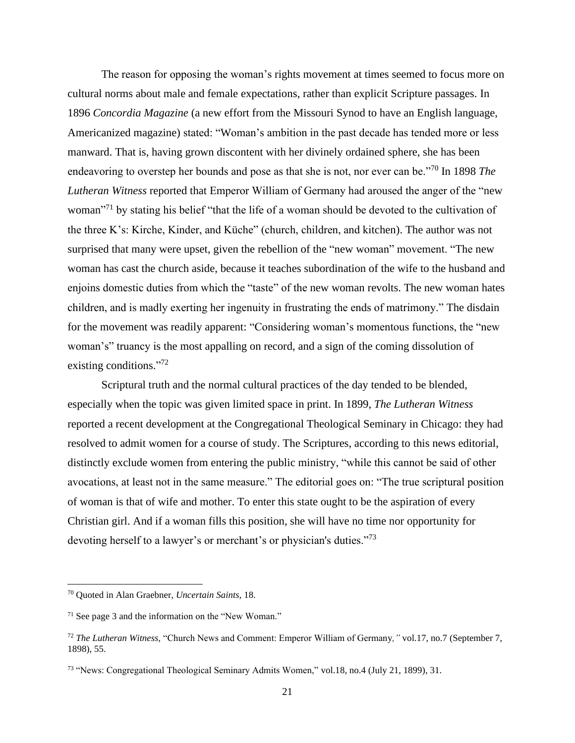The reason for opposing the woman's rights movement at times seemed to focus more on cultural norms about male and female expectations, rather than explicit Scripture passages. In 1896 *Concordia Magazine* (a new effort from the Missouri Synod to have an English language, Americanized magazine) stated: "Woman's ambition in the past decade has tended more or less manward. That is, having grown discontent with her divinely ordained sphere, she has been endeavoring to overstep her bounds and pose as that she is not, nor ever can be."[70] In 1898 *The Lutheran Witness* reported that Emperor William of Germany had aroused the anger of the "new woman"[71] by stating his belief "that the life of a woman should be devoted to the cultivation of the three K's: Kirche, Kinder, and Küche" (church, children, and kitchen). The author was not surprised that many were upset, given the rebellion of the "new woman" movement. "The new woman has cast the church aside, because it teaches subordination of the wife to the husband and enjoins domestic duties from which the "taste" of the new woman revolts. The new woman hates children, and is madly exerting her ingenuity in frustrating the ends of matrimony." The disdain for the movement was readily apparent: "Considering woman's momentous functions, the "new woman's" truancy is the most appalling on record, and a sign of the coming dissolution of existing conditions."[72]

Scriptural truth and the normal cultural practices of the day tended to be blended, especially when the topic was given limited space in print. In 1899, *The Lutheran Witness* reported a recent development at the Congregational Theological Seminary in Chicago: they had resolved to admit women for a course of study. The Scriptures, according to this news editorial, distinctly exclude women from entering the public ministry, "while this cannot be said of other avocations, at least not in the same measure." The editorial goes on: "The true scriptural position of woman is that of wife and mother. To enter this state ought to be the aspiration of every Christian girl. And if a woman fills this position, she will have no time nor opportunity for devoting herself to a lawyer's or merchant's or physician's duties."[73]

---

[70] Quoted in Alan Graebner, *Uncertain Saints,* 18.

[71] See page 3 and the information on the "New Woman."

[72] *The Lutheran Witness,* "Church News and Comment: Emperor William of Germany," vol.17, no.7 (September 7, 1898), 55.

[73] "News: Congregational Theological Seminary Admits Women," vol.18, no.4 (July 21, 1899), 31.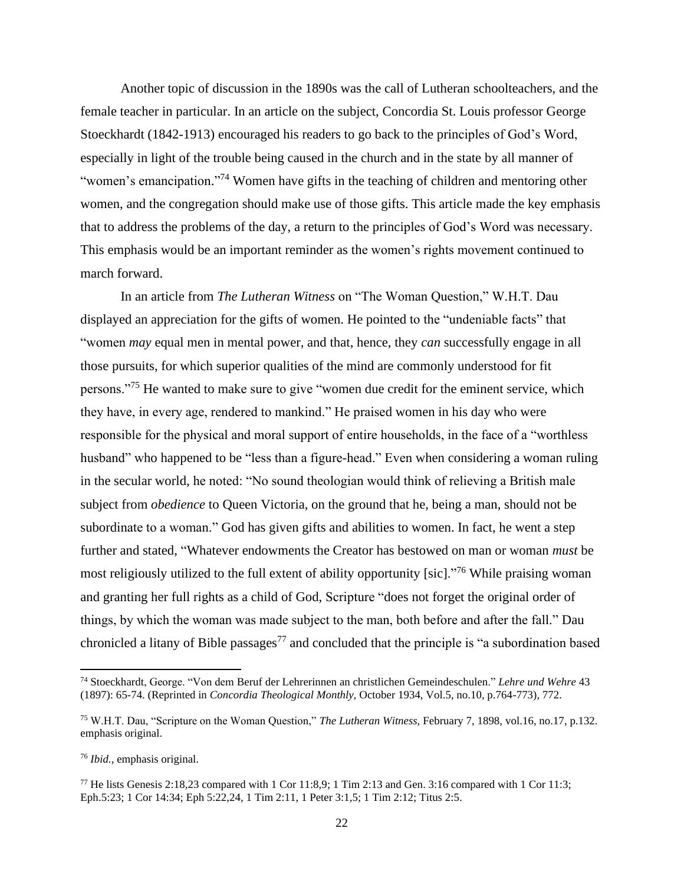Another topic of discussion in the 1890s was the call of Lutheran schoolteachers, and the female teacher in particular. In an article on the subject, Concordia St. Louis professor George Stoeckhardt (1842-1913) encouraged his readers to go back to the principles of God's Word, especially in light of the trouble being caused in the church and in the state by all manner of "women's emancipation."[74] Women have gifts in the teaching of children and mentoring other women, and the congregation should make use of those gifts. This article made the key emphasis that to address the problems of the day, a return to the principles of God's Word was necessary. This emphasis would be an important reminder as the women's rights movement continued to march forward.

In an article from *The Lutheran Witness* on "The Woman Question," W.H.T. Dau displayed an appreciation for the gifts of women. He pointed to the "undeniable facts" that "women *may* equal men in mental power, and that, hence, they *can* successfully engage in all those pursuits, for which superior qualities of the mind are commonly understood for fit persons."[75] He wanted to make sure to give "women due credit for the eminent service, which they have, in every age, rendered to mankind." He praised women in his day who were responsible for the physical and moral support of entire households, in the face of a "worthless husband" who happened to be "less than a figure-head." Even when considering a woman ruling in the secular world, he noted: "No sound theologian would think of relieving a British male subject from *obedience* to Queen Victoria, on the ground that he, being a man, should not be subordinate to a woman." God has given gifts and abilities to women. In fact, he went a step further and stated, "Whatever endowments the Creator has bestowed on man or woman *must* be most religiously utilized to the full extent of ability opportunity [sic]."[76] While praising woman and granting her full rights as a child of God, Scripture "does not forget the original order of things, by which the woman was made subject to the man, both before and after the fall." Dau chronicled a litany of Bible passages[77] and concluded that the principle is "a subordination based

---

[74] Stoeckhardt, George. "Von dem Beruf der Lehrerinnen an christlichen Gemeindeschulen." *Lehre und Wehre* 43 (1897): 65-74. (Reprinted in *Concordia Theological Monthly,* October 1934, Vol.5, no.10, p.764-773), 772.

[75] W.H.T. Dau, "Scripture on the Woman Question," *The Lutheran Witness,* February 7, 1898, vol.16, no.17, p.132. emphasis original.

[76] *Ibid.,* emphasis original.

[77] He lists Genesis 2:18,23 compared with 1 Cor 11:8,9; 1 Tim 2:13 and Gen. 3:16 compared with 1 Cor 11:3; Eph.5:23; 1 Cor 14:34; Eph 5:22,24, 1 Tim 2:11, 1 Peter 3:1,5; 1 Tim 2:12; Titus 2:5.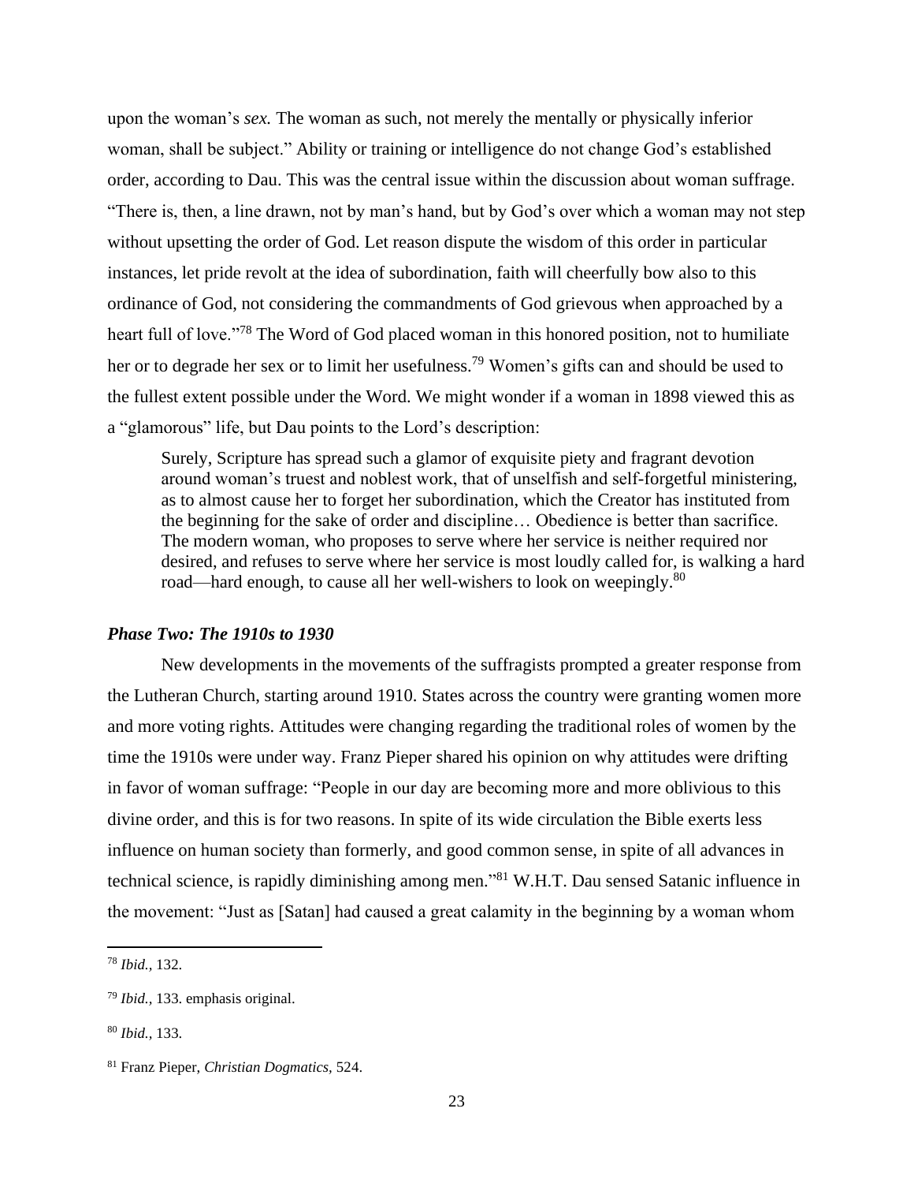upon the woman's *sex.* The woman as such, not merely the mentally or physically inferior woman, shall be subject." Ability or training or intelligence do not change God's established order, according to Dau. This was the central issue within the discussion about woman suffrage. "There is, then, a line drawn, not by man's hand, but by God's over which a woman may not step without upsetting the order of God. Let reason dispute the wisdom of this order in particular instances, let pride revolt at the idea of subordination, faith will cheerfully bow also to this ordinance of God, not considering the commandments of God grievous when approached by a heart full of love."[78] The Word of God placed woman in this honored position, not to humiliate her or to degrade her sex or to limit her usefulness.[79] Women's gifts can and should be used to the fullest extent possible under the Word. We might wonder if a woman in 1898 viewed this as a "glamorous" life, but Dau points to the Lord's description:

> Surely, Scripture has spread such a glamor of exquisite piety and fragrant devotion around woman's truest and noblest work, that of unselfish and self-forgetful ministering, as to almost cause her to forget her subordination, which the Creator has instituted from the beginning for the sake of order and discipline… Obedience is better than sacrifice. The modern woman, who proposes to serve where her service is neither required nor desired, and refuses to serve where her service is most loudly called for, is walking a hard road—hard enough, to cause all her well-wishers to look on weepingly.[80]

### *Phase Two: The 1910s to 1930*

New developments in the movements of the suffragists prompted a greater response from the Lutheran Church, starting around 1910. States across the country were granting women more and more voting rights. Attitudes were changing regarding the traditional roles of women by the time the 1910s were under way. Franz Pieper shared his opinion on why attitudes were drifting in favor of woman suffrage: "People in our day are becoming more and more oblivious to this divine order, and this is for two reasons. In spite of its wide circulation the Bible exerts less influence on human society than formerly, and good common sense, in spite of all advances in technical science, is rapidly diminishing among men."[81] W.H.T. Dau sensed Satanic influence in the movement: "Just as [Satan] had caused a great calamity in the beginning by a woman whom

---

[78] *Ibid.,* 132.

[79] *Ibid.,* 133. emphasis original.

[80] *Ibid.,* 133.

[81] Franz Pieper, *Christian Dogmatics,* 524.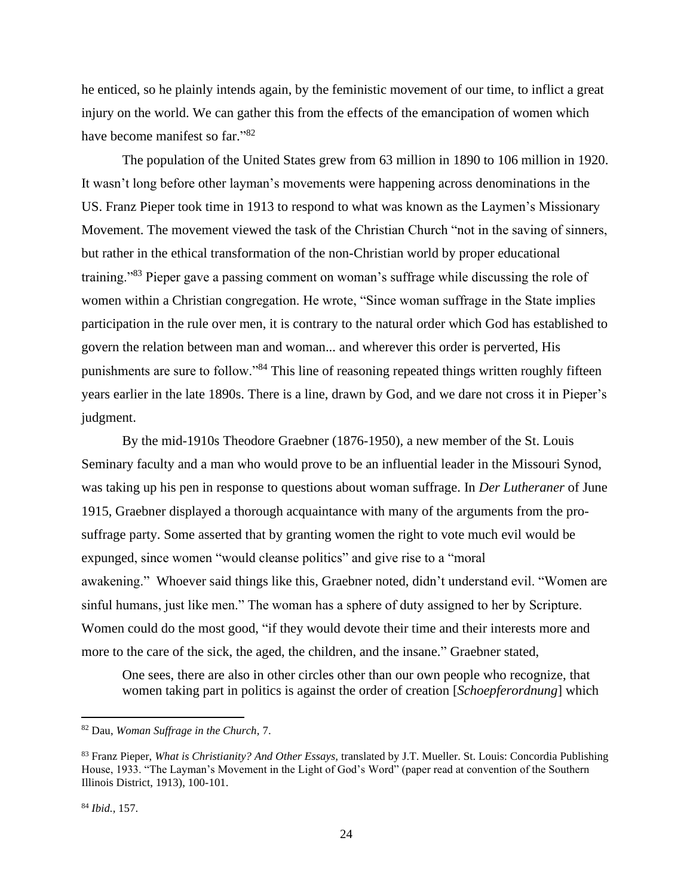he enticed, so he plainly intends again, by the feministic movement of our time, to inflict a great injury on the world. We can gather this from the effects of the emancipation of women which have become manifest so far."[82]

The population of the United States grew from 63 million in 1890 to 106 million in 1920. It wasn't long before other layman's movements were happening across denominations in the US. Franz Pieper took time in 1913 to respond to what was known as the Laymen's Missionary Movement. The movement viewed the task of the Christian Church "not in the saving of sinners, but rather in the ethical transformation of the non-Christian world by proper educational training."[83] Pieper gave a passing comment on woman's suffrage while discussing the role of women within a Christian congregation. He wrote, "Since woman suffrage in the State implies participation in the rule over men, it is contrary to the natural order which God has established to govern the relation between man and woman... and wherever this order is perverted, His punishments are sure to follow."[84] This line of reasoning repeated things written roughly fifteen years earlier in the late 1890s. There is a line, drawn by God, and we dare not cross it in Pieper's judgment.

By the mid-1910s Theodore Graebner (1876-1950), a new member of the St. Louis Seminary faculty and a man who would prove to be an influential leader in the Missouri Synod, was taking up his pen in response to questions about woman suffrage. In *Der Lutheraner* of June 1915, Graebner displayed a thorough acquaintance with many of the arguments from the pro-suffrage party. Some asserted that by granting women the right to vote much evil would be expunged, since women "would cleanse politics" and give rise to a "moral awakening." Whoever said things like this, Graebner noted, didn't understand evil. "Women are sinful humans, just like men." The woman has a sphere of duty assigned to her by Scripture. Women could do the most good, "if they would devote their time and their interests more and more to the care of the sick, the aged, the children, and the insane." Graebner stated,

> One sees, there are also in other circles other than our own people who recognize, that women taking part in politics is against the order of creation [*Schoepferordnung*] which

---

[82] Dau, *Woman Suffrage in the Church*, 7.

[83] Franz Pieper, *What is Christianity? And Other Essays*, translated by J.T. Mueller. St. Louis: Concordia Publishing House, 1933. "The Layman's Movement in the Light of God's Word" (paper read at convention of the Southern Illinois District, 1913), 100-101.

[84] *Ibid.*, 157.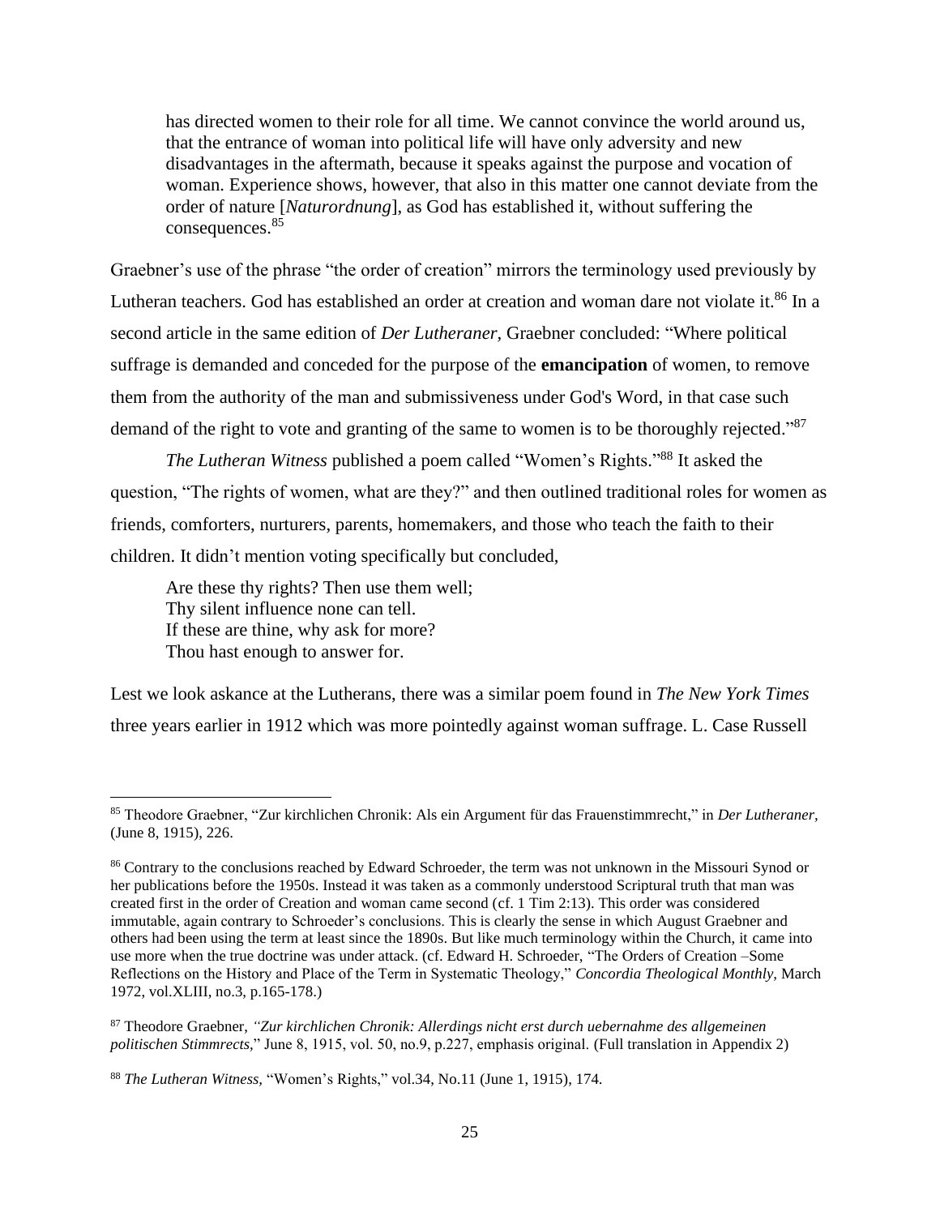> has directed women to their role for all time. We cannot convince the world around us, that the entrance of woman into political life will have only adversity and new disadvantages in the aftermath, because it speaks against the purpose and vocation of woman. Experience shows, however, that also in this matter one cannot deviate from the order of nature [*Naturordnung*], as God has established it, without suffering the consequences.[85]

Graebner's use of the phrase "the order of creation" mirrors the terminology used previously by Lutheran teachers. God has established an order at creation and woman dare not violate it.[86] In a second article in the same edition of *Der Lutheraner*, Graebner concluded: "Where political suffrage is demanded and conceded for the purpose of the **emancipation** of women, to remove them from the authority of the man and submissiveness under God's Word, in that case such demand of the right to vote and granting of the same to women is to be thoroughly rejected."[87]

*The Lutheran Witness* published a poem called "Women's Rights."[88] It asked the question, "The rights of women, what are they?" and then outlined traditional roles for women as friends, comforters, nurturers, parents, homemakers, and those who teach the faith to their children. It didn't mention voting specifically but concluded,

> Are these thy rights? Then use them well;
> Thy silent influence none can tell.
> If these are thine, why ask for more?
> Thou hast enough to answer for.

Lest we look askance at the Lutherans, there was a similar poem found in *The New York Times* three years earlier in 1912 which was more pointedly against woman suffrage. L. Case Russell

---

[85] Theodore Graebner, "Zur kirchlichen Chronik: Als ein Argument für das Frauenstimmrecht," in *Der Lutheraner*, (June 8, 1915), 226.

[86] Contrary to the conclusions reached by Edward Schroeder, the term was not unknown in the Missouri Synod or her publications before the 1950s. Instead it was taken as a commonly understood Scriptural truth that man was created first in the order of Creation and woman came second (cf. 1 Tim 2:13). This order was considered immutable, again contrary to Schroeder's conclusions. This is clearly the sense in which August Graebner and others had been using the term at least since the 1890s. But like much terminology within the Church, it came into use more when the true doctrine was under attack. (cf. Edward H. Schroeder, "The Orders of Creation –Some Reflections on the History and Place of the Term in Systematic Theology," *Concordia Theological Monthly*, March 1972, vol.XLIII, no.3, p.165-178.)

[87] Theodore Graebner, *"Zur kirchlichen Chronik: Allerdings nicht erst durch uebernahme des allgemeinen politischen Stimmrects,"* June 8, 1915, vol. 50, no.9, p.227, emphasis original. (Full translation in Appendix 2)

[88] *The Lutheran Witness*, "Women's Rights," vol.34, No.11 (June 1, 1915), 174.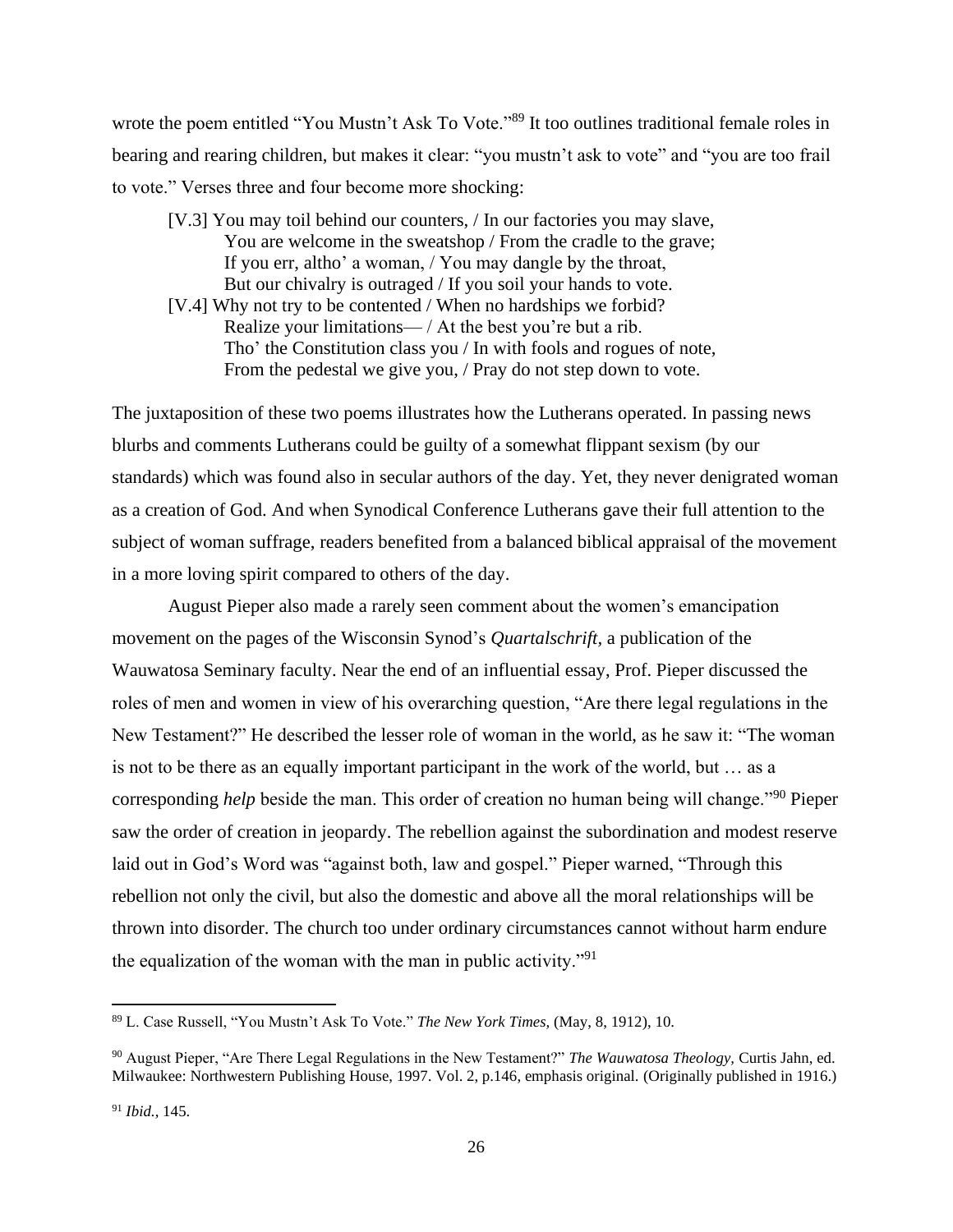wrote the poem entitled "You Mustn't Ask To Vote."[89] It too outlines traditional female roles in bearing and rearing children, but makes it clear: "you mustn't ask to vote" and "you are too frail to vote." Verses three and four become more shocking:

> [V.3] You may toil behind our counters, / In our factories you may slave,
> You are welcome in the sweatshop / From the cradle to the grave;
> If you err, altho' a woman, / You may dangle by the throat,
> But our chivalry is outraged / If you soil your hands to vote.
> [V.4] Why not try to be contented / When no hardships we forbid?
> Realize your limitations— / At the best you're but a rib.
> Tho' the Constitution class you / In with fools and rogues of note,
> From the pedestal we give you, / Pray do not step down to vote.

The juxtaposition of these two poems illustrates how the Lutherans operated. In passing news blurbs and comments Lutherans could be guilty of a somewhat flippant sexism (by our standards) which was found also in secular authors of the day. Yet, they never denigrated woman as a creation of God. And when Synodical Conference Lutherans gave their full attention to the subject of woman suffrage, readers benefited from a balanced biblical appraisal of the movement in a more loving spirit compared to others of the day.

August Pieper also made a rarely seen comment about the women's emancipation movement on the pages of the Wisconsin Synod's *Quartalschrift,* a publication of the Wauwatosa Seminary faculty. Near the end of an influential essay, Prof. Pieper discussed the roles of men and women in view of his overarching question, "Are there legal regulations in the New Testament?" He described the lesser role of woman in the world, as he saw it: "The woman is not to be there as an equally important participant in the work of the world, but … as a corresponding *help* beside the man. This order of creation no human being will change."[90] Pieper saw the order of creation in jeopardy. The rebellion against the subordination and modest reserve laid out in God's Word was "against both, law and gospel." Pieper warned, "Through this rebellion not only the civil, but also the domestic and above all the moral relationships will be thrown into disorder. The church too under ordinary circumstances cannot without harm endure the equalization of the woman with the man in public activity."[91]

---

[89] L. Case Russell, "You Mustn't Ask To Vote." *The New York Times,* (May, 8, 1912), 10.

[90] August Pieper, "Are There Legal Regulations in the New Testament?" *The Wauwatosa Theology,* Curtis Jahn, ed. Milwaukee: Northwestern Publishing House, 1997. Vol. 2, p.146, emphasis original. (Originally published in 1916.)

[91] *Ibid.,* 145.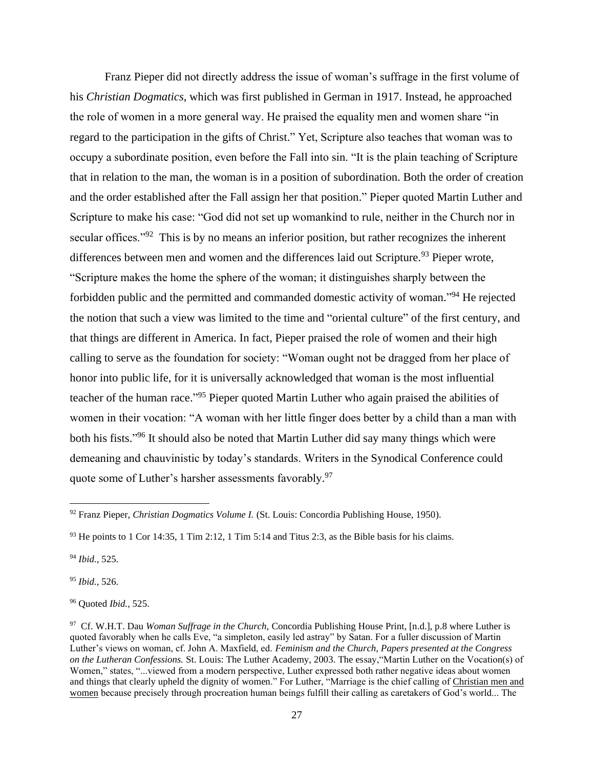Franz Pieper did not directly address the issue of woman's suffrage in the first volume of his *Christian Dogmatics*, which was first published in German in 1917. Instead, he approached the role of women in a more general way. He praised the equality men and women share "in regard to the participation in the gifts of Christ." Yet, Scripture also teaches that woman was to occupy a subordinate position, even before the Fall into sin. "It is the plain teaching of Scripture that in relation to the man, the woman is in a position of subordination. Both the order of creation and the order established after the Fall assign her that position." Pieper quoted Martin Luther and Scripture to make his case: "God did not set up womankind to rule, neither in the Church nor in secular offices."[92] This is by no means an inferior position, but rather recognizes the inherent differences between men and women and the differences laid out Scripture.[93] Pieper wrote, "Scripture makes the home the sphere of the woman; it distinguishes sharply between the forbidden public and the permitted and commanded domestic activity of woman."[94] He rejected the notion that such a view was limited to the time and "oriental culture" of the first century, and that things are different in America. In fact, Pieper praised the role of women and their high calling to serve as the foundation for society: "Woman ought not be dragged from her place of honor into public life, for it is universally acknowledged that woman is the most influential teacher of the human race."[95] Pieper quoted Martin Luther who again praised the abilities of women in their vocation: "A woman with her little finger does better by a child than a man with both his fists."[96] It should also be noted that Martin Luther did say many things which were demeaning and chauvinistic by today's standards. Writers in the Synodical Conference could quote some of Luther's harsher assessments favorably.[97]

---

[92] Franz Pieper, *Christian Dogmatics Volume I.* (St. Louis: Concordia Publishing House, 1950).

[93] He points to 1 Cor 14:35, 1 Tim 2:12, 1 Tim 5:14 and Titus 2:3, as the Bible basis for his claims.

[94] *Ibid.,* 525.

[95] *Ibid.,* 526.

[96] Quoted *Ibid.,* 525.

[97] Cf. W.H.T. Dau *Woman Suffrage in the Church,* Concordia Publishing House Print, [n.d.], p.8 where Luther is quoted favorably when he calls Eve, "a simpleton, easily led astray" by Satan. For a fuller discussion of Martin Luther's views on woman, cf. John A. Maxfield, ed. *Feminism and the Church, Papers presented at the Congress on the Lutheran Confessions.* St. Louis: The Luther Academy, 2003. The essay,"Martin Luther on the Vocation(s) of Women," states, "...viewed from a modern perspective, Luther expressed both rather negative ideas about women and things that clearly upheld the dignity of women." For Luther, "Marriage is the chief calling of Christian men and women because precisely through procreation human beings fulfill their calling as caretakers of God's world... The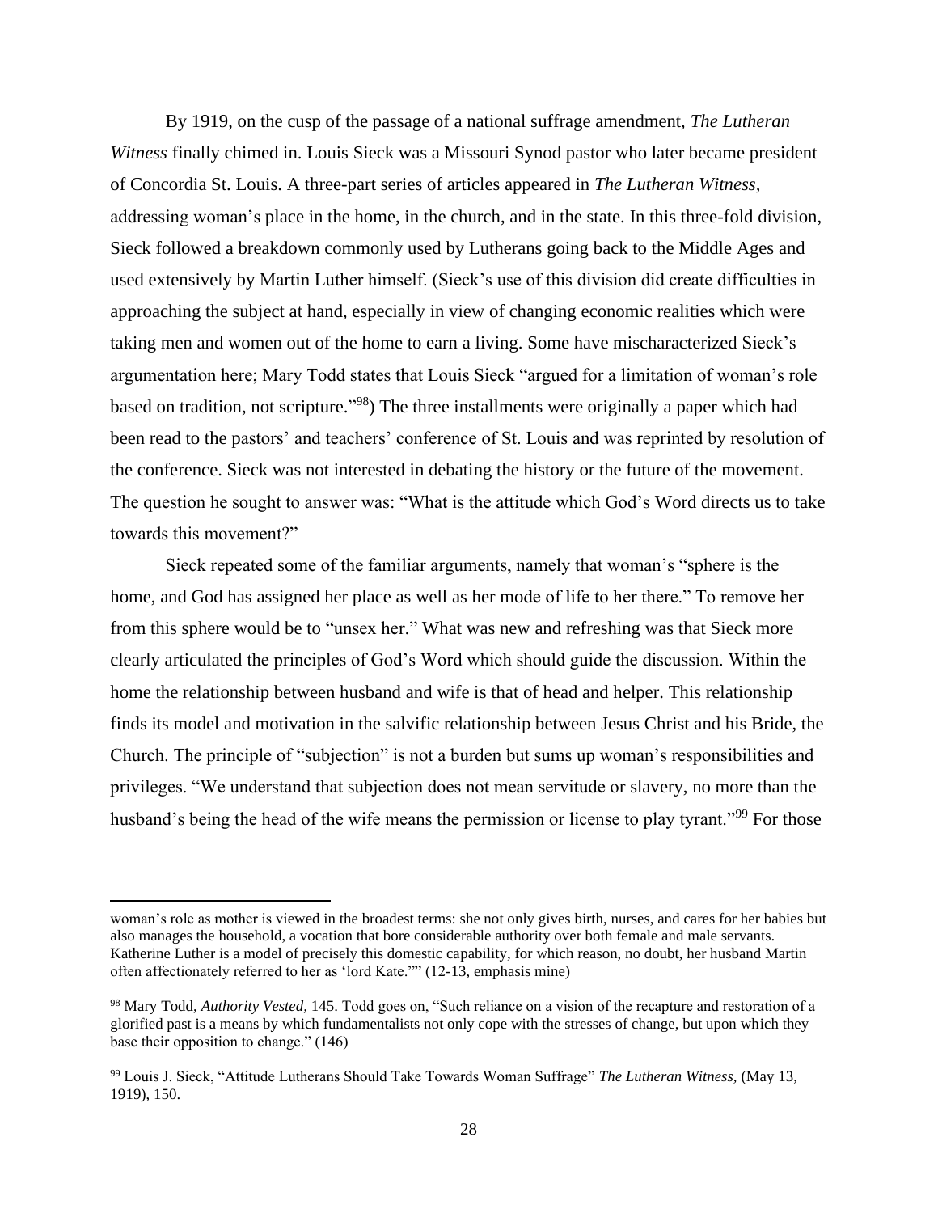By 1919, on the cusp of the passage of a national suffrage amendment, *The Lutheran Witness* finally chimed in. Louis Sieck was a Missouri Synod pastor who later became president of Concordia St. Louis. A three-part series of articles appeared in *The Lutheran Witness,* addressing woman's place in the home, in the church, and in the state. In this three-fold division, Sieck followed a breakdown commonly used by Lutherans going back to the Middle Ages and used extensively by Martin Luther himself. (Sieck's use of this division did create difficulties in approaching the subject at hand, especially in view of changing economic realities which were taking men and women out of the home to earn a living. Some have mischaracterized Sieck's argumentation here; Mary Todd states that Louis Sieck "argued for a limitation of woman's role based on tradition, not scripture."[98]) The three installments were originally a paper which had been read to the pastors' and teachers' conference of St. Louis and was reprinted by resolution of the conference. Sieck was not interested in debating the history or the future of the movement. The question he sought to answer was: "What is the attitude which God's Word directs us to take towards this movement?"

Sieck repeated some of the familiar arguments, namely that woman's "sphere is the home, and God has assigned her place as well as her mode of life to her there." To remove her from this sphere would be to "unsex her." What was new and refreshing was that Sieck more clearly articulated the principles of God's Word which should guide the discussion. Within the home the relationship between husband and wife is that of head and helper. This relationship finds its model and motivation in the salvific relationship between Jesus Christ and his Bride, the Church. The principle of "subjection" is not a burden but sums up woman's responsibilities and privileges. "We understand that subjection does not mean servitude or slavery, no more than the husband's being the head of the wife means the permission or license to play tyrant."[99] For those

---

woman's role as mother is viewed in the broadest terms: she not only gives birth, nurses, and cares for her babies but also manages the household, a vocation that bore considerable authority over both female and male servants. Katherine Luther is a model of precisely this domestic capability, for which reason, no doubt, her husband Martin often affectionately referred to her as 'lord Kate."" (12-13, emphasis mine)

[98] Mary Todd, *Authority Vested,* 145. Todd goes on, "Such reliance on a vision of the recapture and restoration of a glorified past is a means by which fundamentalists not only cope with the stresses of change, but upon which they base their opposition to change." (146)

[99] Louis J. Sieck, "Attitude Lutherans Should Take Towards Woman Suffrage" *The Lutheran Witness,* (May 13, 1919), 150.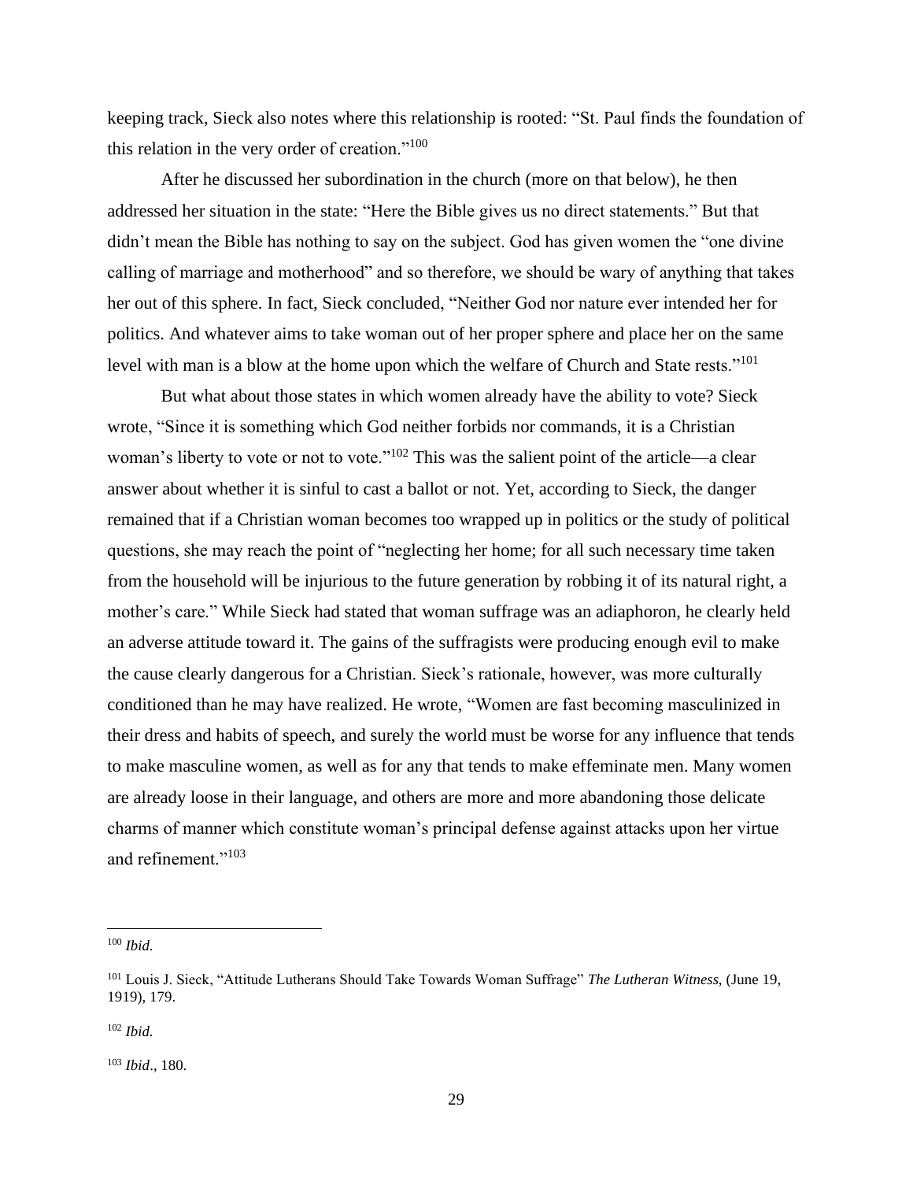keeping track, Sieck also notes where this relationship is rooted: "St. Paul finds the foundation of this relation in the very order of creation."[100]

After he discussed her subordination in the church (more on that below), he then addressed her situation in the state: "Here the Bible gives us no direct statements." But that didn't mean the Bible has nothing to say on the subject. God has given women the "one divine calling of marriage and motherhood" and so therefore, we should be wary of anything that takes her out of this sphere. In fact, Sieck concluded, "Neither God nor nature ever intended her for politics. And whatever aims to take woman out of her proper sphere and place her on the same level with man is a blow at the home upon which the welfare of Church and State rests."[101]

But what about those states in which women already have the ability to vote? Sieck wrote, "Since it is something which God neither forbids nor commands, it is a Christian woman's liberty to vote or not to vote."[102] This was the salient point of the article—a clear answer about whether it is sinful to cast a ballot or not. Yet, according to Sieck, the danger remained that if a Christian woman becomes too wrapped up in politics or the study of political questions, she may reach the point of "neglecting her home; for all such necessary time taken from the household will be injurious to the future generation by robbing it of its natural right, a mother's care." While Sieck had stated that woman suffrage was an adiaphoron, he clearly held an adverse attitude toward it. The gains of the suffragists were producing enough evil to make the cause clearly dangerous for a Christian. Sieck's rationale, however, was more culturally conditioned than he may have realized. He wrote, "Women are fast becoming masculinized in their dress and habits of speech, and surely the world must be worse for any influence that tends to make masculine women, as well as for any that tends to make effeminate men. Many women are already loose in their language, and others are more and more abandoning those delicate charms of manner which constitute woman's principal defense against attacks upon her virtue and refinement."[103]

---

[100] *Ibid.*

[101] Louis J. Sieck, "Attitude Lutherans Should Take Towards Woman Suffrage" *The Lutheran Witness,* (June 19, 1919), 179.

[102] *Ibid.*

[103] *Ibid*., 180.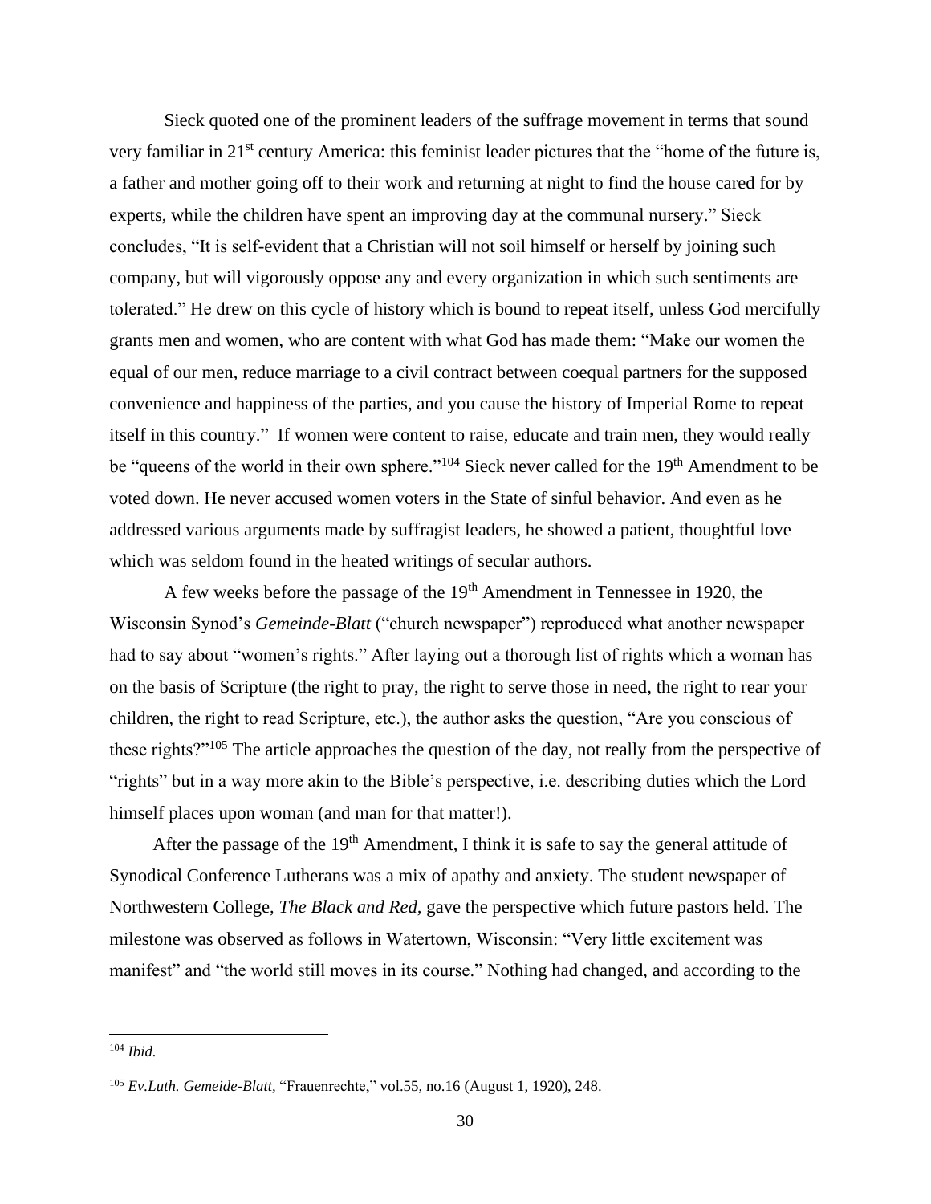Sieck quoted one of the prominent leaders of the suffrage movement in terms that sound very familiar in 21st century America: this feminist leader pictures that the "home of the future is, a father and mother going off to their work and returning at night to find the house cared for by experts, while the children have spent an improving day at the communal nursery." Sieck concludes, "It is self-evident that a Christian will not soil himself or herself by joining such company, but will vigorously oppose any and every organization in which such sentiments are tolerated." He drew on this cycle of history which is bound to repeat itself, unless God mercifully grants men and women, who are content with what God has made them: "Make our women the equal of our men, reduce marriage to a civil contract between coequal partners for the supposed convenience and happiness of the parties, and you cause the history of Imperial Rome to repeat itself in this country." If women were content to raise, educate and train men, they would really be "queens of the world in their own sphere."[104] Sieck never called for the 19th Amendment to be voted down. He never accused women voters in the State of sinful behavior. And even as he addressed various arguments made by suffragist leaders, he showed a patient, thoughtful love which was seldom found in the heated writings of secular authors.

A few weeks before the passage of the 19th Amendment in Tennessee in 1920, the Wisconsin Synod's *Gemeinde-Blatt* ("church newspaper") reproduced what another newspaper had to say about "women's rights." After laying out a thorough list of rights which a woman has on the basis of Scripture (the right to pray, the right to serve those in need, the right to rear your children, the right to read Scripture, etc.), the author asks the question, "Are you conscious of these rights?"[105] The article approaches the question of the day, not really from the perspective of "rights" but in a way more akin to the Bible's perspective, i.e. describing duties which the Lord himself places upon woman (and man for that matter!).

After the passage of the 19th Amendment, I think it is safe to say the general attitude of Synodical Conference Lutherans was a mix of apathy and anxiety. The student newspaper of Northwestern College, *The Black and Red*, gave the perspective which future pastors held. The milestone was observed as follows in Watertown, Wisconsin: "Very little excitement was manifest" and "the world still moves in its course." Nothing had changed, and according to the

---

[104] *Ibid.*

[105] *Ev.Luth. Gemeide-Blatt*, "Frauenrechte," vol.55, no.16 (August 1, 1920), 248.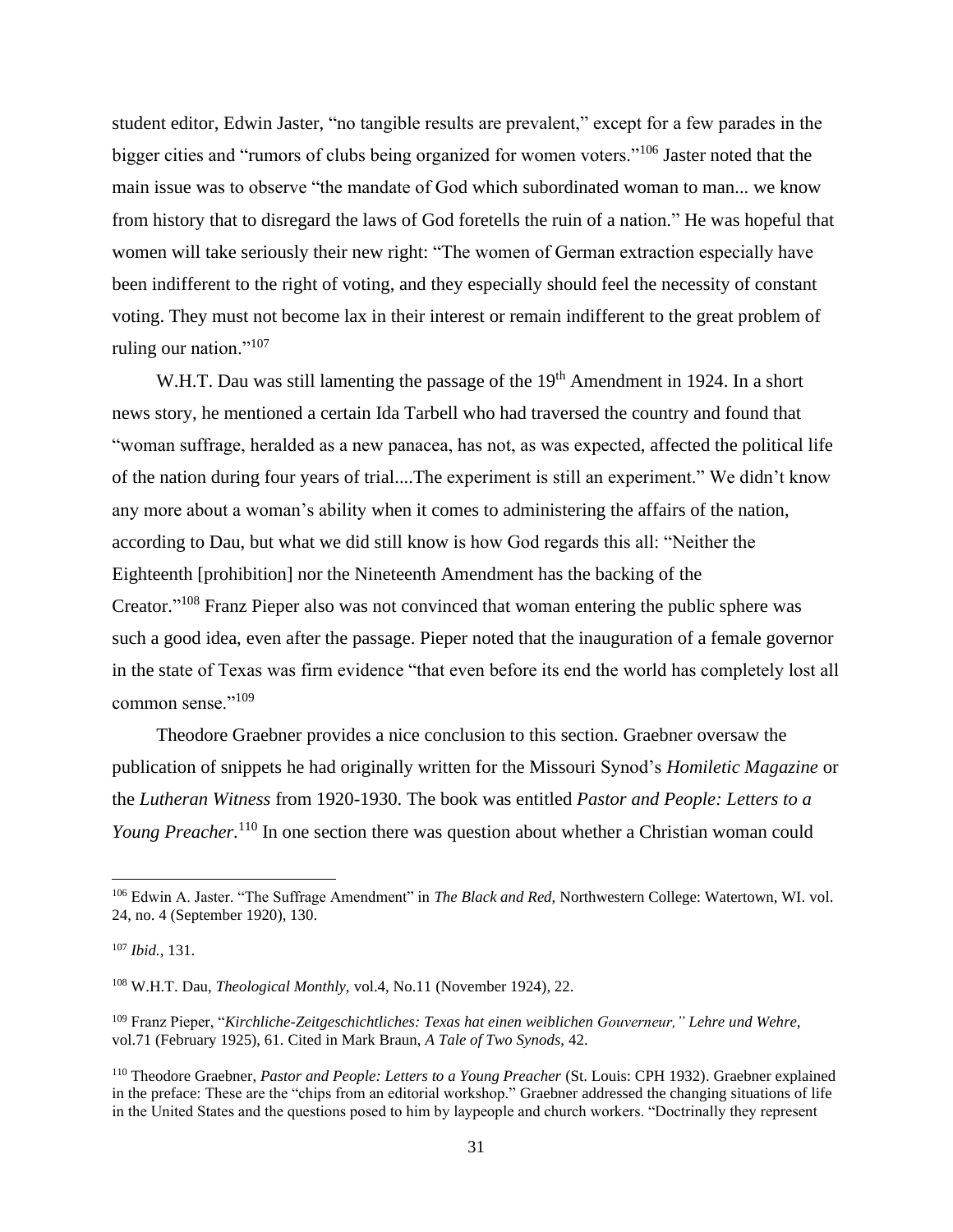student editor, Edwin Jaster, "no tangible results are prevalent," except for a few parades in the bigger cities and "rumors of clubs being organized for women voters."[106] Jaster noted that the main issue was to observe "the mandate of God which subordinated woman to man... we know from history that to disregard the laws of God foretells the ruin of a nation." He was hopeful that women will take seriously their new right: "The women of German extraction especially have been indifferent to the right of voting, and they especially should feel the necessity of constant voting. They must not become lax in their interest or remain indifferent to the great problem of ruling our nation."[107]

W.H.T. Dau was still lamenting the passage of the 19th Amendment in 1924. In a short news story, he mentioned a certain Ida Tarbell who had traversed the country and found that "woman suffrage, heralded as a new panacea, has not, as was expected, affected the political life of the nation during four years of trial....The experiment is still an experiment." We didn't know any more about a woman's ability when it comes to administering the affairs of the nation, according to Dau, but what we did still know is how God regards this all: "Neither the Eighteenth [prohibition] nor the Nineteenth Amendment has the backing of the Creator."[108] Franz Pieper also was not convinced that woman entering the public sphere was such a good idea, even after the passage. Pieper noted that the inauguration of a female governor in the state of Texas was firm evidence "that even before its end the world has completely lost all common sense."[109]

Theodore Graebner provides a nice conclusion to this section. Graebner oversaw the publication of snippets he had originally written for the Missouri Synod's *Homiletic Magazine* or the *Lutheran Witness* from 1920-1930. The book was entitled *Pastor and People: Letters to a Young Preacher.*[110] In one section there was question about whether a Christian woman could

---

[106] Edwin A. Jaster. "The Suffrage Amendment" in *The Black and Red,* Northwestern College: Watertown, WI. vol. 24, no. 4 (September 1920), 130.

[107] *Ibid.,* 131.

[108] W.H.T. Dau, *Theological Monthly,* vol.4, No.11 (November 1924), 22.

[109] Franz Pieper, "*Kirchliche-Zeitgeschichtliches: Texas hat einen weiblichen Gouverneur," Lehre und Wehre,* vol.71 (February 1925), 61. Cited in Mark Braun, *A Tale of Two Synods,* 42.

[110] Theodore Graebner, *Pastor and People: Letters to a Young Preacher* (St. Louis: CPH 1932). Graebner explained in the preface: These are the "chips from an editorial workshop." Graebner addressed the changing situations of life in the United States and the questions posed to him by laypeople and church workers. "Doctrinally they represent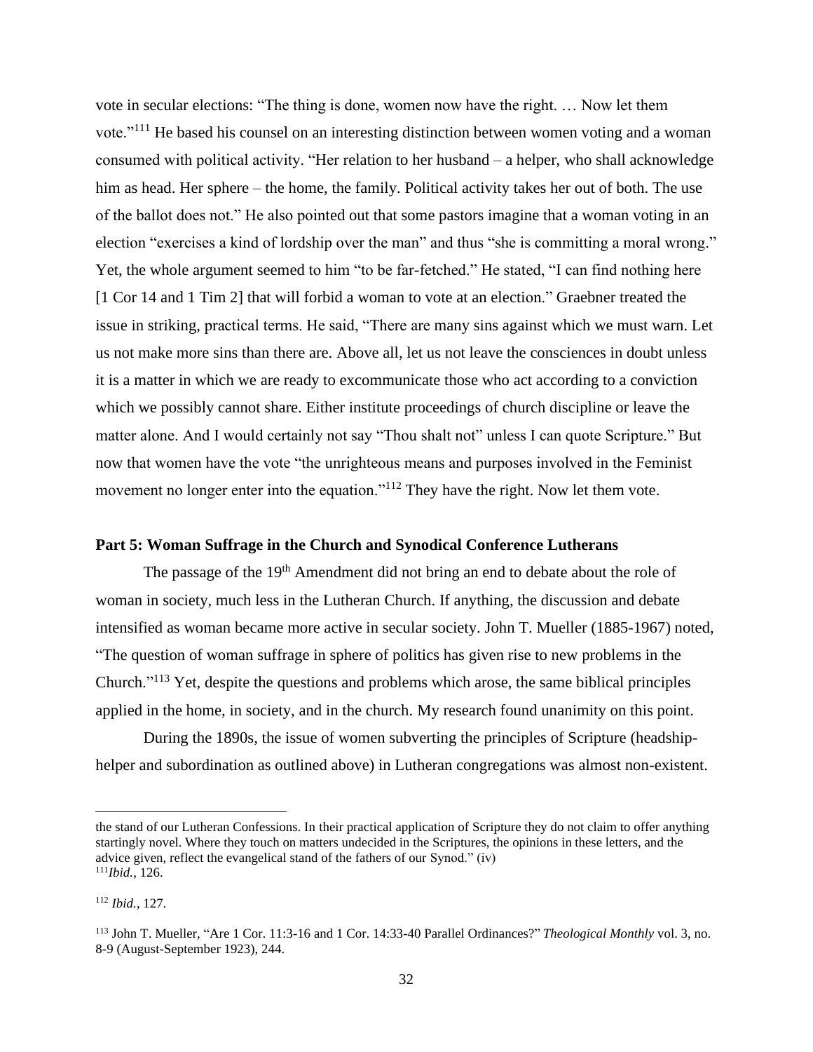vote in secular elections: "The thing is done, women now have the right. … Now let them vote."[111] He based his counsel on an interesting distinction between women voting and a woman consumed with political activity. "Her relation to her husband – a helper, who shall acknowledge him as head. Her sphere – the home, the family. Political activity takes her out of both. The use of the ballot does not." He also pointed out that some pastors imagine that a woman voting in an election "exercises a kind of lordship over the man" and thus "she is committing a moral wrong." Yet, the whole argument seemed to him "to be far-fetched." He stated, "I can find nothing here [1 Cor 14 and 1 Tim 2] that will forbid a woman to vote at an election." Graebner treated the issue in striking, practical terms. He said, "There are many sins against which we must warn. Let us not make more sins than there are. Above all, let us not leave the consciences in doubt unless it is a matter in which we are ready to excommunicate those who act according to a conviction which we possibly cannot share. Either institute proceedings of church discipline or leave the matter alone. And I would certainly not say "Thou shalt not" unless I can quote Scripture." But now that women have the vote "the unrighteous means and purposes involved in the Feminist movement no longer enter into the equation."[112] They have the right. Now let them vote.

## Part 5: Woman Suffrage in the Church and Synodical Conference Lutherans

The passage of the 19th Amendment did not bring an end to debate about the role of woman in society, much less in the Lutheran Church. If anything, the discussion and debate intensified as woman became more active in secular society. John T. Mueller (1885-1967) noted, "The question of woman suffrage in sphere of politics has given rise to new problems in the Church."[113] Yet, despite the questions and problems which arose, the same biblical principles applied in the home, in society, and in the church. My research found unanimity on this point.

During the 1890s, the issue of women subverting the principles of Scripture (headship-helper and subordination as outlined above) in Lutheran congregations was almost non-existent.

---

the stand of our Lutheran Confessions. In their practical application of Scripture they do not claim to offer anything startingly novel. Where they touch on matters undecided in the Scriptures, the opinions in these letters, and the advice given, reflect the evangelical stand of the fathers of our Synod." (iv)

[111] *Ibid.*, 126.

[112] *Ibid.*, 127.

[113] John T. Mueller, "Are 1 Cor. 11:3-16 and 1 Cor. 14:33-40 Parallel Ordinances?" *Theological Monthly* vol. 3, no. 8-9 (August-September 1923), 244.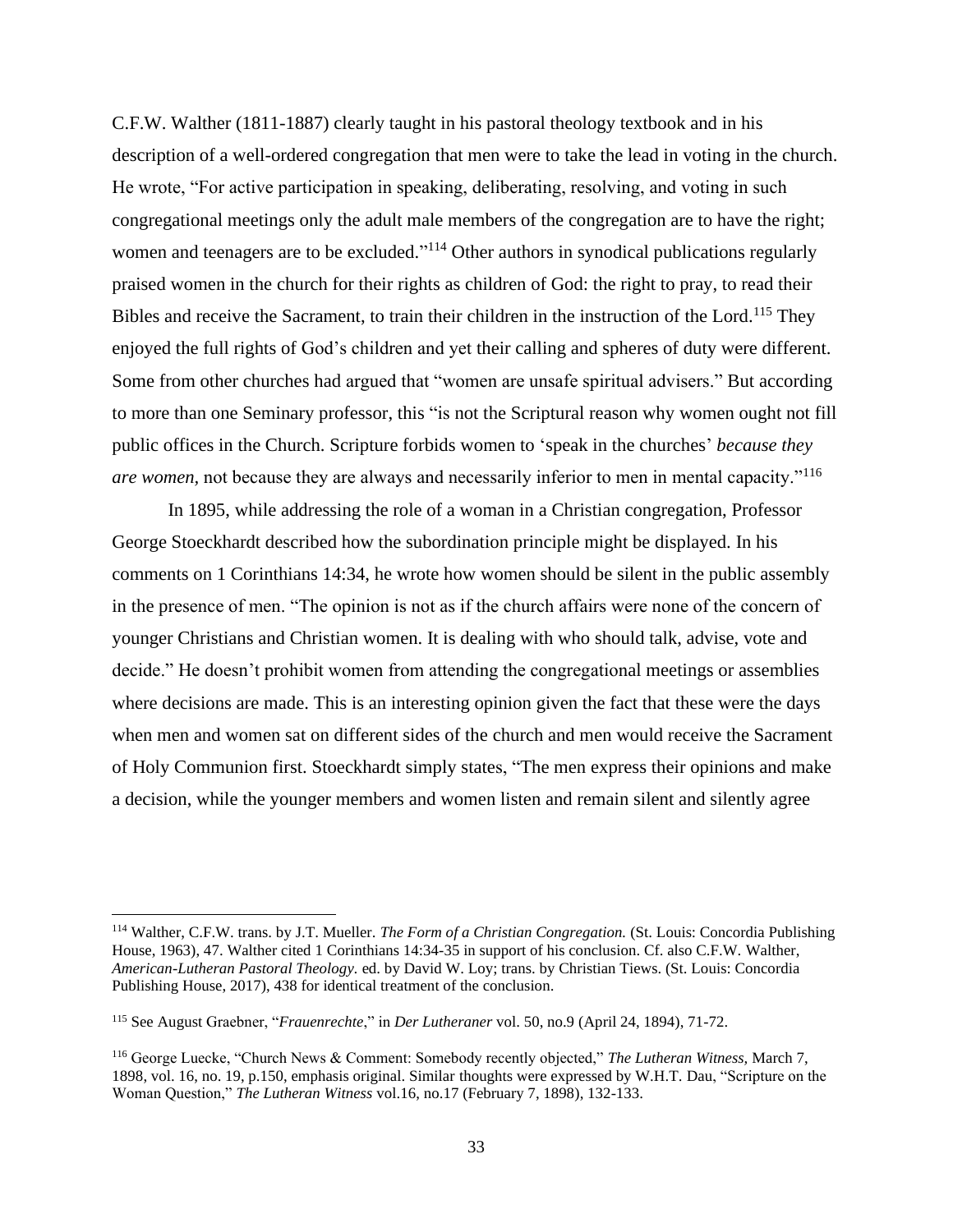C.F.W. Walther (1811-1887) clearly taught in his pastoral theology textbook and in his description of a well-ordered congregation that men were to take the lead in voting in the church. He wrote, "For active participation in speaking, deliberating, resolving, and voting in such congregational meetings only the adult male members of the congregation are to have the right; women and teenagers are to be excluded."[114] Other authors in synodical publications regularly praised women in the church for their rights as children of God: the right to pray, to read their Bibles and receive the Sacrament, to train their children in the instruction of the Lord.[115] They enjoyed the full rights of God's children and yet their calling and spheres of duty were different. Some from other churches had argued that "women are unsafe spiritual advisers." But according to more than one Seminary professor, this "is not the Scriptural reason why women ought not fill public offices in the Church. Scripture forbids women to 'speak in the churches' *because they are women*, not because they are always and necessarily inferior to men in mental capacity."[116]

In 1895, while addressing the role of a woman in a Christian congregation, Professor George Stoeckhardt described how the subordination principle might be displayed. In his comments on 1 Corinthians 14:34, he wrote how women should be silent in the public assembly in the presence of men. "The opinion is not as if the church affairs were none of the concern of younger Christians and Christian women. It is dealing with who should talk, advise, vote and decide." He doesn't prohibit women from attending the congregational meetings or assemblies where decisions are made. This is an interesting opinion given the fact that these were the days when men and women sat on different sides of the church and men would receive the Sacrament of Holy Communion first. Stoeckhardt simply states, "The men express their opinions and make a decision, while the younger members and women listen and remain silent and silently agree

---

[114] Walther, C.F.W. trans. by J.T. Mueller. *The Form of a Christian Congregation.* (St. Louis: Concordia Publishing House, 1963), 47. Walther cited 1 Corinthians 14:34-35 in support of his conclusion. Cf. also C.F.W. Walther, *American-Lutheran Pastoral Theology*. ed. by David W. Loy; trans. by Christian Tiews. (St. Louis: Concordia Publishing House, 2017), 438 for identical treatment of the conclusion.

[115] See August Graebner, "*Frauenrechte*," in *Der Lutheraner* vol. 50, no.9 (April 24, 1894), 71-72.

[116] George Luecke, "Church News & Comment: Somebody recently objected," *The Lutheran Witness,* March 7, 1898, vol. 16, no. 19, p.150, emphasis original. Similar thoughts were expressed by W.H.T. Dau, "Scripture on the Woman Question," *The Lutheran Witness* vol.16, no.17 (February 7, 1898), 132-133.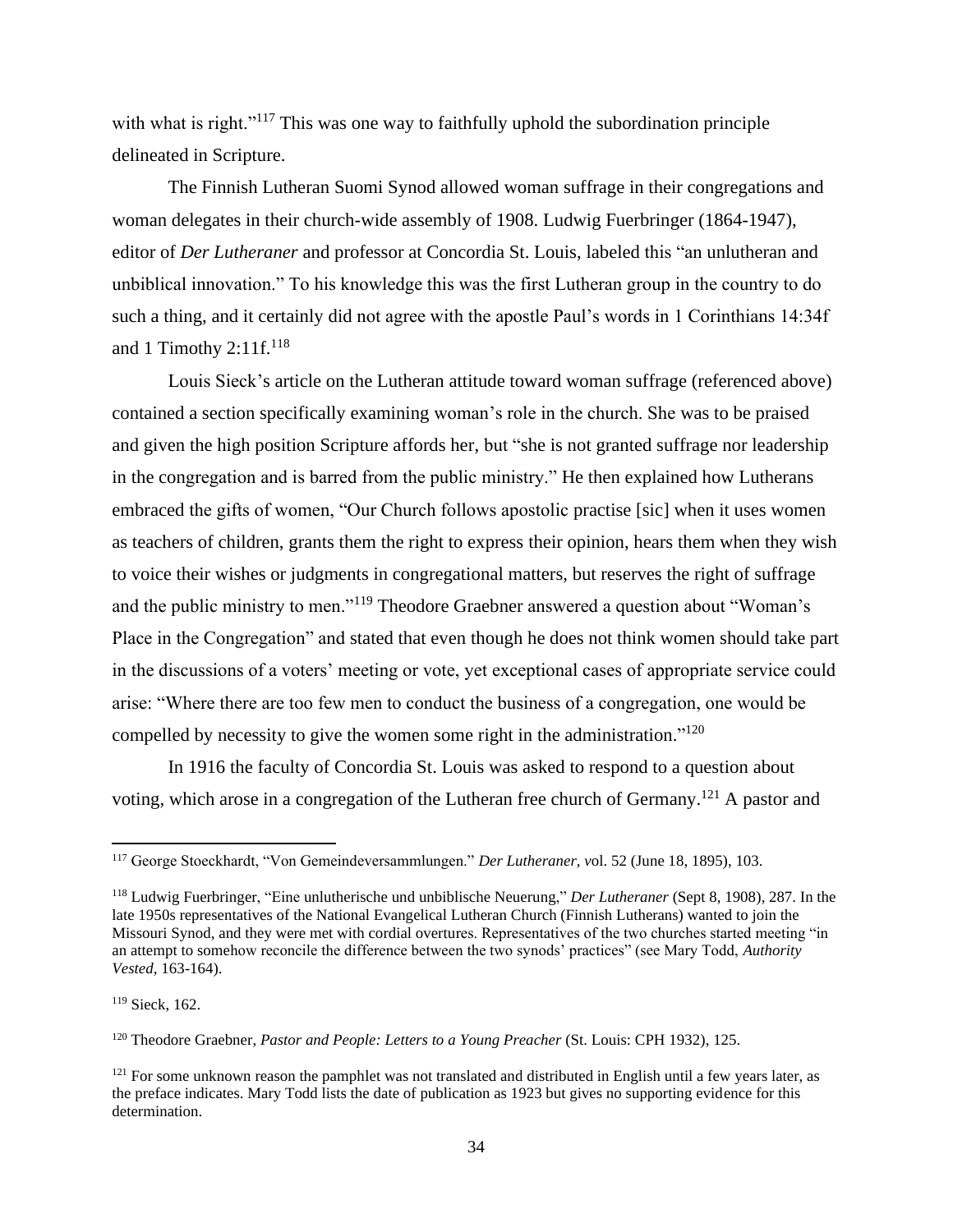with what is right."[117] This was one way to faithfully uphold the subordination principle delineated in Scripture.

The Finnish Lutheran Suomi Synod allowed woman suffrage in their congregations and woman delegates in their church-wide assembly of 1908. Ludwig Fuerbringer (1864-1947), editor of *Der Lutheraner* and professor at Concordia St. Louis, labeled this "an unlutheran and unbiblical innovation." To his knowledge this was the first Lutheran group in the country to do such a thing, and it certainly did not agree with the apostle Paul's words in 1 Corinthians 14:34f and 1 Timothy 2:11f.[118]

Louis Sieck's article on the Lutheran attitude toward woman suffrage (referenced above) contained a section specifically examining woman's role in the church. She was to be praised and given the high position Scripture affords her, but "she is not granted suffrage nor leadership in the congregation and is barred from the public ministry." He then explained how Lutherans embraced the gifts of women, "Our Church follows apostolic practise [sic] when it uses women as teachers of children, grants them the right to express their opinion, hears them when they wish to voice their wishes or judgments in congregational matters, but reserves the right of suffrage and the public ministry to men."[119] Theodore Graebner answered a question about "Woman's Place in the Congregation" and stated that even though he does not think women should take part in the discussions of a voters' meeting or vote, yet exceptional cases of appropriate service could arise: "Where there are too few men to conduct the business of a congregation, one would be compelled by necessity to give the women some right in the administration."[120]

In 1916 the faculty of Concordia St. Louis was asked to respond to a question about voting, which arose in a congregation of the Lutheran free church of Germany.[121] A pastor and

---

[117] George Stoeckhardt, "Von Gemeindeversammlungen." *Der Lutheraner, v*ol. 52 (June 18, 1895), 103.

[118] Ludwig Fuerbringer, "Eine unlutherische und unbiblische Neuerung," *Der Lutheraner* (Sept 8, 1908), 287. In the late 1950s representatives of the National Evangelical Lutheran Church (Finnish Lutherans) wanted to join the Missouri Synod, and they were met with cordial overtures. Representatives of the two churches started meeting "in an attempt to somehow reconcile the difference between the two synods' practices" (see Mary Todd, *Authority Vested,* 163-164).

[119] Sieck, 162.

[120] Theodore Graebner, *Pastor and People: Letters to a Young Preacher* (St. Louis: CPH 1932), 125.

[121] For some unknown reason the pamphlet was not translated and distributed in English until a few years later, as the preface indicates. Mary Todd lists the date of publication as 1923 but gives no supporting evidence for this determination.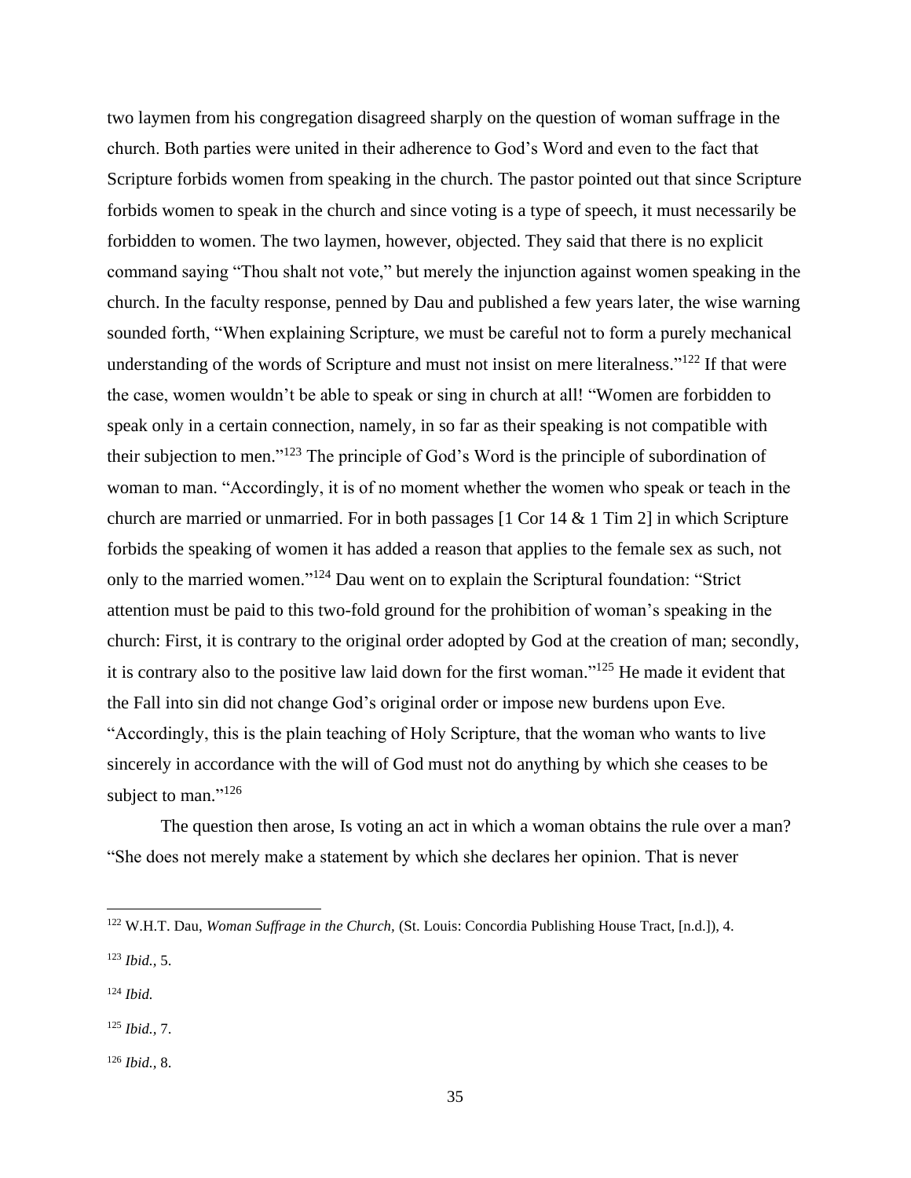two laymen from his congregation disagreed sharply on the question of woman suffrage in the church. Both parties were united in their adherence to God's Word and even to the fact that Scripture forbids women from speaking in the church. The pastor pointed out that since Scripture forbids women to speak in the church and since voting is a type of speech, it must necessarily be forbidden to women. The two laymen, however, objected. They said that there is no explicit command saying "Thou shalt not vote," but merely the injunction against women speaking in the church. In the faculty response, penned by Dau and published a few years later, the wise warning sounded forth, "When explaining Scripture, we must be careful not to form a purely mechanical understanding of the words of Scripture and must not insist on mere literalness."[122] If that were the case, women wouldn't be able to speak or sing in church at all! "Women are forbidden to speak only in a certain connection, namely, in so far as their speaking is not compatible with their subjection to men."[123] The principle of God's Word is the principle of subordination of woman to man. "Accordingly, it is of no moment whether the women who speak or teach in the church are married or unmarried. For in both passages [1 Cor 14 & 1 Tim 2] in which Scripture forbids the speaking of women it has added a reason that applies to the female sex as such, not only to the married women."[124] Dau went on to explain the Scriptural foundation: "Strict attention must be paid to this two-fold ground for the prohibition of woman's speaking in the church: First, it is contrary to the original order adopted by God at the creation of man; secondly, it is contrary also to the positive law laid down for the first woman."[125] He made it evident that the Fall into sin did not change God's original order or impose new burdens upon Eve. "Accordingly, this is the plain teaching of Holy Scripture, that the woman who wants to live sincerely in accordance with the will of God must not do anything by which she ceases to be subject to man."[126]

The question then arose, Is voting an act in which a woman obtains the rule over a man? "She does not merely make a statement by which she declares her opinion. That is never

---

[122] W.H.T. Dau, *Woman Suffrage in the Church,* (St. Louis: Concordia Publishing House Tract, [n.d.]), 4.

[123] *Ibid.,* 5.

[124] *Ibid.*

[125] *Ibid.,* 7.

[126] *Ibid.,* 8.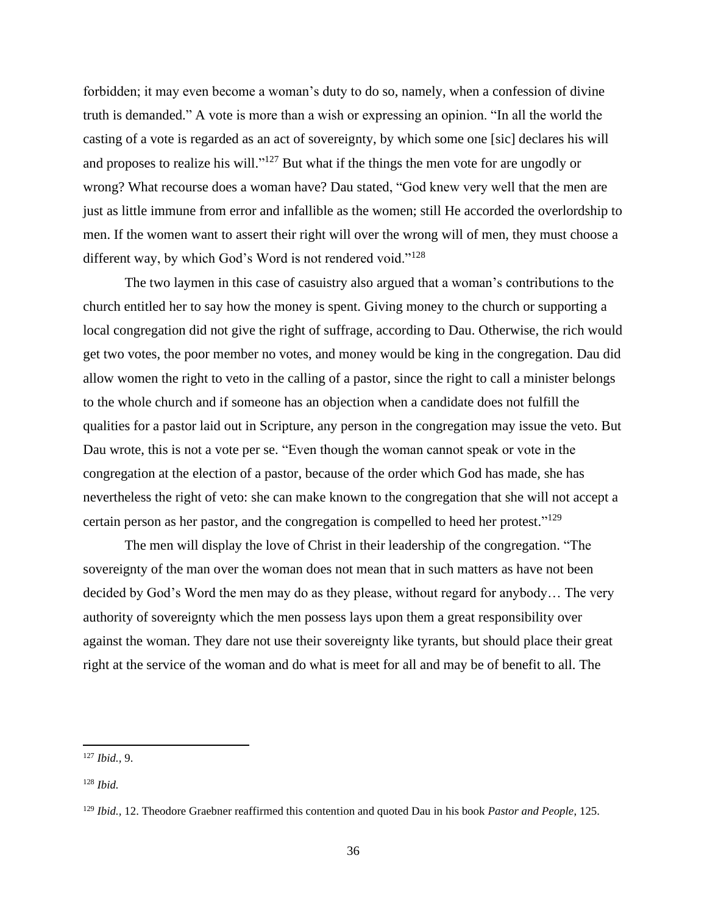forbidden; it may even become a woman's duty to do so, namely, when a confession of divine truth is demanded." A vote is more than a wish or expressing an opinion. "In all the world the casting of a vote is regarded as an act of sovereignty, by which some one [sic] declares his will and proposes to realize his will."[127] But what if the things the men vote for are ungodly or wrong? What recourse does a woman have? Dau stated, "God knew very well that the men are just as little immune from error and infallible as the women; still He accorded the overlordship to men. If the women want to assert their right will over the wrong will of men, they must choose a different way, by which God's Word is not rendered void."[128]

The two laymen in this case of casuistry also argued that a woman's contributions to the church entitled her to say how the money is spent. Giving money to the church or supporting a local congregation did not give the right of suffrage, according to Dau. Otherwise, the rich would get two votes, the poor member no votes, and money would be king in the congregation. Dau did allow women the right to veto in the calling of a pastor, since the right to call a minister belongs to the whole church and if someone has an objection when a candidate does not fulfill the qualities for a pastor laid out in Scripture, any person in the congregation may issue the veto. But Dau wrote, this is not a vote per se. "Even though the woman cannot speak or vote in the congregation at the election of a pastor, because of the order which God has made, she has nevertheless the right of veto: she can make known to the congregation that she will not accept a certain person as her pastor, and the congregation is compelled to heed her protest."[129]

The men will display the love of Christ in their leadership of the congregation. "The sovereignty of the man over the woman does not mean that in such matters as have not been decided by God's Word the men may do as they please, without regard for anybody… The very authority of sovereignty which the men possess lays upon them a great responsibility over against the woman. They dare not use their sovereignty like tyrants, but should place their great right at the service of the woman and do what is meet for all and may be of benefit to all. The

---

[127] *Ibid.*, 9.

[128] *Ibid.*

[129] *Ibid.*, 12. Theodore Graebner reaffirmed this contention and quoted Dau in his book *Pastor and People*, 125.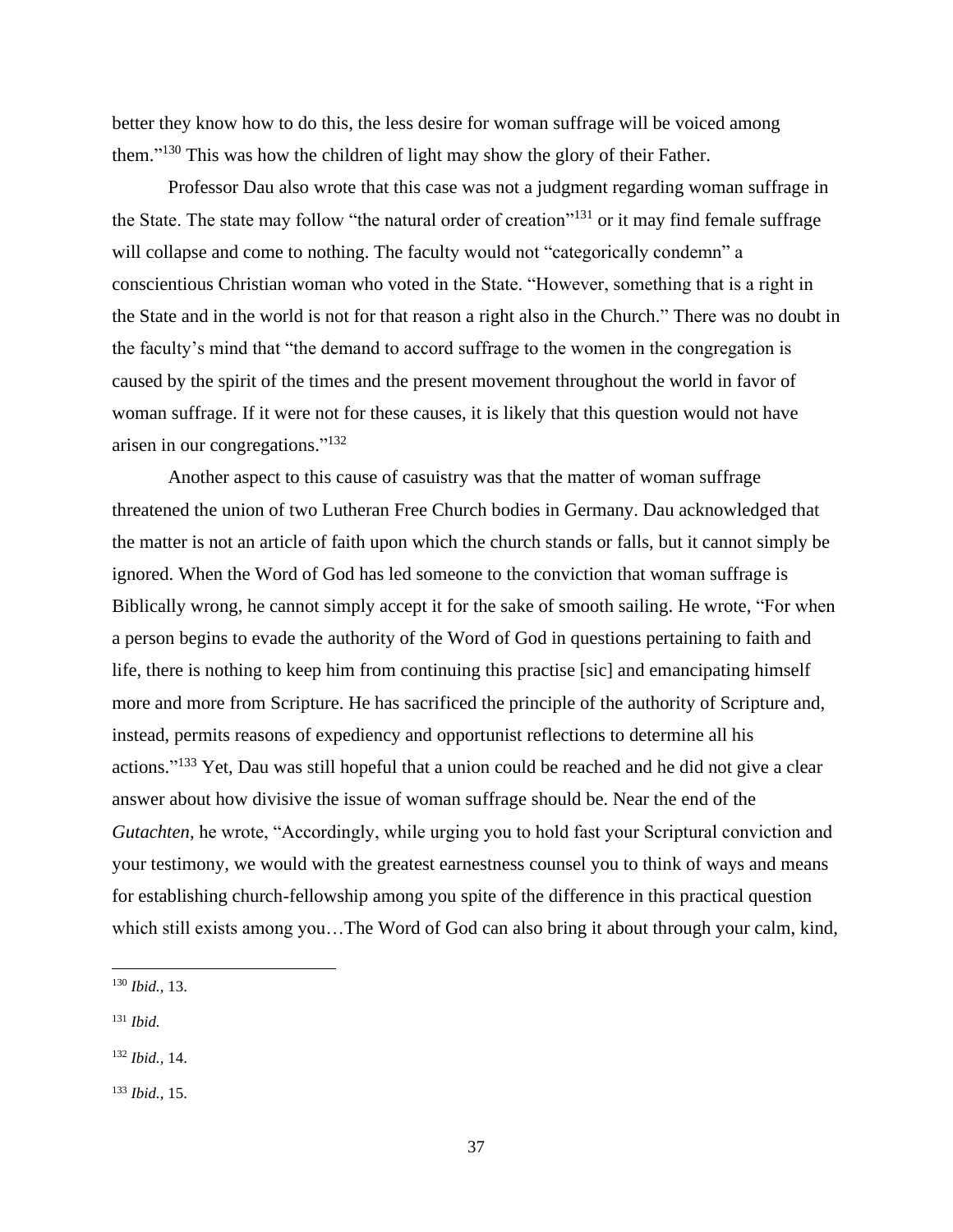better they know how to do this, the less desire for woman suffrage will be voiced among them."[130] This was how the children of light may show the glory of their Father.

Professor Dau also wrote that this case was not a judgment regarding woman suffrage in the State. The state may follow "the natural order of creation"[131] or it may find female suffrage will collapse and come to nothing. The faculty would not "categorically condemn" a conscientious Christian woman who voted in the State. "However, something that is a right in the State and in the world is not for that reason a right also in the Church." There was no doubt in the faculty's mind that "the demand to accord suffrage to the women in the congregation is caused by the spirit of the times and the present movement throughout the world in favor of woman suffrage. If it were not for these causes, it is likely that this question would not have arisen in our congregations."[132]

Another aspect to this cause of casuistry was that the matter of woman suffrage threatened the union of two Lutheran Free Church bodies in Germany. Dau acknowledged that the matter is not an article of faith upon which the church stands or falls, but it cannot simply be ignored. When the Word of God has led someone to the conviction that woman suffrage is Biblically wrong, he cannot simply accept it for the sake of smooth sailing. He wrote, "For when a person begins to evade the authority of the Word of God in questions pertaining to faith and life, there is nothing to keep him from continuing this practise [sic] and emancipating himself more and more from Scripture. He has sacrificed the principle of the authority of Scripture and, instead, permits reasons of expediency and opportunist reflections to determine all his actions."[133] Yet, Dau was still hopeful that a union could be reached and he did not give a clear answer about how divisive the issue of woman suffrage should be. Near the end of the *Gutachten,* he wrote, "Accordingly, while urging you to hold fast your Scriptural conviction and your testimony, we would with the greatest earnestness counsel you to think of ways and means for establishing church-fellowship among you spite of the difference in this practical question which still exists among you…The Word of God can also bring it about through your calm, kind,

---

[130] *Ibid.,* 13.

[131] *Ibid.*

[132] *Ibid.,* 14.

[133] *Ibid.,* 15.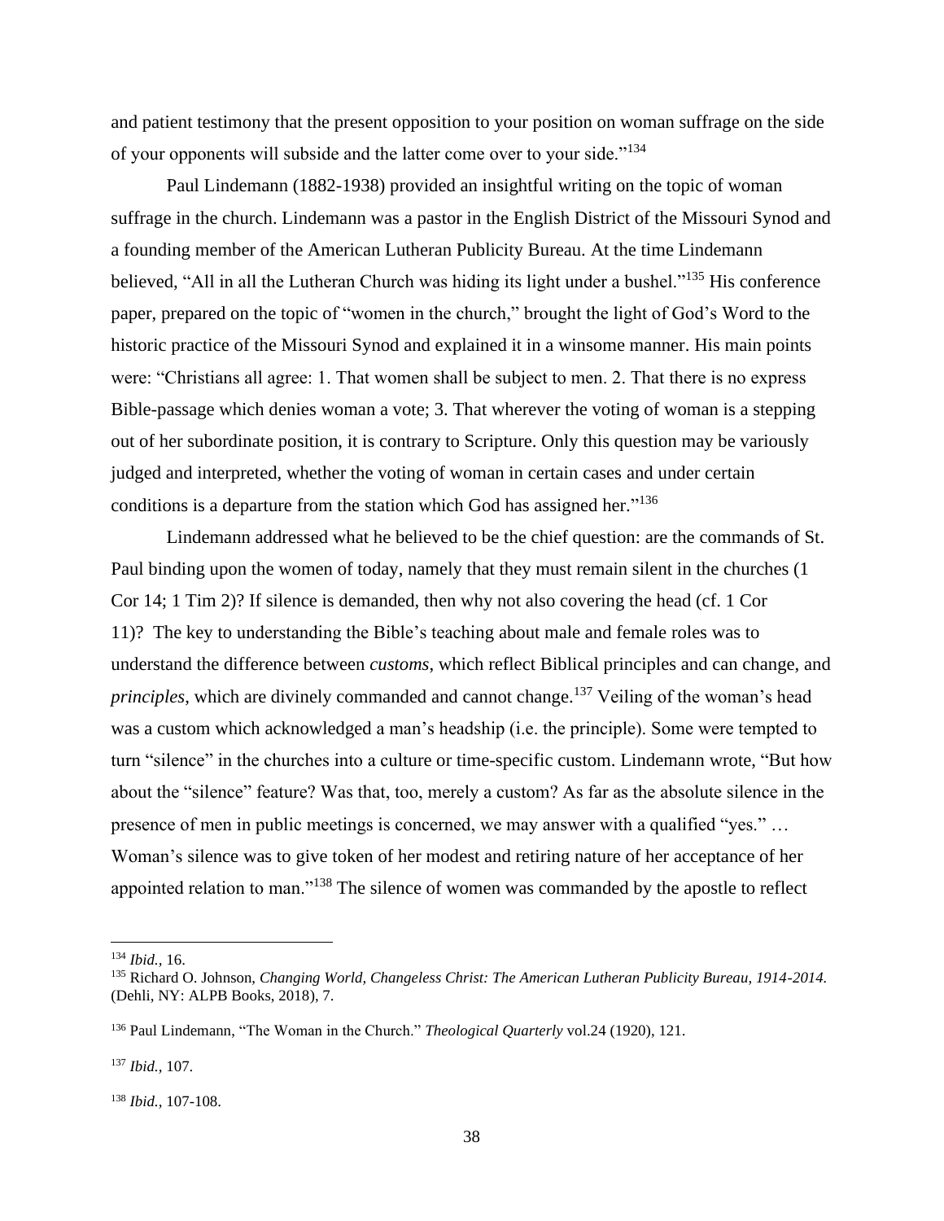and patient testimony that the present opposition to your position on woman suffrage on the side of your opponents will subside and the latter come over to your side."[134]

Paul Lindemann (1882-1938) provided an insightful writing on the topic of woman suffrage in the church. Lindemann was a pastor in the English District of the Missouri Synod and a founding member of the American Lutheran Publicity Bureau. At the time Lindemann believed, "All in all the Lutheran Church was hiding its light under a bushel."[135] His conference paper, prepared on the topic of "women in the church," brought the light of God's Word to the historic practice of the Missouri Synod and explained it in a winsome manner. His main points were: "Christians all agree: 1. That women shall be subject to men. 2. That there is no express Bible-passage which denies woman a vote; 3. That wherever the voting of woman is a stepping out of her subordinate position, it is contrary to Scripture. Only this question may be variously judged and interpreted, whether the voting of woman in certain cases and under certain conditions is a departure from the station which God has assigned her."[136]

Lindemann addressed what he believed to be the chief question: are the commands of St. Paul binding upon the women of today, namely that they must remain silent in the churches (1 Cor 14; 1 Tim 2)? If silence is demanded, then why not also covering the head (cf. 1 Cor 11)? The key to understanding the Bible's teaching about male and female roles was to understand the difference between *customs*, which reflect Biblical principles and can change, and *principles*, which are divinely commanded and cannot change.[137] Veiling of the woman's head was a custom which acknowledged a man's headship (i.e. the principle). Some were tempted to turn "silence" in the churches into a culture or time-specific custom. Lindemann wrote, "But how about the "silence" feature? Was that, too, merely a custom? As far as the absolute silence in the presence of men in public meetings is concerned, we may answer with a qualified "yes." … Woman's silence was to give token of her modest and retiring nature of her acceptance of her appointed relation to man."[138] The silence of women was commanded by the apostle to reflect

---

[134] *Ibid.,* 16.

[135] Richard O. Johnson, *Changing World, Changeless Christ: The American Lutheran Publicity Bureau, 1914-2014.* (Dehli, NY: ALPB Books, 2018), 7.

[136] Paul Lindemann, "The Woman in the Church." *Theological Quarterly* vol.24 (1920), 121.

[137] *Ibid.,* 107.

[138] *Ibid.,* 107-108.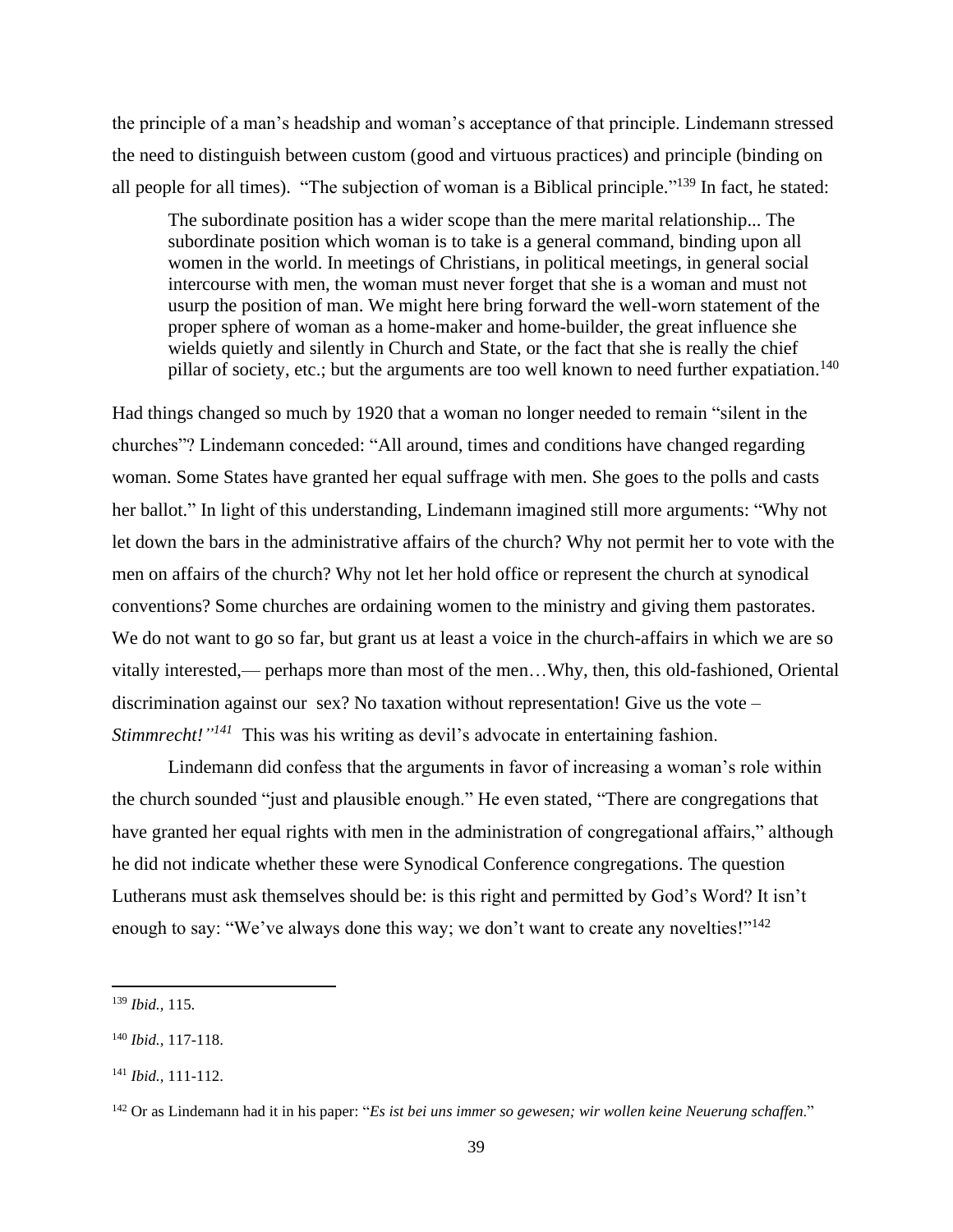the principle of a man's headship and woman's acceptance of that principle. Lindemann stressed the need to distinguish between custom (good and virtuous practices) and principle (binding on all people for all times). "The subjection of woman is a Biblical principle."[139] In fact, he stated:

> The subordinate position has a wider scope than the mere marital relationship... The subordinate position which woman is to take is a general command, binding upon all women in the world. In meetings of Christians, in political meetings, in general social intercourse with men, the woman must never forget that she is a woman and must not usurp the position of man. We might here bring forward the well-worn statement of the proper sphere of woman as a home-maker and home-builder, the great influence she wields quietly and silently in Church and State, or the fact that she is really the chief pillar of society, etc.; but the arguments are too well known to need further expatiation.[140]

Had things changed so much by 1920 that a woman no longer needed to remain "silent in the churches"? Lindemann conceded: "All around, times and conditions have changed regarding woman. Some States have granted her equal suffrage with men. She goes to the polls and casts her ballot." In light of this understanding, Lindemann imagined still more arguments: "Why not let down the bars in the administrative affairs of the church? Why not permit her to vote with the men on affairs of the church? Why not let her hold office or represent the church at synodical conventions? Some churches are ordaining women to the ministry and giving them pastorates. We do not want to go so far, but grant us at least a voice in the church-affairs in which we are so vitally interested,— perhaps more than most of the men…Why, then, this old-fashioned, Oriental discrimination against our sex? No taxation without representation! Give us the vote – *Stimmrecht!"*[141] This was his writing as devil's advocate in entertaining fashion.

Lindemann did confess that the arguments in favor of increasing a woman's role within the church sounded "just and plausible enough." He even stated, "There are congregations that have granted her equal rights with men in the administration of congregational affairs," although he did not indicate whether these were Synodical Conference congregations. The question Lutherans must ask themselves should be: is this right and permitted by God's Word? It isn't enough to say: "We've always done this way; we don't want to create any novelties!"[142]

---

[139] *Ibid.,* 115.

[140] *Ibid.,* 117-118.

[141] *Ibid.,* 111-112.

[142] Or as Lindemann had it in his paper: "*Es ist bei uns immer so gewesen; wir wollen keine Neuerung schaffen.*"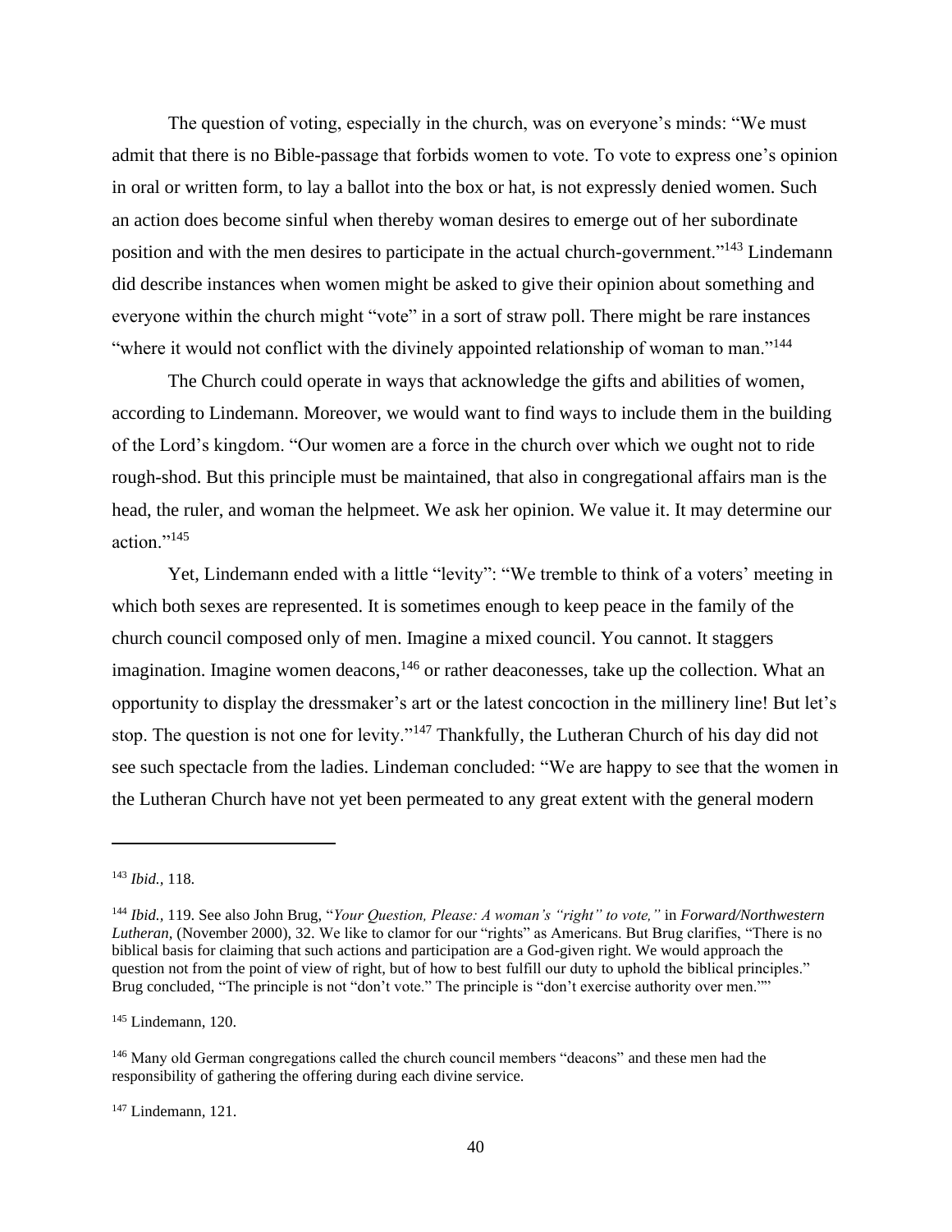The question of voting, especially in the church, was on everyone's minds: "We must admit that there is no Bible-passage that forbids women to vote. To vote to express one's opinion in oral or written form, to lay a ballot into the box or hat, is not expressly denied women. Such an action does become sinful when thereby woman desires to emerge out of her subordinate position and with the men desires to participate in the actual church-government."[143] Lindemann did describe instances when women might be asked to give their opinion about something and everyone within the church might "vote" in a sort of straw poll. There might be rare instances "where it would not conflict with the divinely appointed relationship of woman to man."[144]

The Church could operate in ways that acknowledge the gifts and abilities of women, according to Lindemann. Moreover, we would want to find ways to include them in the building of the Lord's kingdom. "Our women are a force in the church over which we ought not to ride rough-shod. But this principle must be maintained, that also in congregational affairs man is the head, the ruler, and woman the helpmeet. We ask her opinion. We value it. It may determine our action."[145]

Yet, Lindemann ended with a little "levity": "We tremble to think of a voters' meeting in which both sexes are represented. It is sometimes enough to keep peace in the family of the church council composed only of men. Imagine a mixed council. You cannot. It staggers imagination. Imagine women deacons,[146] or rather deaconesses, take up the collection. What an opportunity to display the dressmaker's art or the latest concoction in the millinery line! But let's stop. The question is not one for levity."[147] Thankfully, the Lutheran Church of his day did not see such spectacle from the ladies. Lindeman concluded: "We are happy to see that the women in the Lutheran Church have not yet been permeated to any great extent with the general modern

---

[143] *Ibid.,* 118.

[144] *Ibid.,* 119. See also John Brug, "*Your Question, Please: A woman's "right" to vote,"* in *Forward/Northwestern Lutheran,* (November 2000), 32. We like to clamor for our "rights" as Americans. But Brug clarifies, "There is no biblical basis for claiming that such actions and participation are a God-given right. We would approach the question not from the point of view of right, but of how to best fulfill our duty to uphold the biblical principles." Brug concluded, "The principle is not "don't vote." The principle is "don't exercise authority over men.""

[145] Lindemann, 120.

[146] Many old German congregations called the church council members "deacons" and these men had the responsibility of gathering the offering during each divine service.

[147] Lindemann, 121.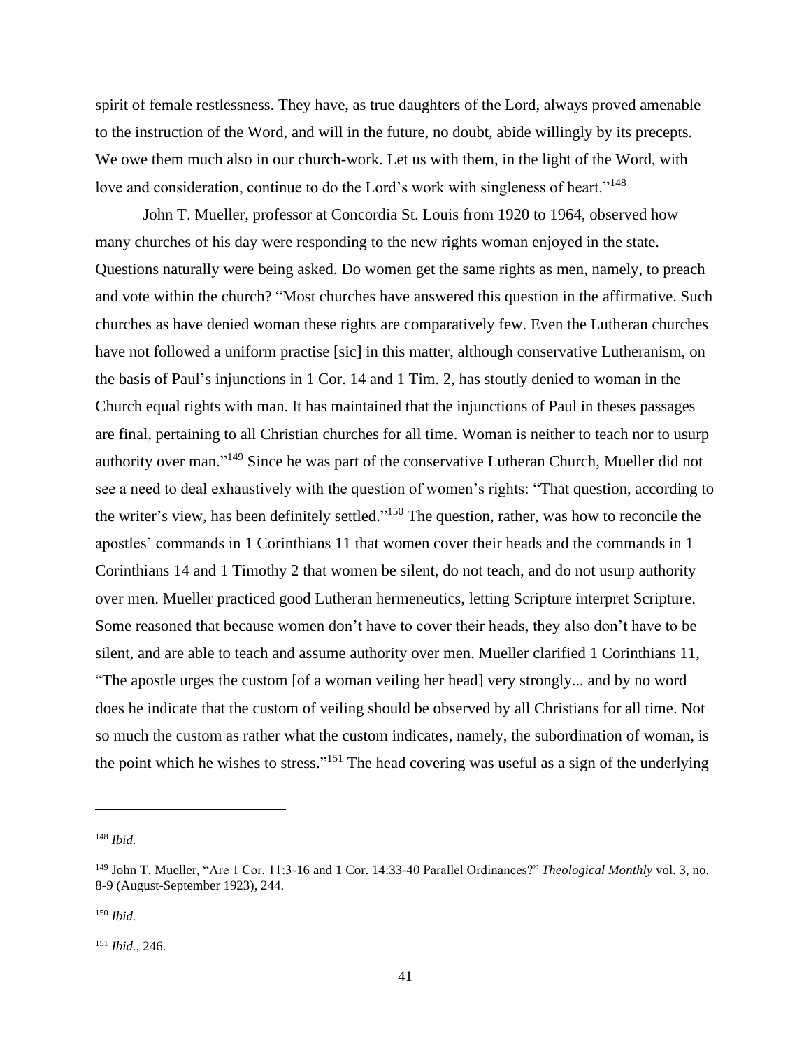spirit of female restlessness. They have, as true daughters of the Lord, always proved amenable to the instruction of the Word, and will in the future, no doubt, abide willingly by its precepts. We owe them much also in our church-work. Let us with them, in the light of the Word, with love and consideration, continue to do the Lord's work with singleness of heart."[148]

John T. Mueller, professor at Concordia St. Louis from 1920 to 1964, observed how many churches of his day were responding to the new rights woman enjoyed in the state. Questions naturally were being asked. Do women get the same rights as men, namely, to preach and vote within the church? "Most churches have answered this question in the affirmative. Such churches as have denied woman these rights are comparatively few. Even the Lutheran churches have not followed a uniform practise [sic] in this matter, although conservative Lutheranism, on the basis of Paul's injunctions in 1 Cor. 14 and 1 Tim. 2, has stoutly denied to woman in the Church equal rights with man. It has maintained that the injunctions of Paul in theses passages are final, pertaining to all Christian churches for all time. Woman is neither to teach nor to usurp authority over man."[149] Since he was part of the conservative Lutheran Church, Mueller did not see a need to deal exhaustively with the question of women's rights: "That question, according to the writer's view, has been definitely settled."[150] The question, rather, was how to reconcile the apostles' commands in 1 Corinthians 11 that women cover their heads and the commands in 1 Corinthians 14 and 1 Timothy 2 that women be silent, do not teach, and do not usurp authority over men. Mueller practiced good Lutheran hermeneutics, letting Scripture interpret Scripture. Some reasoned that because women don't have to cover their heads, they also don't have to be silent, and are able to teach and assume authority over men. Mueller clarified 1 Corinthians 11, "The apostle urges the custom [of a woman veiling her head] very strongly... and by no word does he indicate that the custom of veiling should be observed by all Christians for all time. Not so much the custom as rather what the custom indicates, namely, the subordination of woman, is the point which he wishes to stress."[151] The head covering was useful as a sign of the underlying

---

[148] *Ibid.*

[149] John T. Mueller, "Are 1 Cor. 11:3-16 and 1 Cor. 14:33-40 Parallel Ordinances?" *Theological Monthly* vol. 3, no. 8-9 (August-September 1923), 244.

[150] *Ibid.*

[151] *Ibid.,* 246.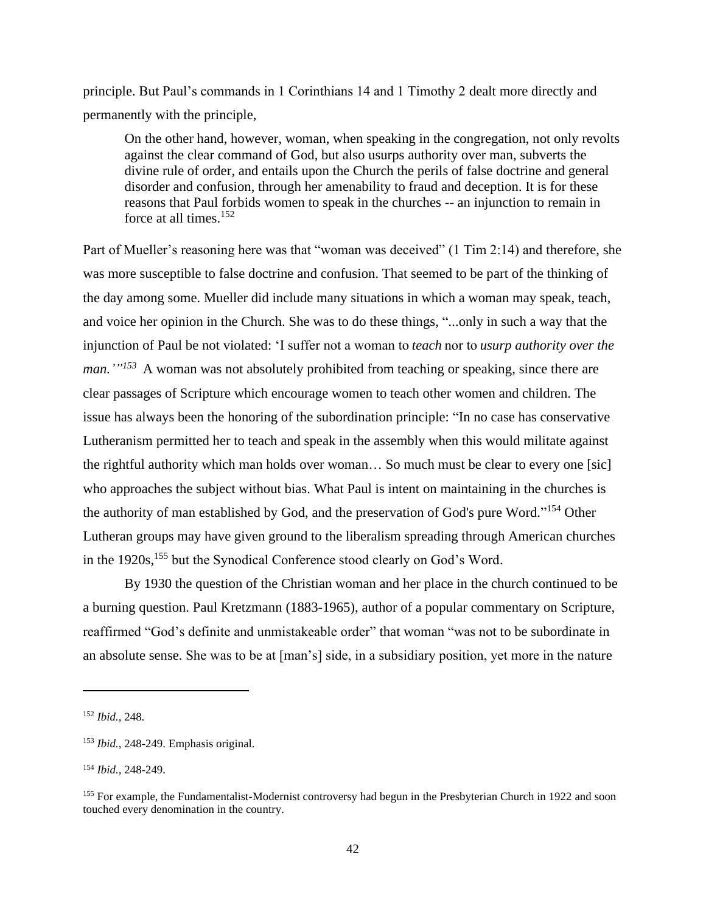principle. But Paul's commands in 1 Corinthians 14 and 1 Timothy 2 dealt more directly and permanently with the principle,

> On the other hand, however, woman, when speaking in the congregation, not only revolts against the clear command of God, but also usurps authority over man, subverts the divine rule of order, and entails upon the Church the perils of false doctrine and general disorder and confusion, through her amenability to fraud and deception. It is for these reasons that Paul forbids women to speak in the churches -- an injunction to remain in force at all times.[152]

Part of Mueller's reasoning here was that "woman was deceived" (1 Tim 2:14) and therefore, she was more susceptible to false doctrine and confusion. That seemed to be part of the thinking of the day among some. Mueller did include many situations in which a woman may speak, teach, and voice her opinion in the Church. She was to do these things, "...only in such a way that the injunction of Paul be not violated: 'I suffer not a woman to *teach* nor to *usurp authority over the man.'*"[153] A woman was not absolutely prohibited from teaching or speaking, since there are clear passages of Scripture which encourage women to teach other women and children. The issue has always been the honoring of the subordination principle: "In no case has conservative Lutheranism permitted her to teach and speak in the assembly when this would militate against the rightful authority which man holds over woman… So much must be clear to every one [sic] who approaches the subject without bias. What Paul is intent on maintaining in the churches is the authority of man established by God, and the preservation of God's pure Word."[154] Other Lutheran groups may have given ground to the liberalism spreading through American churches in the 1920s,[155] but the Synodical Conference stood clearly on God's Word.

By 1930 the question of the Christian woman and her place in the church continued to be a burning question. Paul Kretzmann (1883-1965), author of a popular commentary on Scripture, reaffirmed "God's definite and unmistakeable order" that woman "was not to be subordinate in an absolute sense. She was to be at [man's] side, in a subsidiary position, yet more in the nature

---

[152] *Ibid.,* 248.

[153] *Ibid.,* 248-249. Emphasis original.

[154] *Ibid.,* 248-249.

[155] For example, the Fundamentalist-Modernist controversy had begun in the Presbyterian Church in 1922 and soon touched every denomination in the country.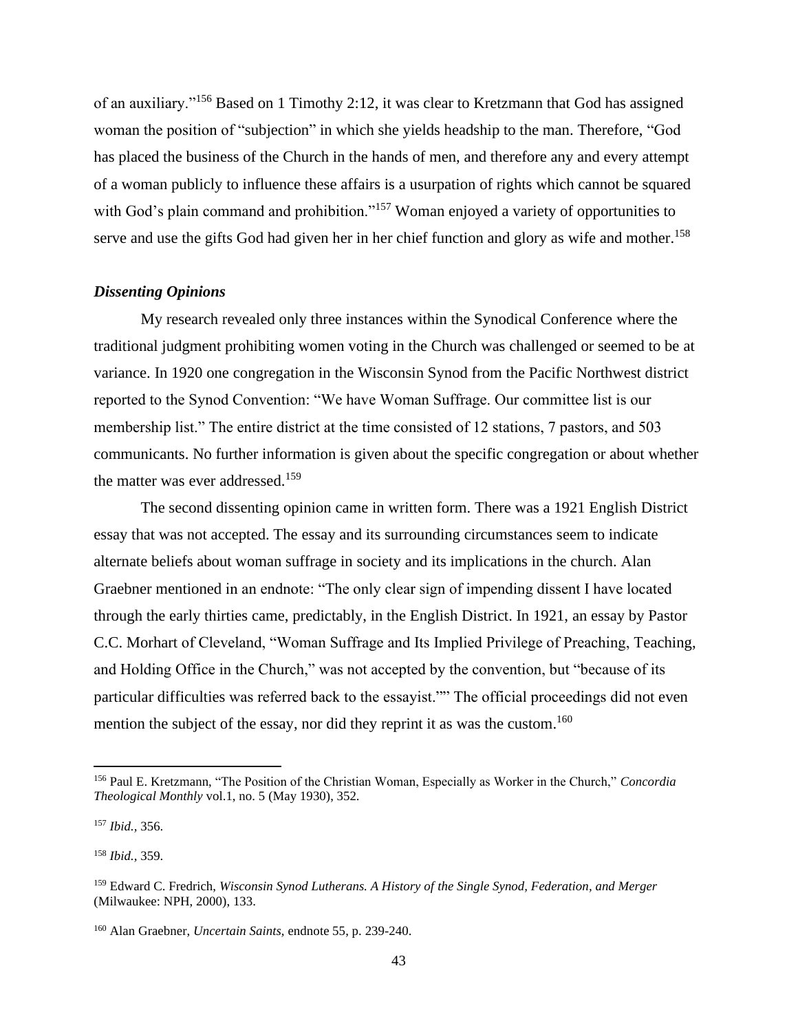of an auxiliary."[156] Based on 1 Timothy 2:12, it was clear to Kretzmann that God has assigned woman the position of "subjection" in which she yields headship to the man. Therefore, "God has placed the business of the Church in the hands of men, and therefore any and every attempt of a woman publicly to influence these affairs is a usurpation of rights which cannot be squared with God's plain command and prohibition."[157] Woman enjoyed a variety of opportunities to serve and use the gifts God had given her in her chief function and glory as wife and mother.[158]

### *Dissenting Opinions*

My research revealed only three instances within the Synodical Conference where the traditional judgment prohibiting women voting in the Church was challenged or seemed to be at variance. In 1920 one congregation in the Wisconsin Synod from the Pacific Northwest district reported to the Synod Convention: "We have Woman Suffrage. Our committee list is our membership list." The entire district at the time consisted of 12 stations, 7 pastors, and 503 communicants. No further information is given about the specific congregation or about whether the matter was ever addressed.[159]

The second dissenting opinion came in written form. There was a 1921 English District essay that was not accepted. The essay and its surrounding circumstances seem to indicate alternate beliefs about woman suffrage in society and its implications in the church. Alan Graebner mentioned in an endnote: "The only clear sign of impending dissent I have located through the early thirties came, predictably, in the English District. In 1921, an essay by Pastor C.C. Morhart of Cleveland, "Woman Suffrage and Its Implied Privilege of Preaching, Teaching, and Holding Office in the Church," was not accepted by the convention, but "because of its particular difficulties was referred back to the essayist."" The official proceedings did not even mention the subject of the essay, nor did they reprint it as was the custom.[160]

---

[156] Paul E. Kretzmann, "The Position of the Christian Woman, Especially as Worker in the Church," *Concordia Theological Monthly* vol.1, no. 5 (May 1930), 352.

[157] *Ibid.,* 356.

[158] *Ibid.,* 359.

[159] Edward C. Fredrich, *Wisconsin Synod Lutherans. A History of the Single Synod, Federation, and Merger* (Milwaukee: NPH, 2000), 133.

[160] Alan Graebner, *Uncertain Saints,* endnote 55, p. 239-240.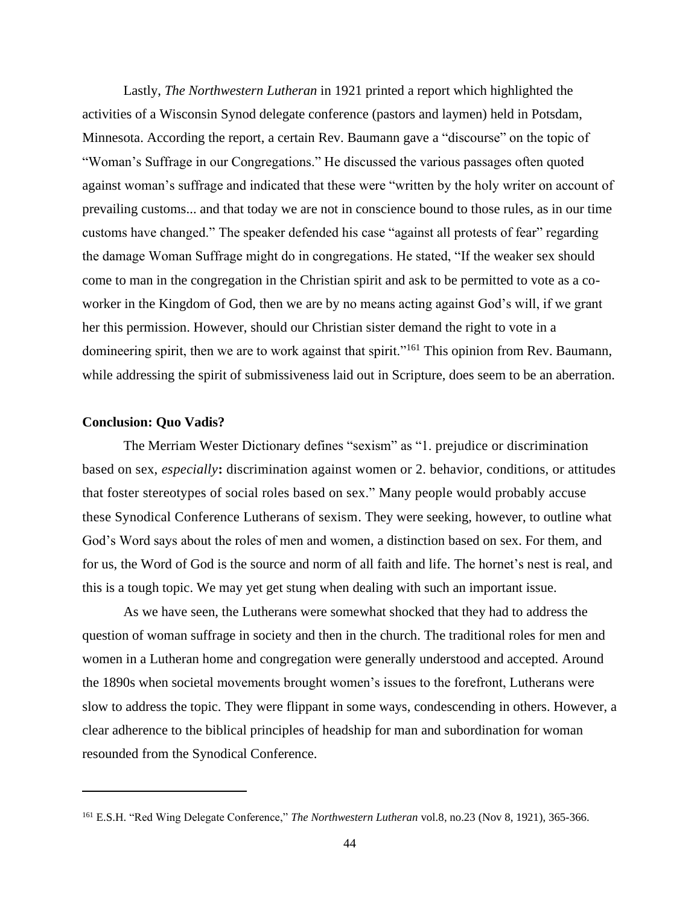Lastly, *The Northwestern Lutheran* in 1921 printed a report which highlighted the activities of a Wisconsin Synod delegate conference (pastors and laymen) held in Potsdam, Minnesota. According the report, a certain Rev. Baumann gave a "discourse" on the topic of "Woman's Suffrage in our Congregations." He discussed the various passages often quoted against woman's suffrage and indicated that these were "written by the holy writer on account of prevailing customs... and that today we are not in conscience bound to those rules, as in our time customs have changed." The speaker defended his case "against all protests of fear" regarding the damage Woman Suffrage might do in congregations. He stated, "If the weaker sex should come to man in the congregation in the Christian spirit and ask to be permitted to vote as a co-worker in the Kingdom of God, then we are by no means acting against God's will, if we grant her this permission. However, should our Christian sister demand the right to vote in a domineering spirit, then we are to work against that spirit."[161] This opinion from Rev. Baumann, while addressing the spirit of submissiveness laid out in Scripture, does seem to be an aberration.

**Conclusion: Quo Vadis?**

The Merriam Wester Dictionary defines "sexism" as "1. prejudice or discrimination based on sex, *especially*: discrimination against women or 2. behavior, conditions, or attitudes that foster stereotypes of social roles based on sex." Many people would probably accuse these Synodical Conference Lutherans of sexism. They were seeking, however, to outline what God's Word says about the roles of men and women, a distinction based on sex. For them, and for us, the Word of God is the source and norm of all faith and life. The hornet's nest is real, and this is a tough topic. We may yet get stung when dealing with such an important issue.

As we have seen, the Lutherans were somewhat shocked that they had to address the question of woman suffrage in society and then in the church. The traditional roles for men and women in a Lutheran home and congregation were generally understood and accepted. Around the 1890s when societal movements brought women's issues to the forefront, Lutherans were slow to address the topic. They were flippant in some ways, condescending in others. However, a clear adherence to the biblical principles of headship for man and subordination for woman resounded from the Synodical Conference.

---

[161] E.S.H. "Red Wing Delegate Conference," *The Northwestern Lutheran* vol.8, no.23 (Nov 8, 1921), 365-366.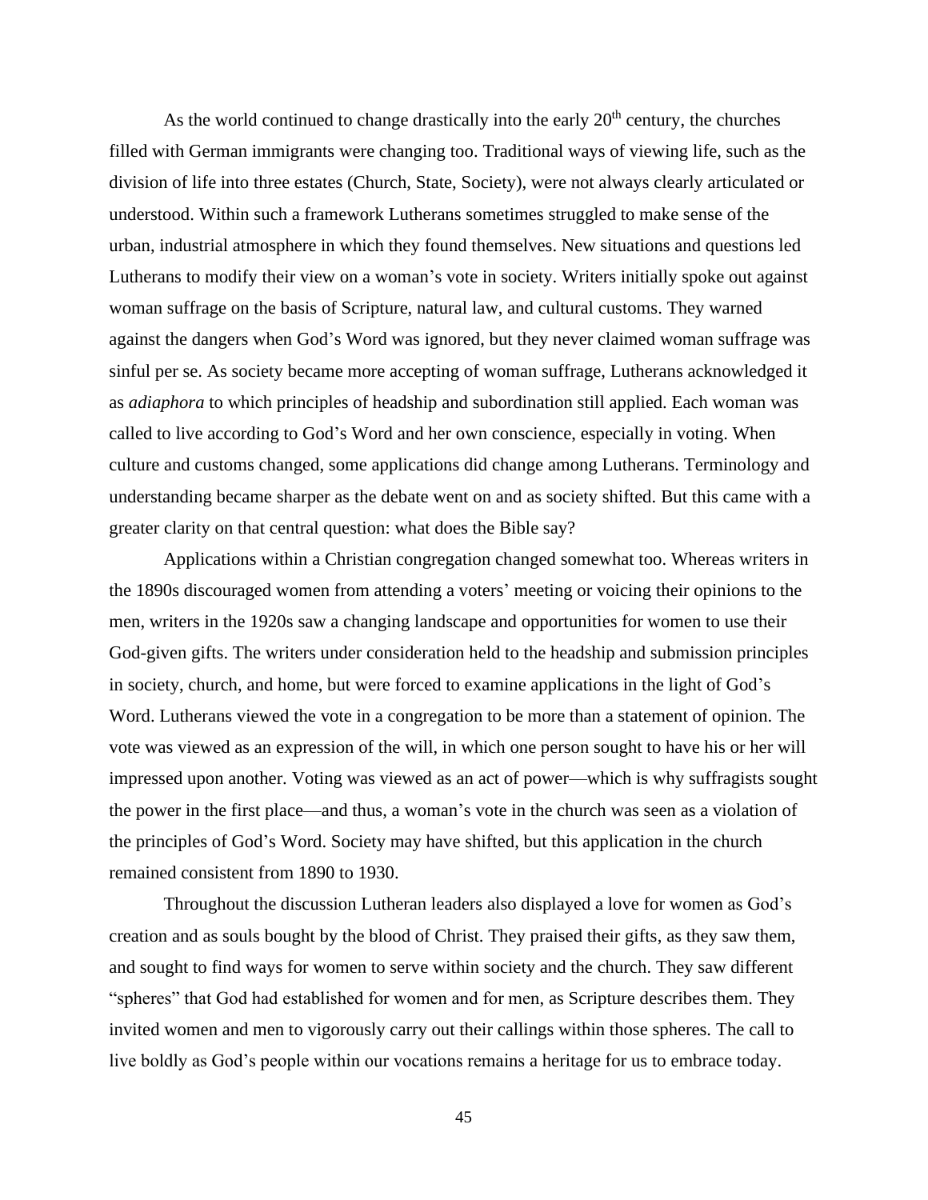As the world continued to change drastically into the early 20th century, the churches filled with German immigrants were changing too. Traditional ways of viewing life, such as the division of life into three estates (Church, State, Society), were not always clearly articulated or understood. Within such a framework Lutherans sometimes struggled to make sense of the urban, industrial atmosphere in which they found themselves. New situations and questions led Lutherans to modify their view on a woman's vote in society. Writers initially spoke out against woman suffrage on the basis of Scripture, natural law, and cultural customs. They warned against the dangers when God's Word was ignored, but they never claimed woman suffrage was sinful per se. As society became more accepting of woman suffrage, Lutherans acknowledged it as *adiaphora* to which principles of headship and subordination still applied. Each woman was called to live according to God's Word and her own conscience, especially in voting. When culture and customs changed, some applications did change among Lutherans. Terminology and understanding became sharper as the debate went on and as society shifted. But this came with a greater clarity on that central question: what does the Bible say?

Applications within a Christian congregation changed somewhat too. Whereas writers in the 1890s discouraged women from attending a voters' meeting or voicing their opinions to the men, writers in the 1920s saw a changing landscape and opportunities for women to use their God-given gifts. The writers under consideration held to the headship and submission principles in society, church, and home, but were forced to examine applications in the light of God's Word. Lutherans viewed the vote in a congregation to be more than a statement of opinion. The vote was viewed as an expression of the will, in which one person sought to have his or her will impressed upon another. Voting was viewed as an act of power—which is why suffragists sought the power in the first place—and thus, a woman's vote in the church was seen as a violation of the principles of God's Word. Society may have shifted, but this application in the church remained consistent from 1890 to 1930.

Throughout the discussion Lutheran leaders also displayed a love for women as God's creation and as souls bought by the blood of Christ. They praised their gifts, as they saw them, and sought to find ways for women to serve within society and the church. They saw different "spheres" that God had established for women and for men, as Scripture describes them. They invited women and men to vigorously carry out their callings within those spheres. The call to live boldly as God's people within our vocations remains a heritage for us to embrace today.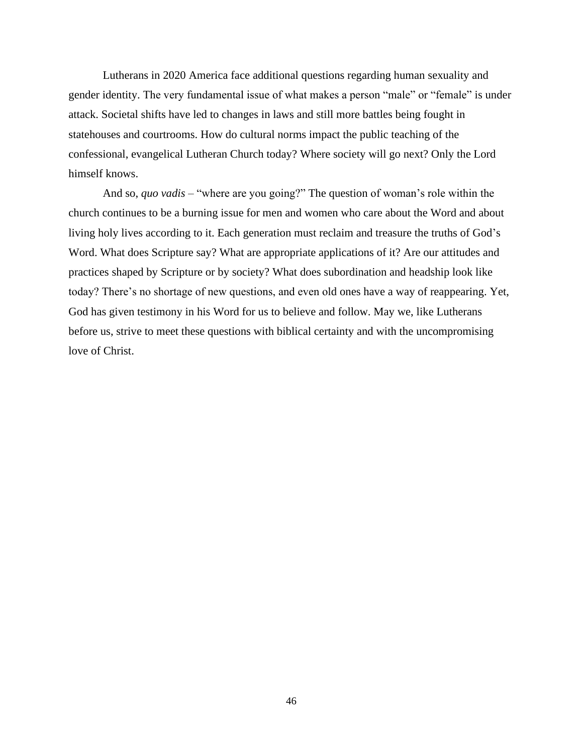Lutherans in 2020 America face additional questions regarding human sexuality and gender identity. The very fundamental issue of what makes a person "male" or "female" is under attack. Societal shifts have led to changes in laws and still more battles being fought in statehouses and courtrooms. How do cultural norms impact the public teaching of the confessional, evangelical Lutheran Church today? Where society will go next? Only the Lord himself knows.

And so, *quo vadis* – "where are you going?" The question of woman's role within the church continues to be a burning issue for men and women who care about the Word and about living holy lives according to it. Each generation must reclaim and treasure the truths of God's Word. What does Scripture say? What are appropriate applications of it? Are our attitudes and practices shaped by Scripture or by society? What does subordination and headship look like today? There's no shortage of new questions, and even old ones have a way of reappearing. Yet, God has given testimony in his Word for us to believe and follow. May we, like Lutherans before us, strive to meet these questions with biblical certainty and with the uncompromising love of Christ.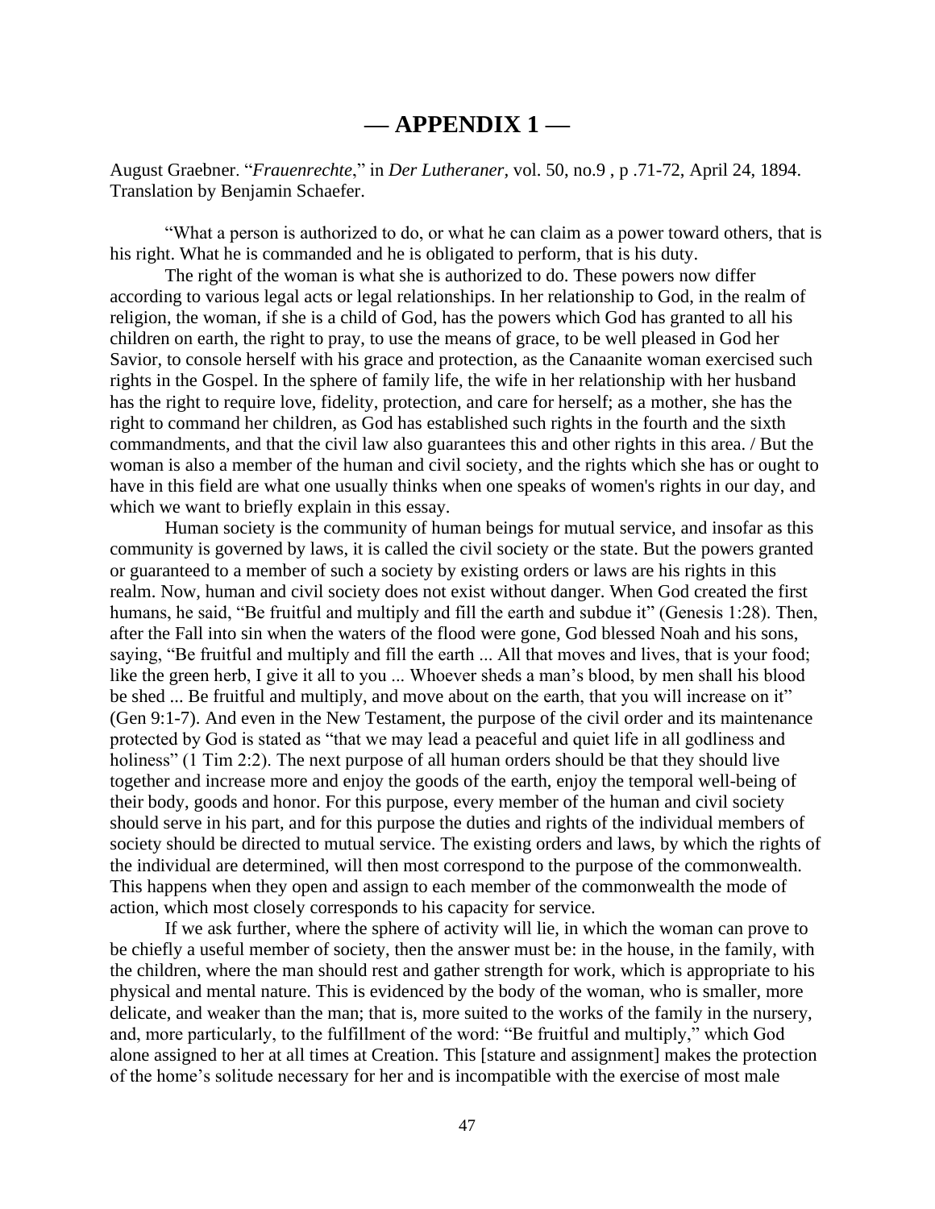# — APPENDIX 1 —

August Graebner. "*Frauenrechte*," in *Der Lutheraner*, vol. 50, no.9 , p .71-72, April 24, 1894. Translation by Benjamin Schaefer.

"What a person is authorized to do, or what he can claim as a power toward others, that is his right. What he is commanded and he is obligated to perform, that is his duty.

The right of the woman is what she is authorized to do. These powers now differ according to various legal acts or legal relationships. In her relationship to God, in the realm of religion, the woman, if she is a child of God, has the powers which God has granted to all his children on earth, the right to pray, to use the means of grace, to be well pleased in God her Savior, to console herself with his grace and protection, as the Canaanite woman exercised such rights in the Gospel. In the sphere of family life, the wife in her relationship with her husband has the right to require love, fidelity, protection, and care for herself; as a mother, she has the right to command her children, as God has established such rights in the fourth and the sixth commandments, and that the civil law also guarantees this and other rights in this area. / But the woman is also a member of the human and civil society, and the rights which she has or ought to have in this field are what one usually thinks when one speaks of women's rights in our day, and which we want to briefly explain in this essay.

Human society is the community of human beings for mutual service, and insofar as this community is governed by laws, it is called the civil society or the state. But the powers granted or guaranteed to a member of such a society by existing orders or laws are his rights in this realm. Now, human and civil society does not exist without danger. When God created the first humans, he said, "Be fruitful and multiply and fill the earth and subdue it" (Genesis 1:28). Then, after the Fall into sin when the waters of the flood were gone, God blessed Noah and his sons, saying, "Be fruitful and multiply and fill the earth ... All that moves and lives, that is your food; like the green herb, I give it all to you ... Whoever sheds a man's blood, by men shall his blood be shed ... Be fruitful and multiply, and move about on the earth, that you will increase on it" (Gen 9:1-7). And even in the New Testament, the purpose of the civil order and its maintenance protected by God is stated as "that we may lead a peaceful and quiet life in all godliness and holiness" (1 Tim 2:2). The next purpose of all human orders should be that they should live together and increase more and enjoy the goods of the earth, enjoy the temporal well-being of their body, goods and honor. For this purpose, every member of the human and civil society should serve in his part, and for this purpose the duties and rights of the individual members of society should be directed to mutual service. The existing orders and laws, by which the rights of the individual are determined, will then most correspond to the purpose of the commonwealth. This happens when they open and assign to each member of the commonwealth the mode of action, which most closely corresponds to his capacity for service.

If we ask further, where the sphere of activity will lie, in which the woman can prove to be chiefly a useful member of society, then the answer must be: in the house, in the family, with the children, where the man should rest and gather strength for work, which is appropriate to his physical and mental nature. This is evidenced by the body of the woman, who is smaller, more delicate, and weaker than the man; that is, more suited to the works of the family in the nursery, and, more particularly, to the fulfillment of the word: "Be fruitful and multiply," which God alone assigned to her at all times at Creation. This [stature and assignment] makes the protection of the home's solitude necessary for her and is incompatible with the exercise of most male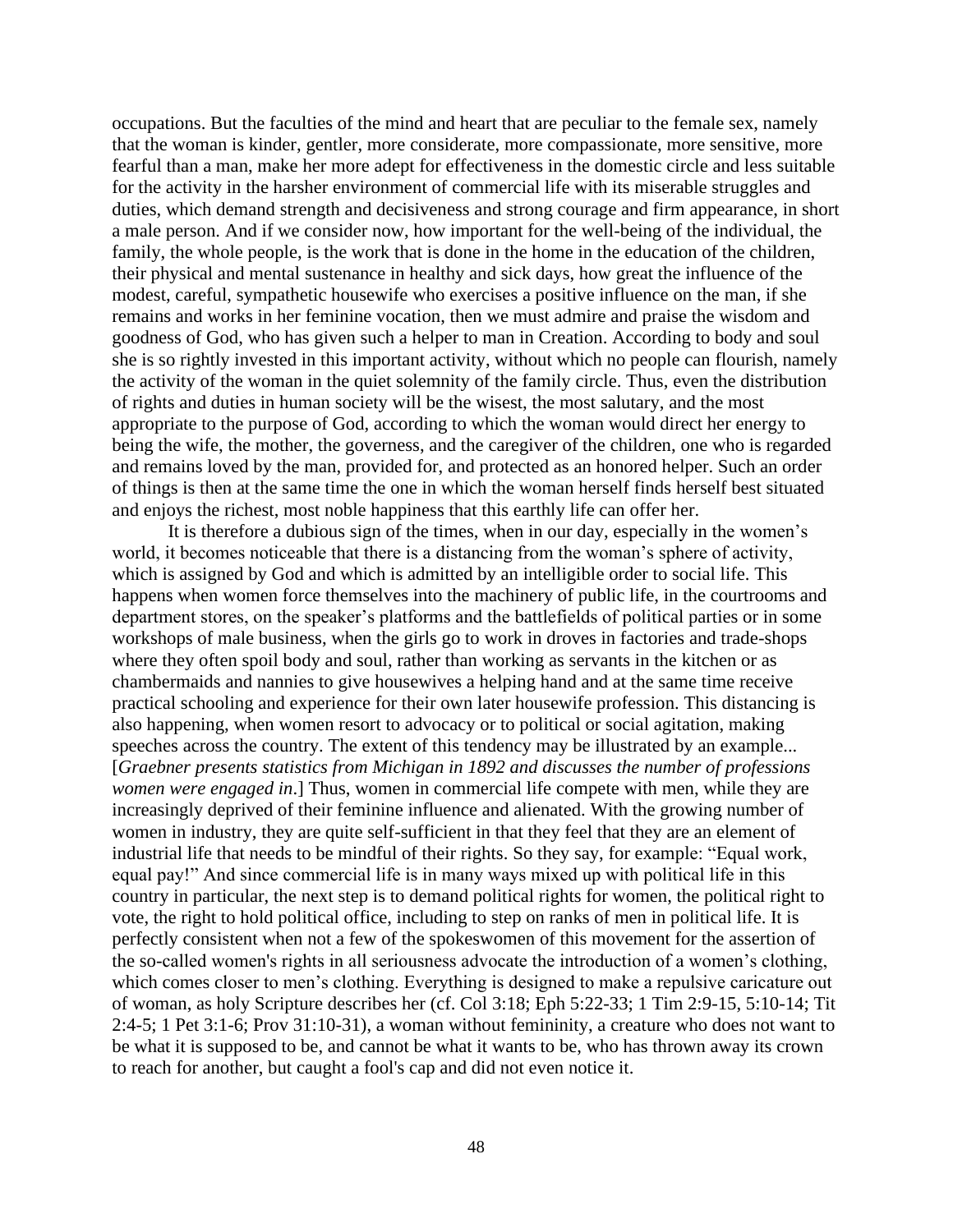occupations. But the faculties of the mind and heart that are peculiar to the female sex, namely that the woman is kinder, gentler, more considerate, more compassionate, more sensitive, more fearful than a man, make her more adept for effectiveness in the domestic circle and less suitable for the activity in the harsher environment of commercial life with its miserable struggles and duties, which demand strength and decisiveness and strong courage and firm appearance, in short a male person. And if we consider now, how important for the well-being of the individual, the family, the whole people, is the work that is done in the home in the education of the children, their physical and mental sustenance in healthy and sick days, how great the influence of the modest, careful, sympathetic housewife who exercises a positive influence on the man, if she remains and works in her feminine vocation, then we must admire and praise the wisdom and goodness of God, who has given such a helper to man in Creation. According to body and soul she is so rightly invested in this important activity, without which no people can flourish, namely the activity of the woman in the quiet solemnity of the family circle. Thus, even the distribution of rights and duties in human society will be the wisest, the most salutary, and the most appropriate to the purpose of God, according to which the woman would direct her energy to being the wife, the mother, the governess, and the caregiver of the children, one who is regarded and remains loved by the man, provided for, and protected as an honored helper. Such an order of things is then at the same time the one in which the woman herself finds herself best situated and enjoys the richest, most noble happiness that this earthly life can offer her.

It is therefore a dubious sign of the times, when in our day, especially in the women's world, it becomes noticeable that there is a distancing from the woman's sphere of activity, which is assigned by God and which is admitted by an intelligible order to social life. This happens when women force themselves into the machinery of public life, in the courtrooms and department stores, on the speaker's platforms and the battlefields of political parties or in some workshops of male business, when the girls go to work in droves in factories and trade-shops where they often spoil body and soul, rather than working as servants in the kitchen or as chambermaids and nannies to give housewives a helping hand and at the same time receive practical schooling and experience for their own later housewife profession. This distancing is also happening, when women resort to advocacy or to political or social agitation, making speeches across the country. The extent of this tendency may be illustrated by an example... [*Graebner presents statistics from Michigan in 1892 and discusses the number of professions women were engaged in*.] Thus, women in commercial life compete with men, while they are increasingly deprived of their feminine influence and alienated. With the growing number of women in industry, they are quite self-sufficient in that they feel that they are an element of industrial life that needs to be mindful of their rights. So they say, for example: "Equal work, equal pay!" And since commercial life is in many ways mixed up with political life in this country in particular, the next step is to demand political rights for women, the political right to vote, the right to hold political office, including to step on ranks of men in political life. It is perfectly consistent when not a few of the spokeswomen of this movement for the assertion of the so-called women's rights in all seriousness advocate the introduction of a women's clothing, which comes closer to men's clothing. Everything is designed to make a repulsive caricature out of woman, as holy Scripture describes her (cf. Col 3:18; Eph 5:22-33; 1 Tim 2:9-15, 5:10-14; Tit 2:4-5; 1 Pet 3:1-6; Prov 31:10-31), a woman without femininity, a creature who does not want to be what it is supposed to be, and cannot be what it wants to be, who has thrown away its crown to reach for another, but caught a fool's cap and did not even notice it.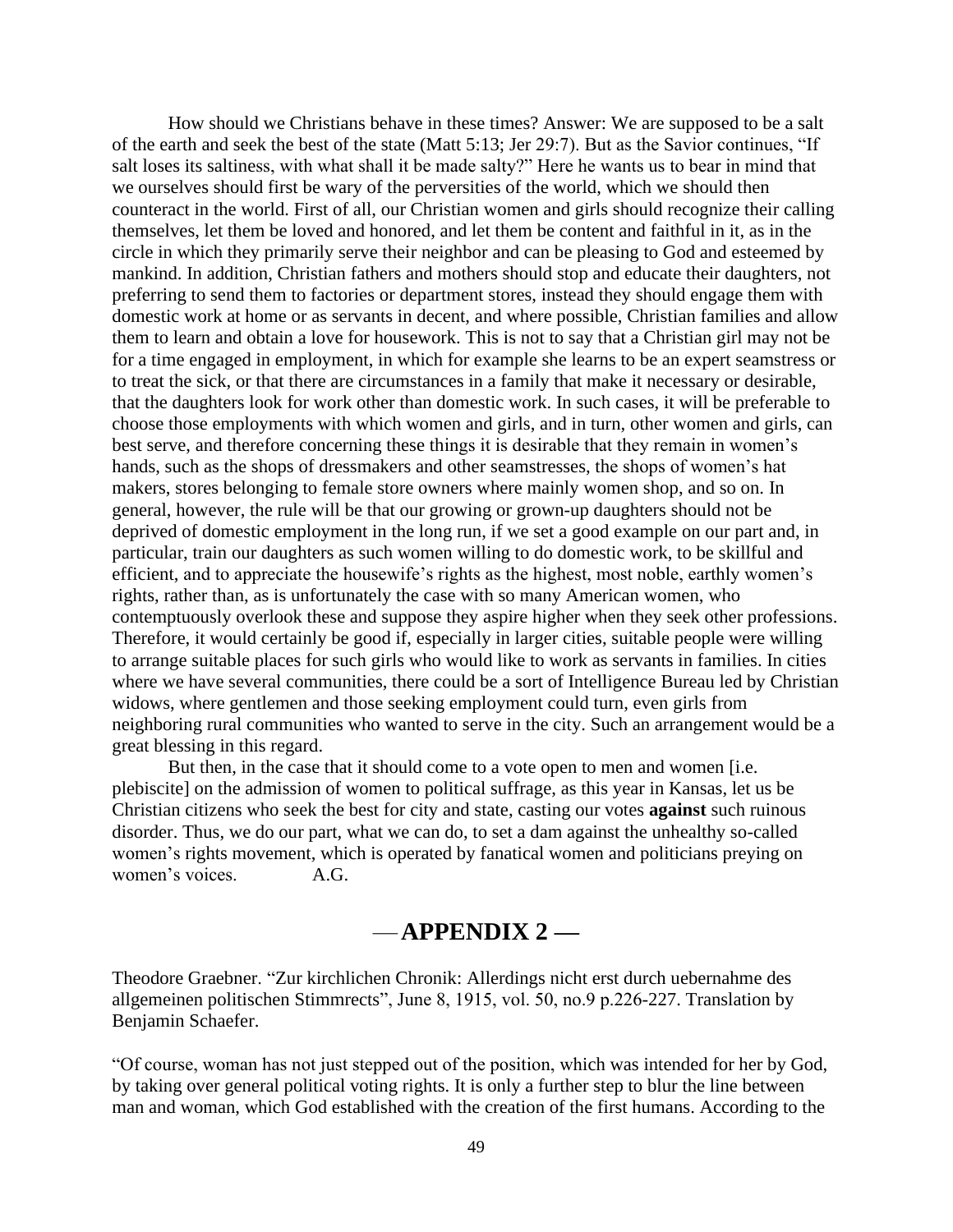How should we Christians behave in these times? Answer: We are supposed to be a salt of the earth and seek the best of the state (Matt 5:13; Jer 29:7). But as the Savior continues, "If salt loses its saltiness, with what shall it be made salty?" Here he wants us to bear in mind that we ourselves should first be wary of the perversities of the world, which we should then counteract in the world. First of all, our Christian women and girls should recognize their calling themselves, let them be loved and honored, and let them be content and faithful in it, as in the circle in which they primarily serve their neighbor and can be pleasing to God and esteemed by mankind. In addition, Christian fathers and mothers should stop and educate their daughters, not preferring to send them to factories or department stores, instead they should engage them with domestic work at home or as servants in decent, and where possible, Christian families and allow them to learn and obtain a love for housework. This is not to say that a Christian girl may not be for a time engaged in employment, in which for example she learns to be an expert seamstress or to treat the sick, or that there are circumstances in a family that make it necessary or desirable, that the daughters look for work other than domestic work. In such cases, it will be preferable to choose those employments with which women and girls, and in turn, other women and girls, can best serve, and therefore concerning these things it is desirable that they remain in women's hands, such as the shops of dressmakers and other seamstresses, the shops of women's hat makers, stores belonging to female store owners where mainly women shop, and so on. In general, however, the rule will be that our growing or grown-up daughters should not be deprived of domestic employment in the long run, if we set a good example on our part and, in particular, train our daughters as such women willing to do domestic work, to be skillful and efficient, and to appreciate the housewife's rights as the highest, most noble, earthly women's rights, rather than, as is unfortunately the case with so many American women, who contemptuously overlook these and suppose they aspire higher when they seek other professions. Therefore, it would certainly be good if, especially in larger cities, suitable people were willing to arrange suitable places for such girls who would like to work as servants in families. In cities where we have several communities, there could be a sort of Intelligence Bureau led by Christian widows, where gentlemen and those seeking employment could turn, even girls from neighboring rural communities who wanted to serve in the city. Such an arrangement would be a great blessing in this regard.

But then, in the case that it should come to a vote open to men and women [i.e. plebiscite] on the admission of women to political suffrage, as this year in Kansas, let us be Christian citizens who seek the best for city and state, casting our votes **against** such ruinous disorder. Thus, we do our part, what we can do, to set a dam against the unhealthy so-called women's rights movement, which is operated by fanatical women and politicians preying on women's voices. A.G.

## — APPENDIX 2 —

Theodore Graebner. "Zur kirchlichen Chronik: Allerdings nicht erst durch uebernahme des allgemeinen politischen Stimmrects", June 8, 1915, vol. 50, no.9 p.226-227. Translation by Benjamin Schaefer.

"Of course, woman has not just stepped out of the position, which was intended for her by God, by taking over general political voting rights. It is only a further step to blur the line between man and woman, which God established with the creation of the first humans. According to the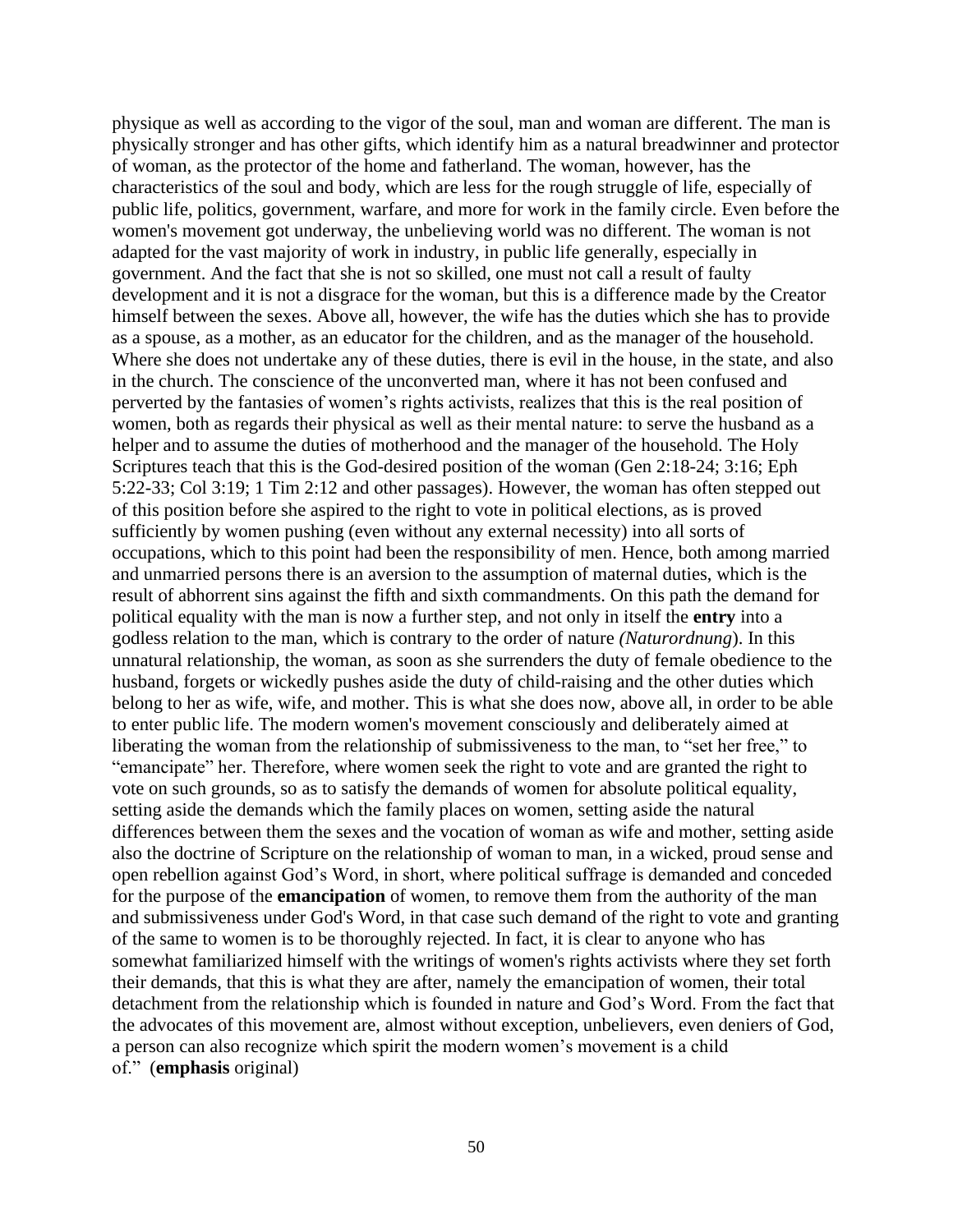physique as well as according to the vigor of the soul, man and woman are different. The man is physically stronger and has other gifts, which identify him as a natural breadwinner and protector of woman, as the protector of the home and fatherland. The woman, however, has the characteristics of the soul and body, which are less for the rough struggle of life, especially of public life, politics, government, warfare, and more for work in the family circle. Even before the women's movement got underway, the unbelieving world was no different. The woman is not adapted for the vast majority of work in industry, in public life generally, especially in government. And the fact that she is not so skilled, one must not call a result of faulty development and it is not a disgrace for the woman, but this is a difference made by the Creator himself between the sexes. Above all, however, the wife has the duties which she has to provide as a spouse, as a mother, as an educator for the children, and as the manager of the household. Where she does not undertake any of these duties, there is evil in the house, in the state, and also in the church. The conscience of the unconverted man, where it has not been confused and perverted by the fantasies of women's rights activists, realizes that this is the real position of women, both as regards their physical as well as their mental nature: to serve the husband as a helper and to assume the duties of motherhood and the manager of the household. The Holy Scriptures teach that this is the God-desired position of the woman (Gen 2:18-24; 3:16; Eph 5:22-33; Col 3:19; 1 Tim 2:12 and other passages). However, the woman has often stepped out of this position before she aspired to the right to vote in political elections, as is proved sufficiently by women pushing (even without any external necessity) into all sorts of occupations, which to this point had been the responsibility of men. Hence, both among married and unmarried persons there is an aversion to the assumption of maternal duties, which is the result of abhorrent sins against the fifth and sixth commandments. On this path the demand for political equality with the man is now a further step, and not only in itself the **entry** into a godless relation to the man, which is contrary to the order of nature *(Naturordnung*). In this unnatural relationship, the woman, as soon as she surrenders the duty of female obedience to the husband, forgets or wickedly pushes aside the duty of child-raising and the other duties which belong to her as wife, wife, and mother. This is what she does now, above all, in order to be able to enter public life. The modern women's movement consciously and deliberately aimed at liberating the woman from the relationship of submissiveness to the man, to "set her free," to "emancipate" her. Therefore, where women seek the right to vote and are granted the right to vote on such grounds, so as to satisfy the demands of women for absolute political equality, setting aside the demands which the family places on women, setting aside the natural differences between them the sexes and the vocation of woman as wife and mother, setting aside also the doctrine of Scripture on the relationship of woman to man, in a wicked, proud sense and open rebellion against God's Word, in short, where political suffrage is demanded and conceded for the purpose of the **emancipation** of women, to remove them from the authority of the man and submissiveness under God's Word, in that case such demand of the right to vote and granting of the same to women is to be thoroughly rejected. In fact, it is clear to anyone who has somewhat familiarized himself with the writings of women's rights activists where they set forth their demands, that this is what they are after, namely the emancipation of women, their total detachment from the relationship which is founded in nature and God's Word. From the fact that the advocates of this movement are, almost without exception, unbelievers, even deniers of God, a person can also recognize which spirit the modern women's movement is a child of." (**emphasis** original)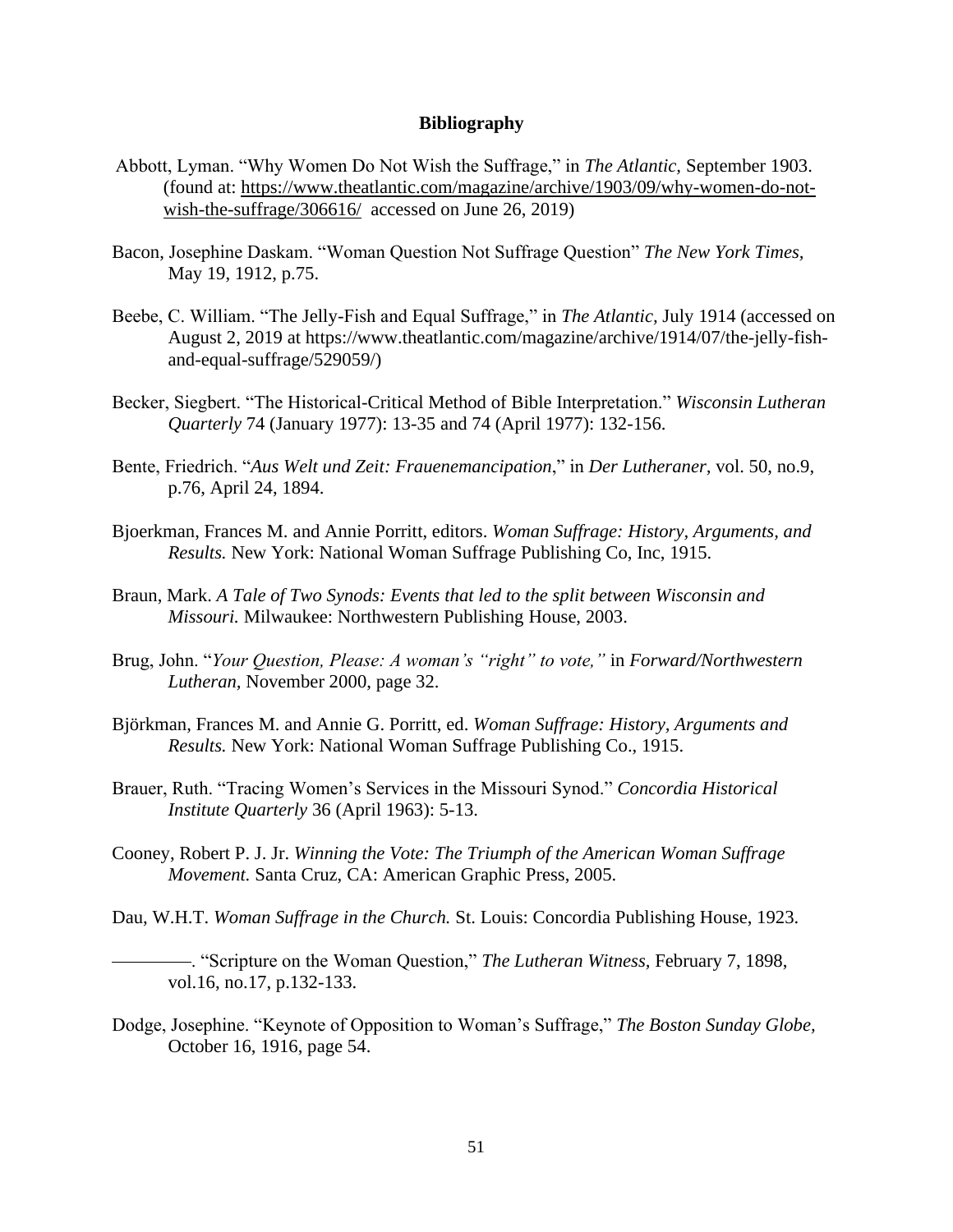**Bibliography**

Abbott, Lyman. "Why Women Do Not Wish the Suffrage," in *The Atlantic,* September 1903. (found at: https://www.theatlantic.com/magazine/archive/1903/09/why-women-do-not-wish-the-suffrage/306616/ accessed on June 26, 2019)

Bacon, Josephine Daskam. "Woman Question Not Suffrage Question" *The New York Times,* May 19, 1912, p.75.

Beebe, C. William. "The Jelly-Fish and Equal Suffrage," in *The Atlantic,* July 1914 (accessed on August 2, 2019 at https://www.theatlantic.com/magazine/archive/1914/07/the-jelly-fish-and-equal-suffrage/529059/)

Becker, Siegbert. "The Historical-Critical Method of Bible Interpretation." *Wisconsin Lutheran Quarterly* 74 (January 1977): 13-35 and 74 (April 1977): 132-156.

Bente, Friedrich. "*Aus Welt und Zeit: Frauenemancipation*," in *Der Lutheraner,* vol. 50, no.9, p.76, April 24, 1894.

Bjoerkman, Frances M. and Annie Porritt, editors. *Woman Suffrage: History, Arguments, and Results.* New York: National Woman Suffrage Publishing Co, Inc, 1915.

Braun, Mark. *A Tale of Two Synods: Events that led to the split between Wisconsin and Missouri.* Milwaukee: Northwestern Publishing House, 2003.

Brug, John. "*Your Question, Please: A woman's "right" to vote,"* in *Forward/Northwestern Lutheran,* November 2000, page 32.

Björkman, Frances M. and Annie G. Porritt, ed. *Woman Suffrage: History, Arguments and Results.* New York: National Woman Suffrage Publishing Co., 1915.

Brauer, Ruth. "Tracing Women's Services in the Missouri Synod." *Concordia Historical Institute Quarterly* 36 (April 1963): 5-13.

Cooney, Robert P. J. Jr. *Winning the Vote: The Triumph of the American Woman Suffrage Movement.* Santa Cruz, CA: American Graphic Press, 2005.

Dau, W.H.T. *Woman Suffrage in the Church.* St. Louis: Concordia Publishing House, 1923.

\_\_\_\_\_\_\_\_\_. "Scripture on the Woman Question," *The Lutheran Witness,* February 7, 1898, vol.16, no.17, p.132-133.

Dodge, Josephine. "Keynote of Opposition to Woman's Suffrage," *The Boston Sunday Globe,* October 16, 1916, page 54.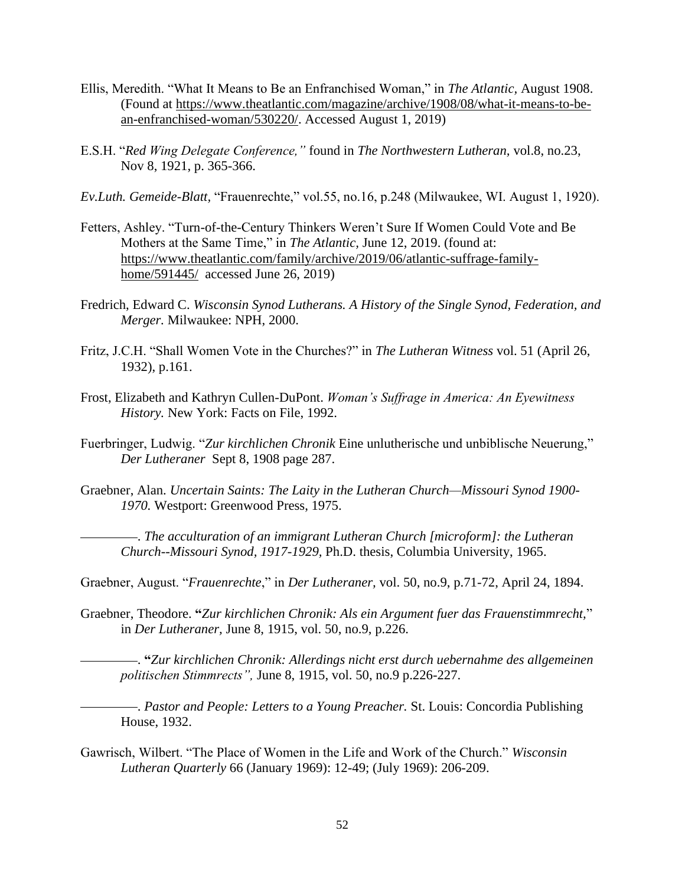Ellis, Meredith. "What It Means to Be an Enfranchised Woman," in *The Atlantic,* August 1908. (Found at https://www.theatlantic.com/magazine/archive/1908/08/what-it-means-to-be-an-enfranchised-woman/530220/. Accessed August 1, 2019)

E.S.H. "*Red Wing Delegate Conference,"* found in *The Northwestern Lutheran,* vol.8, no.23, Nov 8, 1921, p. 365-366.

*Ev.Luth. Gemeide-Blatt,* "Frauenrechte," vol.55, no.16, p.248 (Milwaukee, WI. August 1, 1920).

Fetters, Ashley. "Turn-of-the-Century Thinkers Weren't Sure If Women Could Vote and Be Mothers at the Same Time," in *The Atlantic*, June 12, 2019. (found at: https://www.theatlantic.com/family/archive/2019/06/atlantic-suffrage-family-home/591445/ accessed June 26, 2019)

Fredrich, Edward C. *Wisconsin Synod Lutherans. A History of the Single Synod, Federation, and Merger.* Milwaukee: NPH, 2000.

Fritz, J.C.H. "Shall Women Vote in the Churches?" in *The Lutheran Witness* vol. 51 (April 26, 1932), p.161.

Frost, Elizabeth and Kathryn Cullen-DuPont. *Woman's Suffrage in America: An Eyewitness History.* New York: Facts on File, 1992.

Fuerbringer, Ludwig. "*Zur kirchlichen Chronik* Eine unlutherische und unbiblische Neuerung," *Der Lutheraner* Sept 8, 1908 page 287.

Graebner, Alan. *Uncertain Saints: The Laity in the Lutheran Church—Missouri Synod 1900-1970.* Westport: Greenwood Press, 1975.

———. *The acculturation of an immigrant Lutheran Church [microform]: the Lutheran Church--Missouri Synod, 1917-1929,* Ph.D. thesis, Columbia University, 1965.

Graebner, August. "*Frauenrechte*," in *Der Lutheraner,* vol. 50, no.9, p.71-72, April 24, 1894.

Graebner, Theodore. **"***Zur kirchlichen Chronik: Als ein Argument fuer das Frauenstimmrecht,*" in *Der Lutheraner,* June 8, 1915, vol. 50, no.9, p.226.

———. **"***Zur kirchlichen Chronik: Allerdings nicht erst durch uebernahme des allgemeinen politischen Stimmrects",* June 8, 1915, vol. 50, no.9 p.226-227.

———. *Pastor and People: Letters to a Young Preacher.* St. Louis: Concordia Publishing House, 1932.

Gawrisch, Wilbert. "The Place of Women in the Life and Work of the Church." *Wisconsin Lutheran Quarterly* 66 (January 1969): 12-49; (July 1969): 206-209.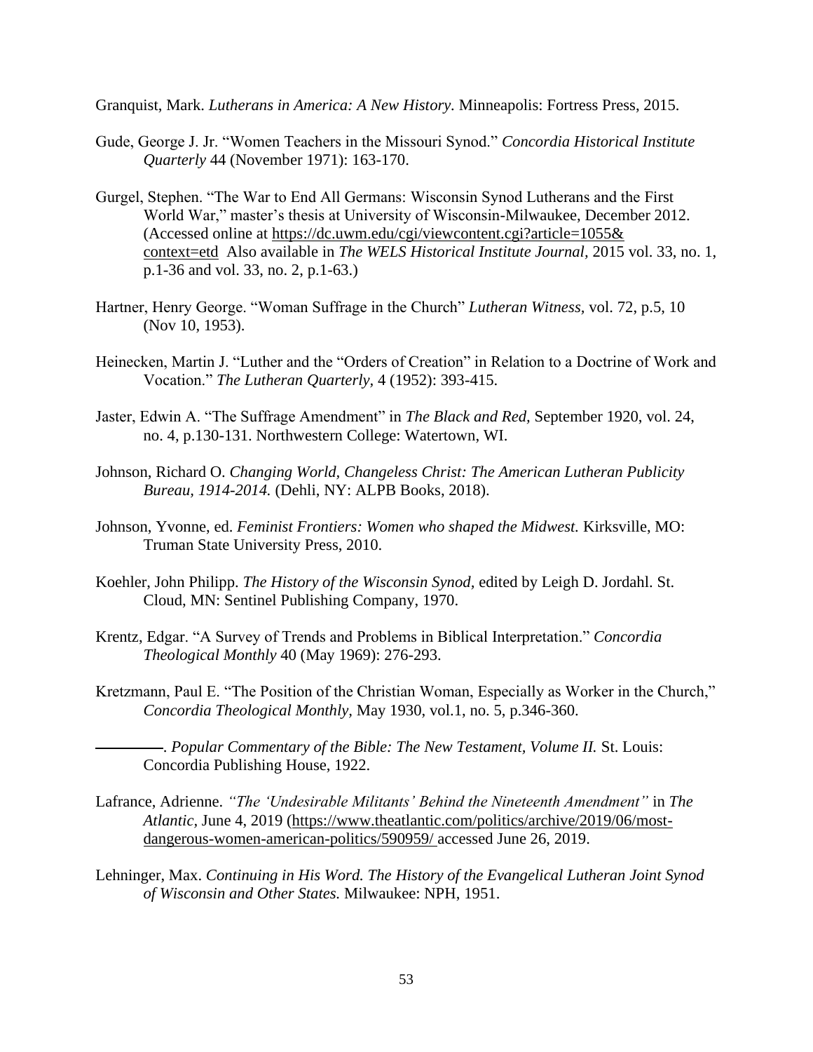Granquist, Mark. *Lutherans in America: A New History.* Minneapolis: Fortress Press, 2015.

Gude, George J. Jr. "Women Teachers in the Missouri Synod." *Concordia Historical Institute Quarterly* 44 (November 1971): 163-170.

Gurgel, Stephen. "The War to End All Germans: Wisconsin Synod Lutherans and the First World War," master's thesis at University of Wisconsin-Milwaukee, December 2012. (Accessed online at https://dc.uwm.edu/cgi/viewcontent.cgi?article=1055&context=etd Also available in *The WELS Historical Institute Journal*, 2015 vol. 33, no. 1, p.1-36 and vol. 33, no. 2, p.1-63.)

Hartner, Henry George. "Woman Suffrage in the Church" *Lutheran Witness*, vol. 72, p.5, 10 (Nov 10, 1953).

Heinecken, Martin J. "Luther and the "Orders of Creation" in Relation to a Doctrine of Work and Vocation." *The Lutheran Quarterly,* 4 (1952): 393-415.

Jaster, Edwin A. "The Suffrage Amendment" in *The Black and Red*, September 1920, vol. 24, no. 4, p.130-131. Northwestern College: Watertown, WI.

Johnson, Richard O. *Changing World, Changeless Christ: The American Lutheran Publicity Bureau, 1914-2014.* (Dehli, NY: ALPB Books, 2018).

Johnson, Yvonne, ed. *Feminist Frontiers: Women who shaped the Midwest.* Kirksville, MO: Truman State University Press, 2010.

Koehler, John Philipp. *The History of the Wisconsin Synod,* edited by Leigh D. Jordahl. St. Cloud, MN: Sentinel Publishing Company, 1970.

Krentz, Edgar. "A Survey of Trends and Problems in Biblical Interpretation." *Concordia Theological Monthly* 40 (May 1969): 276-293.

Kretzmann, Paul E. "The Position of the Christian Woman, Especially as Worker in the Church," *Concordia Theological Monthly*, May 1930, vol.1, no. 5, p.346-360.

———. *Popular Commentary of the Bible: The New Testament, Volume II.* St. Louis: Concordia Publishing House, 1922.

Lafrance, Adrienne. *"The 'Undesirable Militants' Behind the Nineteenth Amendment"* in *The Atlantic*, June 4, 2019 (https://www.theatlantic.com/politics/archive/2019/06/most-dangerous-women-american-politics/590959/ accessed June 26, 2019.

Lehninger, Max. *Continuing in His Word. The History of the Evangelical Lutheran Joint Synod of Wisconsin and Other States.* Milwaukee: NPH, 1951.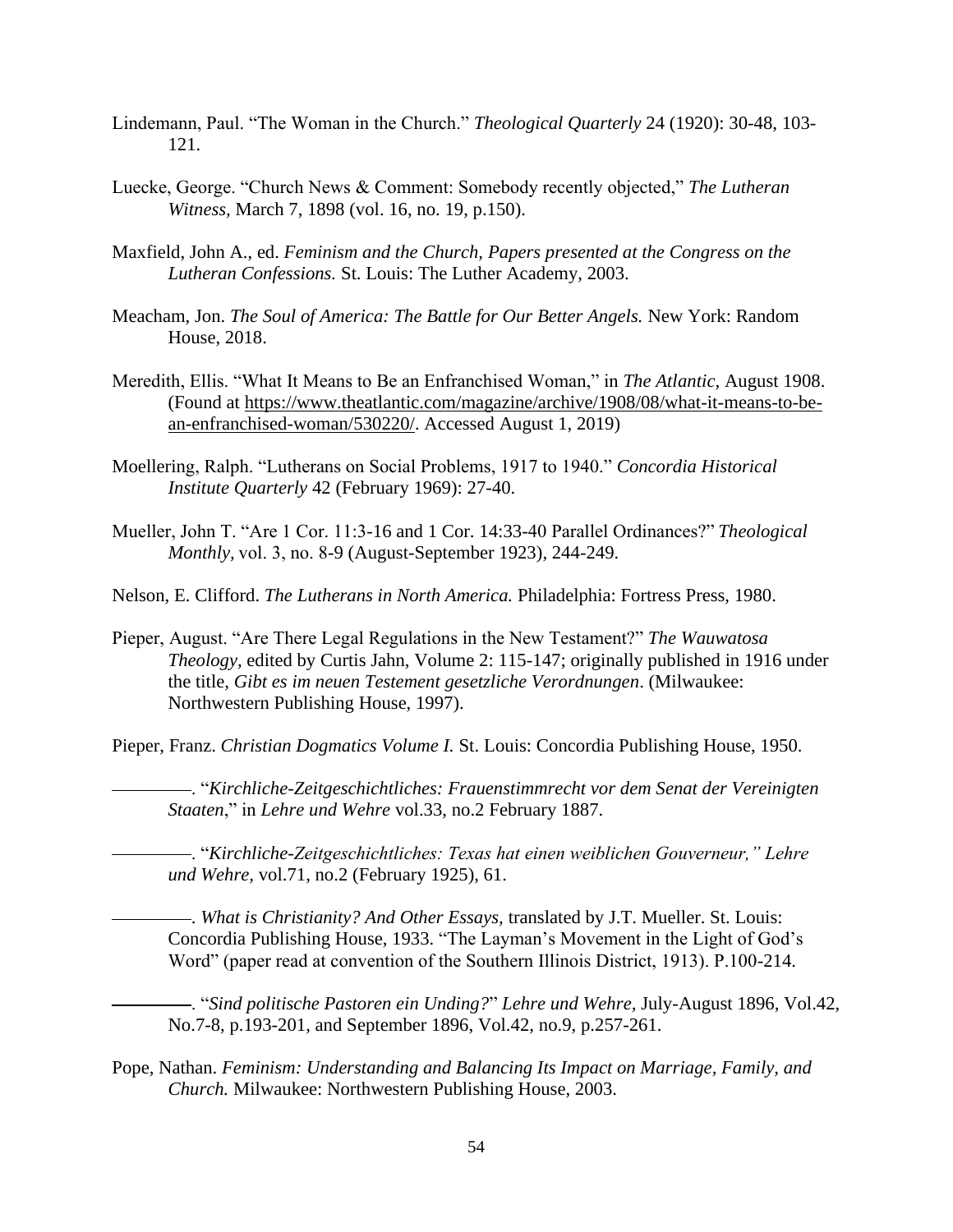Lindemann, Paul. "The Woman in the Church." *Theological Quarterly* 24 (1920): 30-48, 103-121.

Luecke, George. "Church News & Comment: Somebody recently objected," *The Lutheran Witness,* March 7, 1898 (vol. 16, no. 19, p.150).

Maxfield, John A., ed. *Feminism and the Church, Papers presented at the Congress on the Lutheran Confessions.* St. Louis: The Luther Academy, 2003.

Meacham, Jon. *The Soul of America: The Battle for Our Better Angels.* New York: Random House, 2018.

Meredith, Ellis. "What It Means to Be an Enfranchised Woman," in *The Atlantic,* August 1908. (Found at https://www.theatlantic.com/magazine/archive/1908/08/what-it-means-to-be-an-enfranchised-woman/530220/. Accessed August 1, 2019)

Moellering, Ralph. "Lutherans on Social Problems, 1917 to 1940." *Concordia Historical Institute Quarterly* 42 (February 1969): 27-40.

Mueller, John T. "Are 1 Cor. 11:3-16 and 1 Cor. 14:33-40 Parallel Ordinances?" *Theological Monthly,* vol. 3, no. 8-9 (August-September 1923), 244-249.

Nelson, E. Clifford. *The Lutherans in North America.* Philadelphia: Fortress Press, 1980.

Pieper, August. "Are There Legal Regulations in the New Testament?" *The Wauwatosa Theology,* edited by Curtis Jahn, Volume 2: 115-147; originally published in 1916 under the title, *Gibt es im neuen Testement gesetzliche Verordnungen*. (Milwaukee: Northwestern Publishing House, 1997).

Pieper, Franz. *Christian Dogmatics Volume I.* St. Louis: Concordia Publishing House, 1950.

———. "*Kirchliche-Zeitgeschichtliches: Frauenstimmrecht vor dem Senat der Vereinigten Staaten*," in *Lehre und Wehre* vol.33, no.2 February 1887.

———. "*Kirchliche-Zeitgeschichtliches: Texas hat einen weiblichen Gouverneur," Lehre und Wehre*, vol.71, no.2 (February 1925), 61.

———. *What is Christianity? And Other Essays,* translated by J.T. Mueller. St. Louis: Concordia Publishing House, 1933. "The Layman's Movement in the Light of God's Word" (paper read at convention of the Southern Illinois District, 1913). P.100-214.

———. "*Sind politische Pastoren ein Unding?*" *Lehre und Wehre*, July-August 1896, Vol.42, No.7-8, p.193-201, and September 1896, Vol.42, no.9, p.257-261.

Pope, Nathan. *Feminism: Understanding and Balancing Its Impact on Marriage, Family, and Church.* Milwaukee: Northwestern Publishing House, 2003.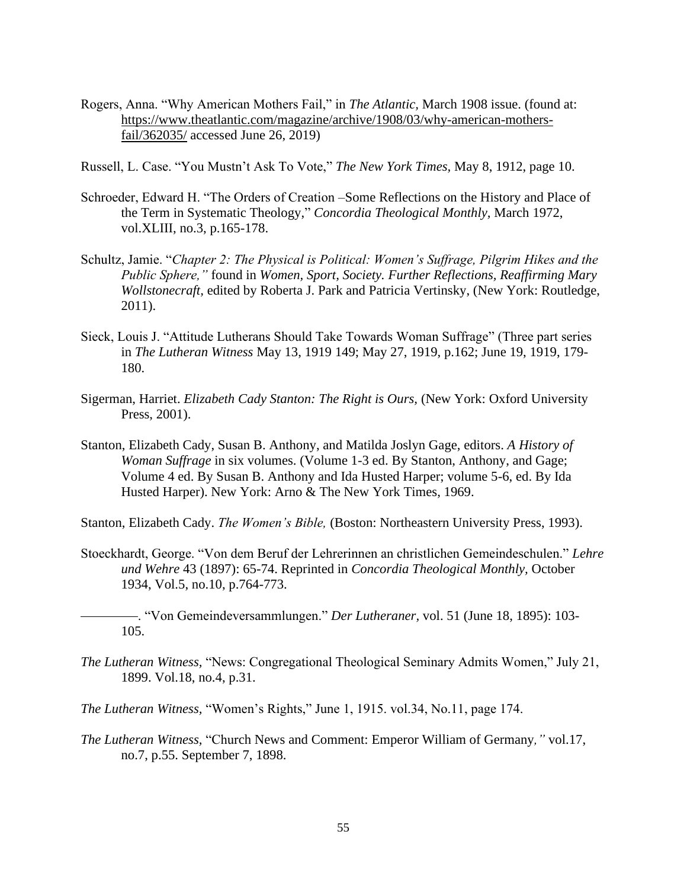Rogers, Anna. "Why American Mothers Fail," in *The Atlantic,* March 1908 issue. (found at: https://www.theatlantic.com/magazine/archive/1908/03/why-american-mothers-fail/362035/ accessed June 26, 2019)

Russell, L. Case. "You Mustn't Ask To Vote," *The New York Times,* May 8, 1912, page 10.

Schroeder, Edward H. "The Orders of Creation –Some Reflections on the History and Place of the Term in Systematic Theology," *Concordia Theological Monthly,* March 1972, vol.XLIII, no.3, p.165-178.

Schultz, Jamie. "*Chapter 2: The Physical is Political: Women's Suffrage, Pilgrim Hikes and the Public Sphere,"* found in *Women, Sport, Society. Further Reflections, Reaffirming Mary Wollstonecraft,* edited by Roberta J. Park and Patricia Vertinsky, (New York: Routledge, 2011).

Sieck, Louis J. "Attitude Lutherans Should Take Towards Woman Suffrage" (Three part series in *The Lutheran Witness* May 13, 1919 149; May 27, 1919, p.162; June 19, 1919, 179-180.

Sigerman, Harriet. *Elizabeth Cady Stanton: The Right is Ours,* (New York: Oxford University Press, 2001).

Stanton, Elizabeth Cady, Susan B. Anthony, and Matilda Joslyn Gage, editors. *A History of Woman Suffrage* in six volumes. (Volume 1-3 ed. By Stanton, Anthony, and Gage; Volume 4 ed. By Susan B. Anthony and Ida Husted Harper; volume 5-6, ed. By Ida Husted Harper). New York: Arno & The New York Times, 1969.

Stanton, Elizabeth Cady. *The Women's Bible,* (Boston: Northeastern University Press, 1993).

Stoeckhardt, George. "Von dem Beruf der Lehrerinnen an christlichen Gemeindeschulen." *Lehre und Wehre* 43 (1897): 65-74. Reprinted in *Concordia Theological Monthly,* October 1934, Vol.5, no.10, p.764-773.

———. "Von Gemeindeversammlungen." *Der Lutheraner,* vol. 51 (June 18, 1895): 103-105.

*The Lutheran Witness,* "News: Congregational Theological Seminary Admits Women," July 21, 1899. Vol.18, no.4, p.31.

*The Lutheran Witness,* "Women's Rights," June 1, 1915. vol.34, No.11, page 174.

*The Lutheran Witness,* "Church News and Comment: Emperor William of Germany*,"* vol.17, no.7, p.55. September 7, 1898.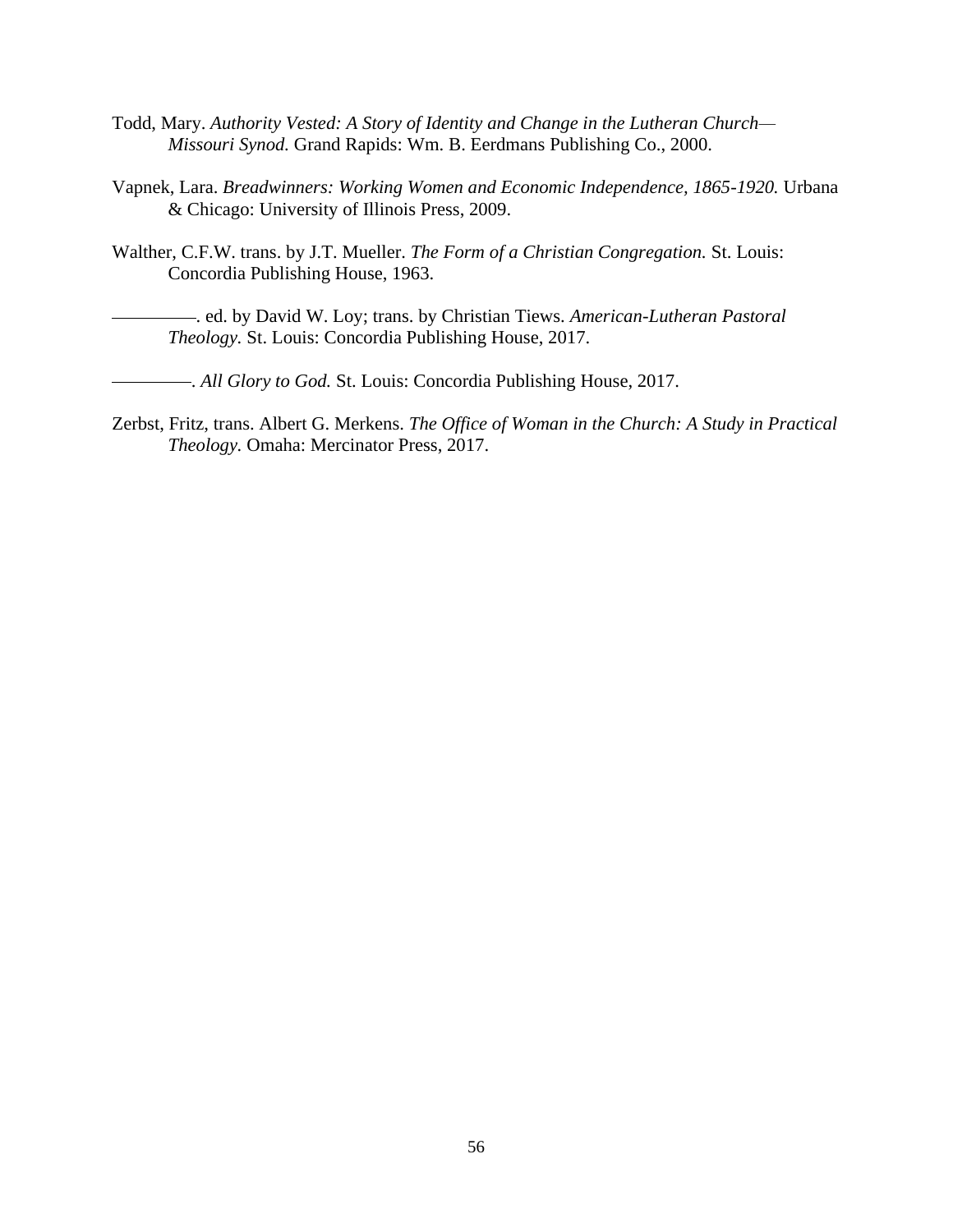Todd, Mary. *Authority Vested: A Story of Identity and Change in the Lutheran Church—Missouri Synod.* Grand Rapids: Wm. B. Eerdmans Publishing Co., 2000.

Vapnek, Lara. *Breadwinners: Working Women and Economic Independence, 1865-1920.* Urbana & Chicago: University of Illinois Press, 2009.

Walther, C.F.W. trans. by J.T. Mueller. *The Form of a Christian Congregation.* St. Louis: Concordia Publishing House, 1963.

———. ed. by David W. Loy; trans. by Christian Tiews. *American-Lutheran Pastoral Theology.* St. Louis: Concordia Publishing House, 2017.

———. *All Glory to God.* St. Louis: Concordia Publishing House, 2017.

Zerbst, Fritz, trans. Albert G. Merkens. *The Office of Woman in the Church: A Study in Practical Theology.* Omaha: Mercinator Press, 2017.